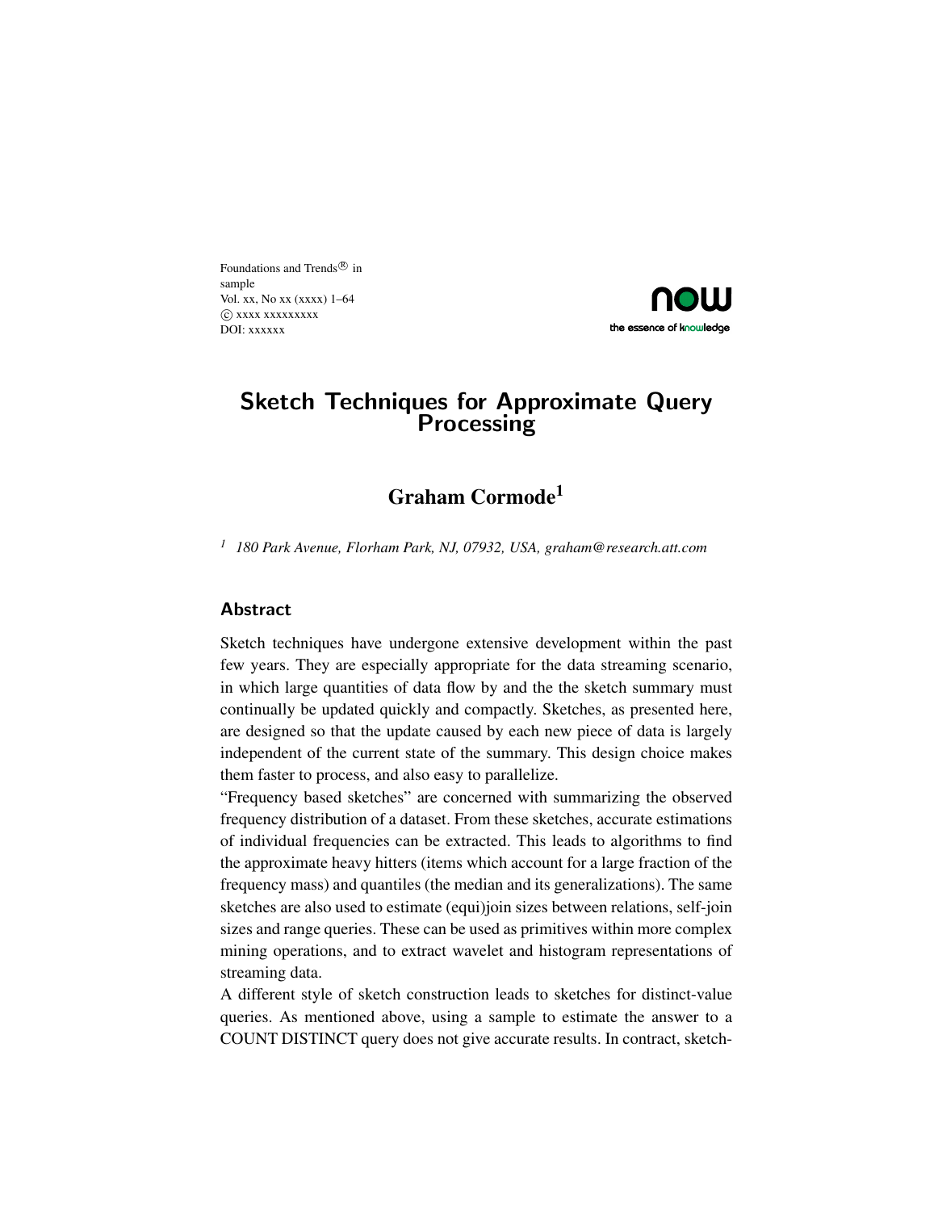Foundations and Trends® in
sample
Vol. xx, No xx (xxxx) 1–64
© xxxx xxxxxxxxx
DOI: xxxxxx

# Sketch Techniques for Approximate Query Processing

## Graham Cormode[1]

[1] *180 Park Avenue, Florham Park, NJ, 07932, USA, graham@research.att.com*

### Abstract

Sketch techniques have undergone extensive development within the past few years. They are especially appropriate for the data streaming scenario, in which large quantities of data flow by and the the sketch summary must continually be updated quickly and compactly. Sketches, as presented here, are designed so that the update caused by each new piece of data is largely independent of the current state of the summary. This design choice makes them faster to process, and also easy to parallelize.

"Frequency based sketches" are concerned with summarizing the observed frequency distribution of a dataset. From these sketches, accurate estimations of individual frequencies can be extracted. This leads to algorithms to find the approximate heavy hitters (items which account for a large fraction of the frequency mass) and quantiles (the median and its generalizations). The same sketches are also used to estimate (equi)join sizes between relations, self-join sizes and range queries. These can be used as primitives within more complex mining operations, and to extract wavelet and histogram representations of streaming data.

A different style of sketch construction leads to sketches for distinct-value queries. As mentioned above, using a sample to estimate the answer to a COUNT DISTINCT query does not give accurate results. In contract, sketch-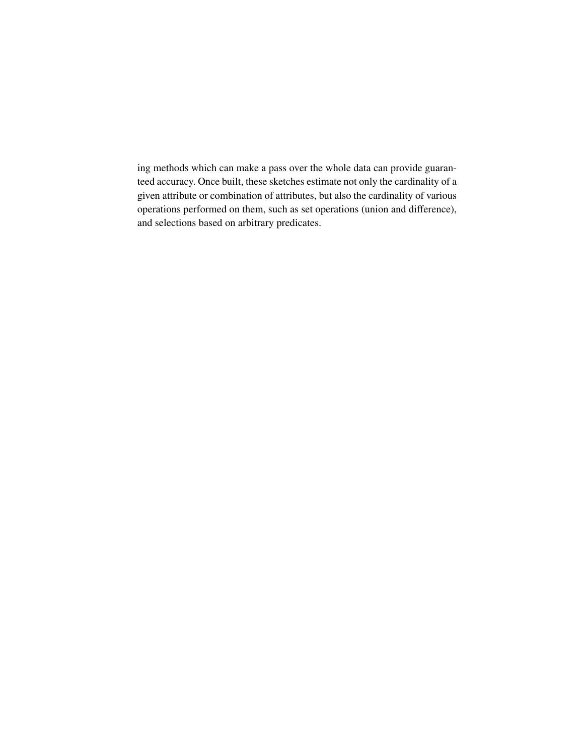ing methods which can make a pass over the whole data can provide guaranteed accuracy. Once built, these sketches estimate not only the cardinality of a given attribute or combination of attributes, but also the cardinality of various operations performed on them, such as set operations (union and difference), and selections based on arbitrary predicates.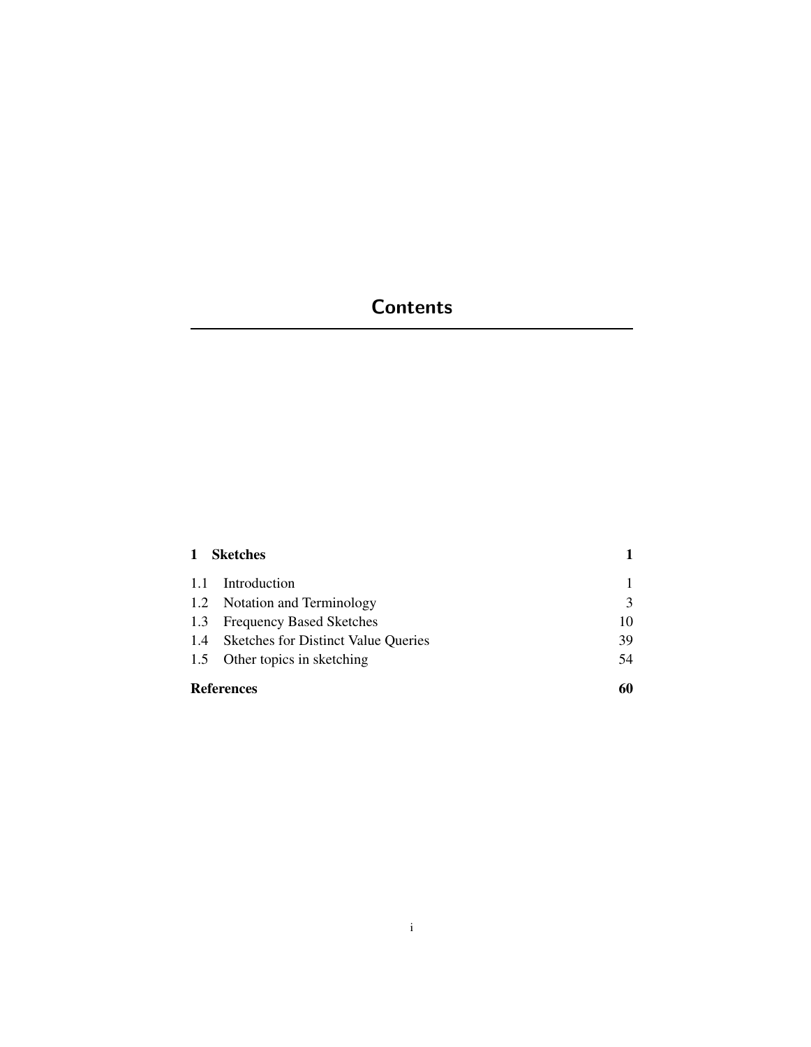# Contents

| | |
|---|---|
| **1 Sketches** | **1** |
| 1.1 Introduction | 1 |
| 1.2 Notation and Terminology | 3 |
| 1.3 Frequency Based Sketches | 10 |
| 1.4 Sketches for Distinct Value Queries | 39 |
| 1.5 Other topics in sketching | 54 |
| **References** | **60** |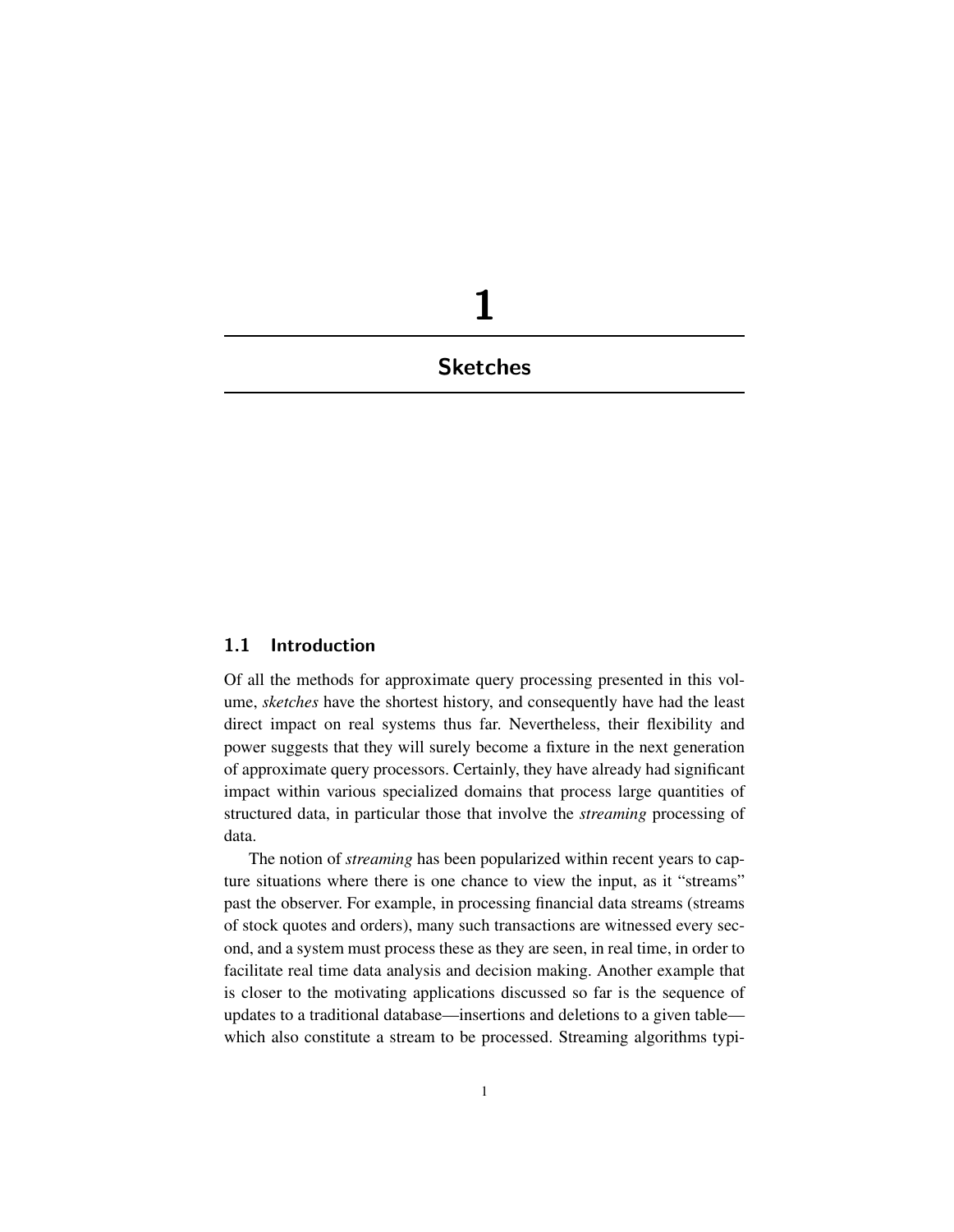# 1

# Sketches

## 1.1 Introduction

Of all the methods for approximate query processing presented in this volume, *sketches* have the shortest history, and consequently have had the least direct impact on real systems thus far. Nevertheless, their flexibility and power suggests that they will surely become a fixture in the next generation of approximate query processors. Certainly, they have already had significant impact within various specialized domains that process large quantities of structured data, in particular those that involve the *streaming* processing of data.

The notion of *streaming* has been popularized within recent years to capture situations where there is one chance to view the input, as it "streams" past the observer. For example, in processing financial data streams (streams of stock quotes and orders), many such transactions are witnessed every second, and a system must process these as they are seen, in real time, in order to facilitate real time data analysis and decision making. Another example that is closer to the motivating applications discussed so far is the sequence of updates to a traditional database—insertions and deletions to a given table—which also constitute a stream to be processed. Streaming algorithms typi-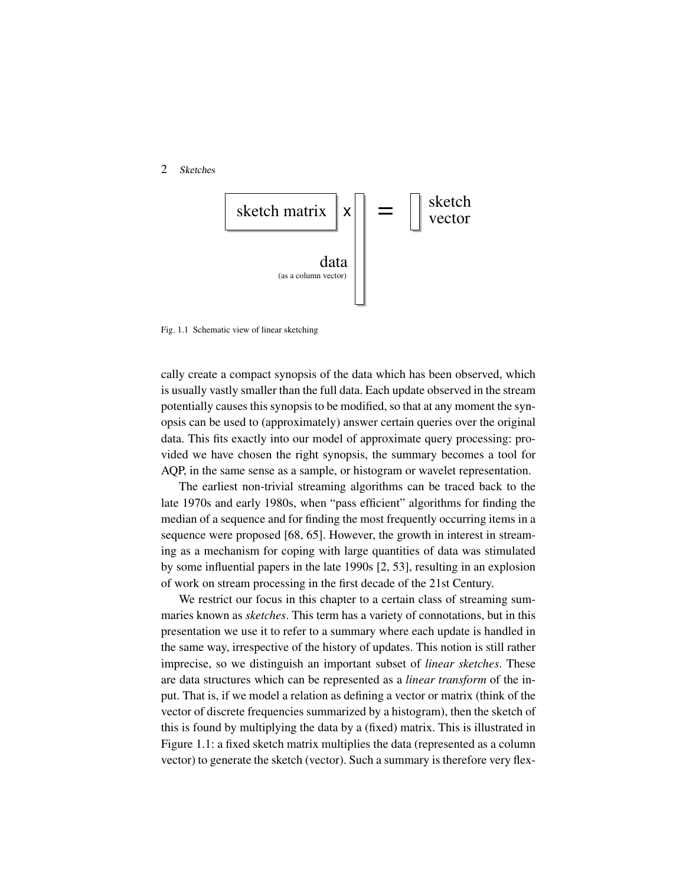Fig. 1.1 Schematic view of linear sketching

cally create a compact synopsis of the data which has been observed, which is usually vastly smaller than the full data. Each update observed in the stream potentially causes this synopsis to be modified, so that at any moment the synopsis can be used to (approximately) answer certain queries over the original data. This fits exactly into our model of approximate query processing: provided we have chosen the right synopsis, the summary becomes a tool for AQP, in the same sense as a sample, or histogram or wavelet representation.

The earliest non-trivial streaming algorithms can be traced back to the late 1970s and early 1980s, when "pass efficient" algorithms for finding the median of a sequence and for finding the most frequently occurring items in a sequence were proposed [68, 65]. However, the growth in interest in streaming as a mechanism for coping with large quantities of data was stimulated by some influential papers in the late 1990s [2, 53], resulting in an explosion of work on stream processing in the first decade of the 21st Century.

We restrict our focus in this chapter to a certain class of streaming summaries known as *sketches*. This term has a variety of connotations, but in this presentation we use it to refer to a summary where each update is handled in the same way, irrespective of the history of updates. This notion is still rather imprecise, so we distinguish an important subset of *linear sketches*. These are data structures which can be represented as a *linear transform* of the input. That is, if we model a relation as defining a vector or matrix (think of the vector of discrete frequencies summarized by a histogram), then the sketch of this is found by multiplying the data by a (fixed) matrix. This is illustrated in Figure 1.1: a fixed sketch matrix multiplies the data (represented as a column vector) to generate the sketch (vector). Such a summary is therefore very flex-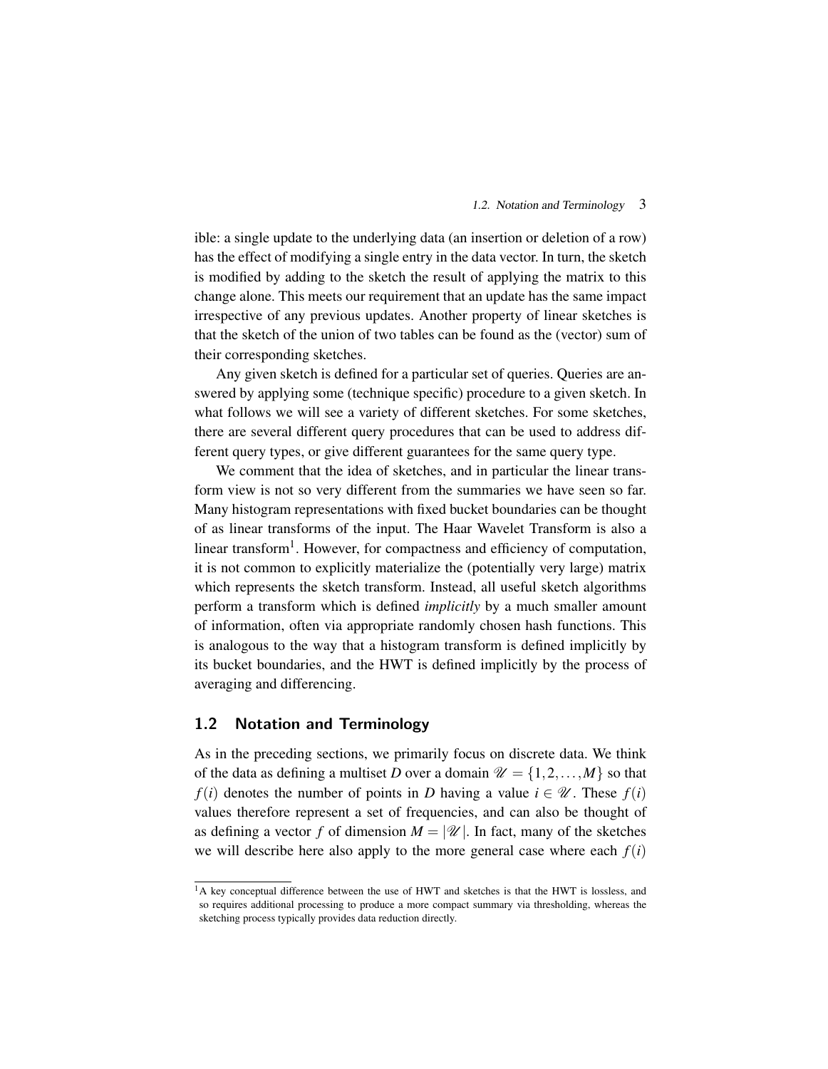ible: a single update to the underlying data (an insertion or deletion of a row) has the effect of modifying a single entry in the data vector. In turn, the sketch is modified by adding to the sketch the result of applying the matrix to this change alone. This meets our requirement that an update has the same impact irrespective of any previous updates. Another property of linear sketches is that the sketch of the union of two tables can be found as the (vector) sum of their corresponding sketches.

Any given sketch is defined for a particular set of queries. Queries are answered by applying some (technique specific) procedure to a given sketch. In what follows we will see a variety of different sketches. For some sketches, there are several different query procedures that can be used to address different query types, or give different guarantees for the same query type.

We comment that the idea of sketches, and in particular the linear transform view is not so very different from the summaries we have seen so far. Many histogram representations with fixed bucket boundaries can be thought of as linear transforms of the input. The Haar Wavelet Transform is also a linear transform[1]. However, for compactness and efficiency of computation, it is not common to explicitly materialize the (potentially very large) matrix which represents the sketch transform. Instead, all useful sketch algorithms perform a transform which is defined *implicitly* by a much smaller amount of information, often via appropriate randomly chosen hash functions. This is analogous to the way that a histogram transform is defined implicitly by its bucket boundaries, and the HWT is defined implicitly by the process of averaging and differencing.

## 1.2 Notation and Terminology

As in the preceding sections, we primarily focus on discrete data. We think of the data as defining a multiset $D$ over a domain $\mathscr{U} = \{1, 2, \ldots, M\}$ so that $f(i)$ denotes the number of points in $D$ having a value $i \in \mathscr{U}$. These $f(i)$ values therefore represent a set of frequencies, and can also be thought of as defining a vector $f$ of dimension $M = |\mathscr{U}|$. In fact, many of the sketches we will describe here also apply to the more general case where each $f(i)$

[1] A key conceptual difference between the use of HWT and sketches is that the HWT is lossless, and so requires additional processing to produce a more compact summary via thresholding, whereas the sketching process typically provides data reduction directly.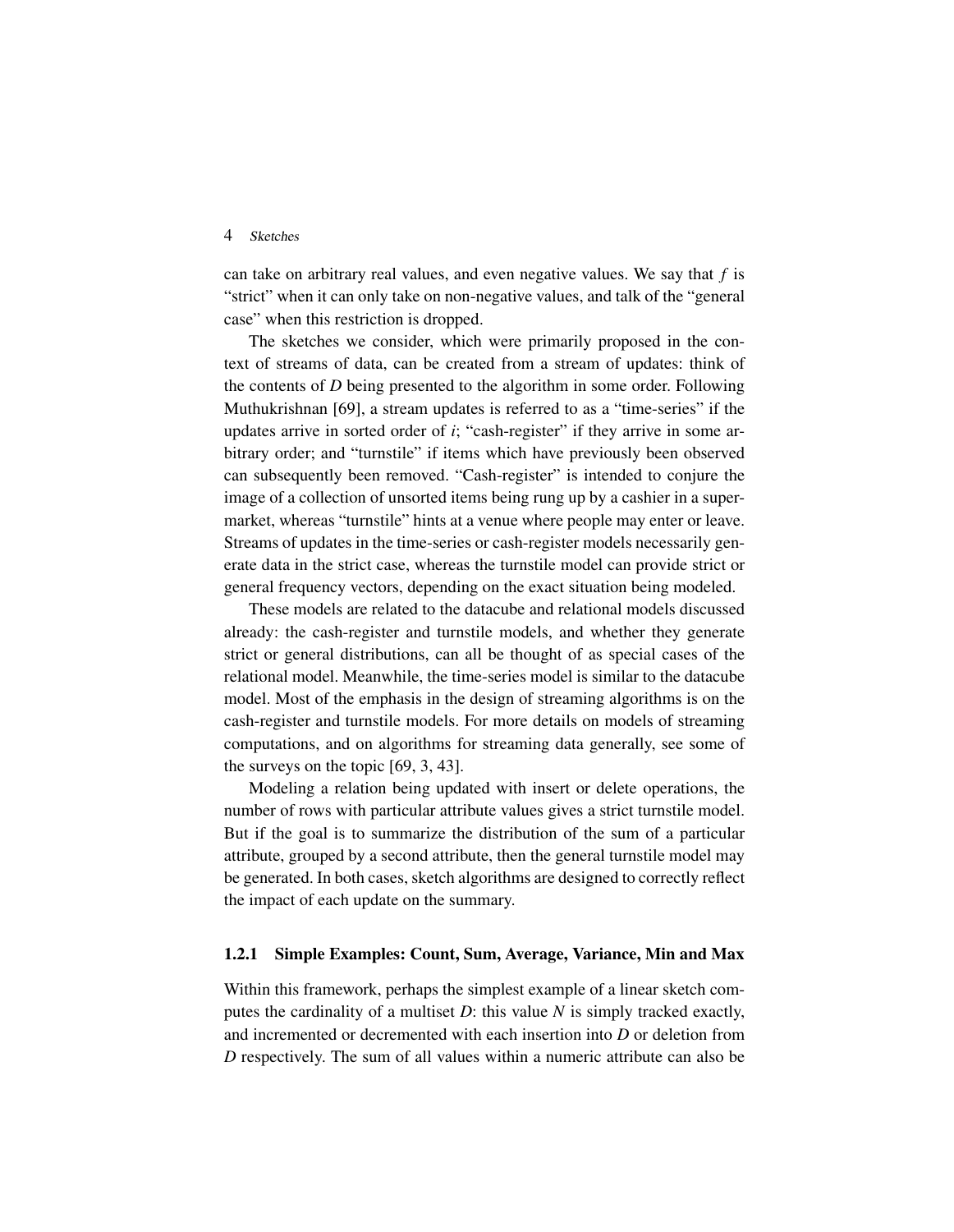can take on arbitrary real values, and even negative values. We say that $f$ is "strict" when it can only take on non-negative values, and talk of the "general case" when this restriction is dropped.

The sketches we consider, which were primarily proposed in the context of streams of data, can be created from a stream of updates: think of the contents of $D$ being presented to the algorithm in some order. Following Muthukrishnan [69], a stream updates is referred to as a "time-series" if the updates arrive in sorted order of $i$; "cash-register" if they arrive in some arbitrary order; and "turnstile" if items which have previously been observed can subsequently been removed. "Cash-register" is intended to conjure the image of a collection of unsorted items being rung up by a cashier in a supermarket, whereas "turnstile" hints at a venue where people may enter or leave. Streams of updates in the time-series or cash-register models necessarily generate data in the strict case, whereas the turnstile model can provide strict or general frequency vectors, depending on the exact situation being modeled.

These models are related to the datacube and relational models discussed already: the cash-register and turnstile models, and whether they generate strict or general distributions, can all be thought of as special cases of the relational model. Meanwhile, the time-series model is similar to the datacube model. Most of the emphasis in the design of streaming algorithms is on the cash-register and turnstile models. For more details on models of streaming computations, and on algorithms for streaming data generally, see some of the surveys on the topic [69, 3, 43].

Modeling a relation being updated with insert or delete operations, the number of rows with particular attribute values gives a strict turnstile model. But if the goal is to summarize the distribution of the sum of a particular attribute, grouped by a second attribute, then the general turnstile model may be generated. In both cases, sketch algorithms are designed to correctly reflect the impact of each update on the summary.

### 1.2.1 Simple Examples: Count, Sum, Average, Variance, Min and Max

Within this framework, perhaps the simplest example of a linear sketch computes the cardinality of a multiset $D$: this value $N$ is simply tracked exactly, and incremented or decremented with each insertion into $D$ or deletion from $D$ respectively. The sum of all values within a numeric attribute can also be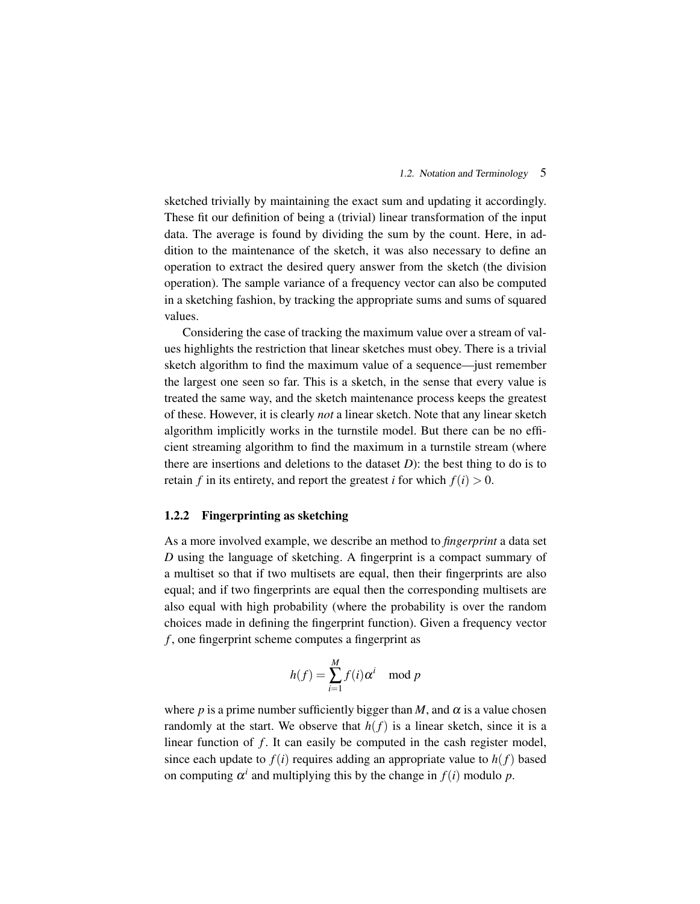sketched trivially by maintaining the exact sum and updating it accordingly. These fit our definition of being a (trivial) linear transformation of the input data. The average is found by dividing the sum by the count. Here, in addition to the maintenance of the sketch, it was also necessary to define an operation to extract the desired query answer from the sketch (the division operation). The sample variance of a frequency vector can also be computed in a sketching fashion, by tracking the appropriate sums and sums of squared values.

Considering the case of tracking the maximum value over a stream of values highlights the restriction that linear sketches must obey. There is a trivial sketch algorithm to find the maximum value of a sequence—just remember the largest one seen so far. This is a sketch, in the sense that every value is treated the same way, and the sketch maintenance process keeps the greatest of these. However, it is clearly *not* a linear sketch. Note that any linear sketch algorithm implicitly works in the turnstile model. But there can be no efficient streaming algorithm to find the maximum in a turnstile stream (where there are insertions and deletions to the dataset $D$): the best thing to do is to retain $f$ in its entirety, and report the greatest $i$ for which $f(i) > 0$.

### 1.2.2 Fingerprinting as sketching

As a more involved example, we describe an method to *fingerprint* a data set $D$ using the language of sketching. A fingerprint is a compact summary of a multiset so that if two multisets are equal, then their fingerprints are also equal; and if two fingerprints are equal then the corresponding multisets are also equal with high probability (where the probability is over the random choices made in defining the fingerprint function). Given a frequency vector $f$, one fingerprint scheme computes a fingerprint as

$$h(f) = \sum_{i=1}^{M} f(i)\alpha^i \mod p$$

where $p$ is a prime number sufficiently bigger than $M$, and $\alpha$ is a value chosen randomly at the start. We observe that $h(f)$ is a linear sketch, since it is a linear function of $f$. It can easily be computed in the cash register model, since each update to $f(i)$ requires adding an appropriate value to $h(f)$ based on computing $\alpha^i$ and multiplying this by the change in $f(i)$ modulo $p$.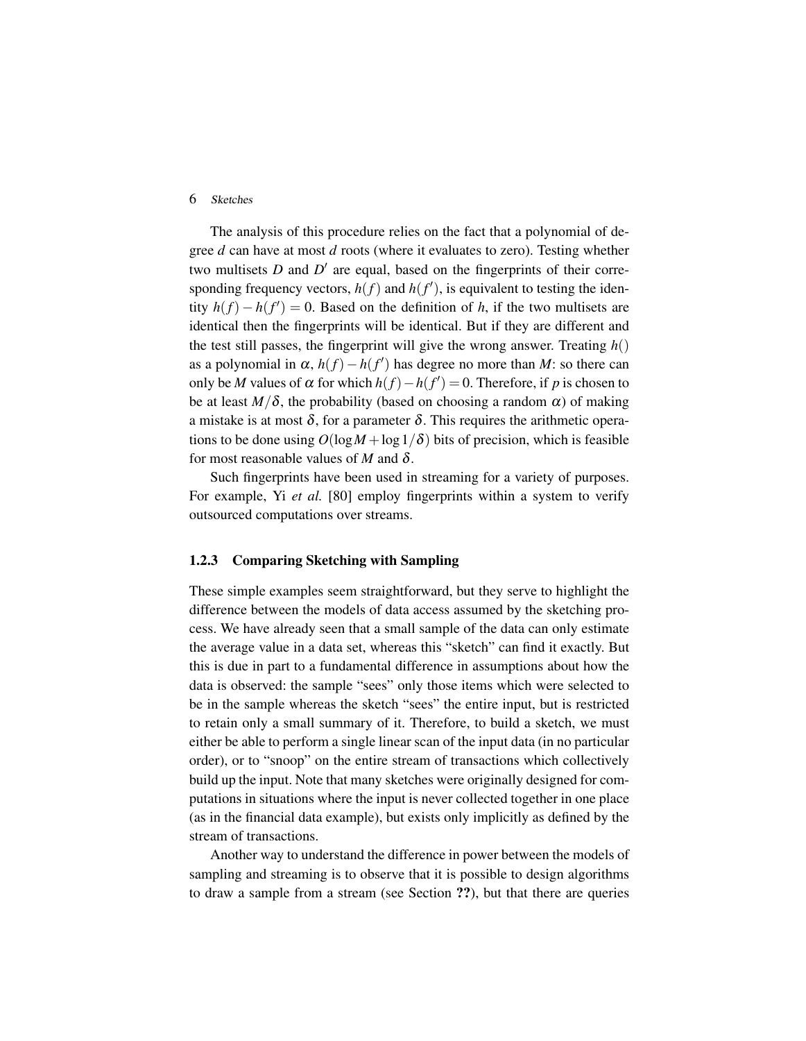The analysis of this procedure relies on the fact that a polynomial of degree $d$ can have at most $d$ roots (where it evaluates to zero). Testing whether two multisets $D$ and $D'$ are equal, based on the fingerprints of their corresponding frequency vectors, $h(f)$ and $h(f')$, is equivalent to testing the identity $h(f) - h(f') = 0$. Based on the definition of $h$, if the two multisets are identical then the fingerprints will be identical. But if they are different and the test still passes, the fingerprint will give the wrong answer. Treating $h()$ as a polynomial in $\alpha$, $h(f) - h(f')$ has degree no more than $M$: so there can only be $M$ values of $\alpha$ for which $h(f) - h(f') = 0$. Therefore, if $p$ is chosen to be at least $M/\delta$, the probability (based on choosing a random $\alpha$) of making a mistake is at most $\delta$, for a parameter $\delta$. This requires the arithmetic operations to be done using $O(\log M + \log 1/\delta)$ bits of precision, which is feasible for most reasonable values of $M$ and $\delta$.

Such fingerprints have been used in streaming for a variety of purposes. For example, Yi *et al.* [80] employ fingerprints within a system to verify outsourced computations over streams.

### 1.2.3 Comparing Sketching with Sampling

These simple examples seem straightforward, but they serve to highlight the difference between the models of data access assumed by the sketching process. We have already seen that a small sample of the data can only estimate the average value in a data set, whereas this "sketch" can find it exactly. But this is due in part to a fundamental difference in assumptions about how the data is observed: the sample "sees" only those items which were selected to be in the sample whereas the sketch "sees" the entire input, but is restricted to retain only a small summary of it. Therefore, to build a sketch, we must either be able to perform a single linear scan of the input data (in no particular order), or to "snoop" on the entire stream of transactions which collectively build up the input. Note that many sketches were originally designed for computations in situations where the input is never collected together in one place (as in the financial data example), but exists only implicitly as defined by the stream of transactions.

Another way to understand the difference in power between the models of sampling and streaming is to observe that it is possible to design algorithms to draw a sample from a stream (see Section **??**), but that there are queries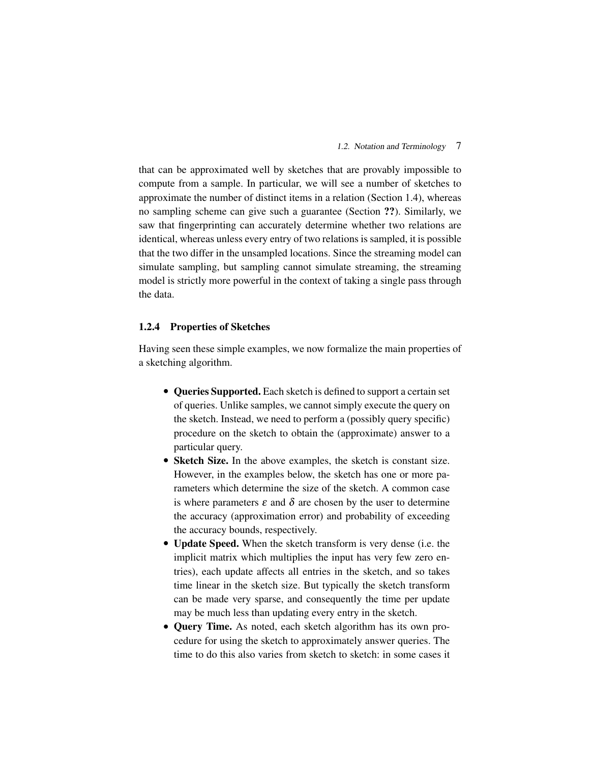that can be approximated well by sketches that are provably impossible to compute from a sample. In particular, we will see a number of sketches to approximate the number of distinct items in a relation (Section 1.4), whereas no sampling scheme can give such a guarantee (Section **??**). Similarly, we saw that fingerprinting can accurately determine whether two relations are identical, whereas unless every entry of two relations is sampled, it is possible that the two differ in the unsampled locations. Since the streaming model can simulate sampling, but sampling cannot simulate streaming, the streaming model is strictly more powerful in the context of taking a single pass through the data.

### 1.2.4 Properties of Sketches

Having seen these simple examples, we now formalize the main properties of a sketching algorithm.

- **Queries Supported.** Each sketch is defined to support a certain set of queries. Unlike samples, we cannot simply execute the query on the sketch. Instead, we need to perform a (possibly query specific) procedure on the sketch to obtain the (approximate) answer to a particular query.
- **Sketch Size.** In the above examples, the sketch is constant size. However, in the examples below, the sketch has one or more parameters which determine the size of the sketch. A common case is where parameters $\varepsilon$ and $\delta$ are chosen by the user to determine the accuracy (approximation error) and probability of exceeding the accuracy bounds, respectively.
- **Update Speed.** When the sketch transform is very dense (i.e. the implicit matrix which multiplies the input has very few zero entries), each update affects all entries in the sketch, and so takes time linear in the sketch size. But typically the sketch transform can be made very sparse, and consequently the time per update may be much less than updating every entry in the sketch.
- **Query Time.** As noted, each sketch algorithm has its own procedure for using the sketch to approximately answer queries. The time to do this also varies from sketch to sketch: in some cases it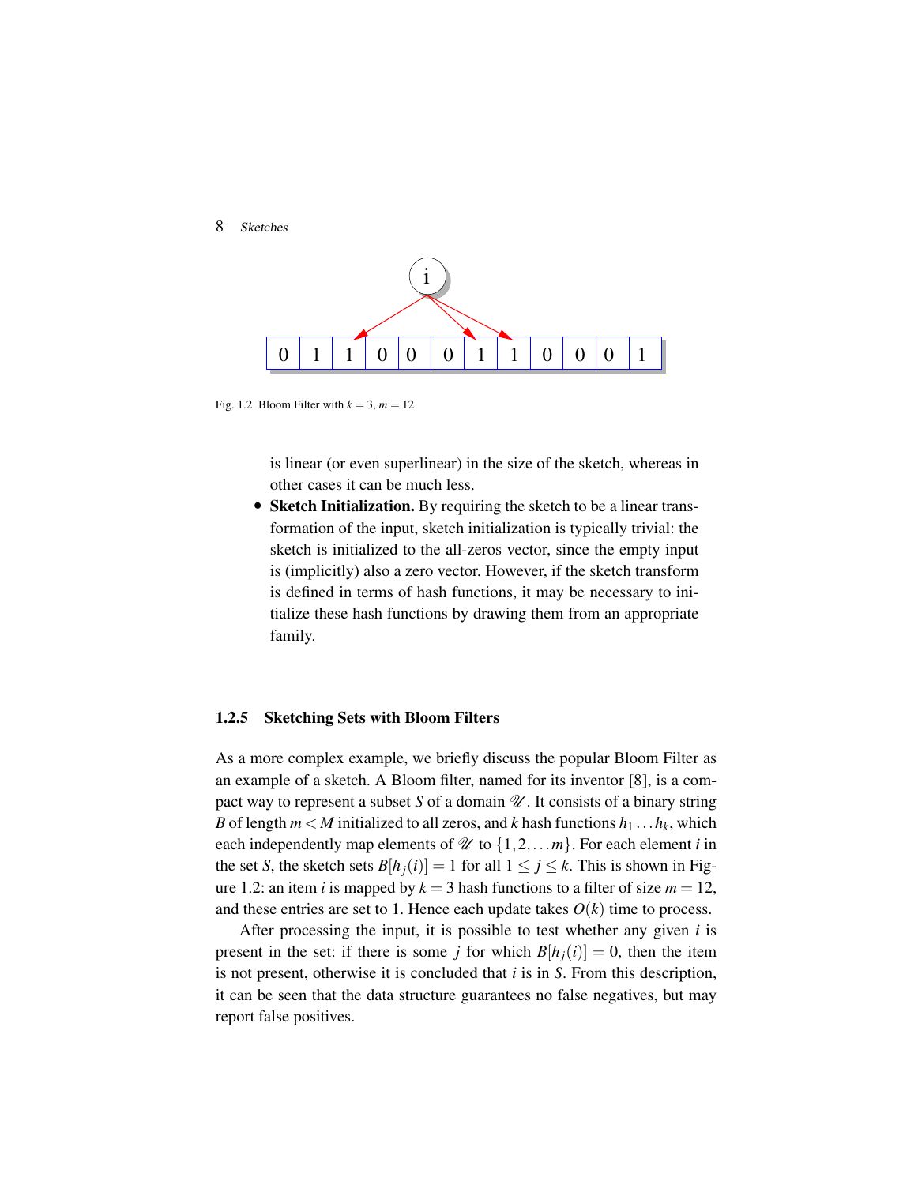Fig. 1.2 Bloom Filter with $k = 3$, $m = 12$

is linear (or even superlinear) in the size of the sketch, whereas in other cases it can be much less.

- **Sketch Initialization.** By requiring the sketch to be a linear transformation of the input, sketch initialization is typically trivial: the sketch is initialized to the all-zeros vector, since the empty input is (implicitly) also a zero vector. However, if the sketch transform is defined in terms of hash functions, it may be necessary to initialize these hash functions by drawing them from an appropriate family.

### 1.2.5 Sketching Sets with Bloom Filters

As a more complex example, we briefly discuss the popular Bloom Filter as an example of a sketch. A Bloom filter, named for its inventor [8], is a compact way to represent a subset $S$ of a domain $\mathscr{U}$. It consists of a binary string $B$ of length $m < M$ initialized to all zeros, and $k$ hash functions $h_1 \ldots h_k$, which each independently map elements of $\mathscr{U}$ to $\{1, 2, \ldots m\}$. For each element $i$ in the set $S$, the sketch sets $B[h_j(i)] = 1$ for all $1 \leq j \leq k$. This is shown in Figure 1.2: an item $i$ is mapped by $k = 3$ hash functions to a filter of size $m = 12$, and these entries are set to 1. Hence each update takes $O(k)$ time to process.

After processing the input, it is possible to test whether any given $i$ is present in the set: if there is some $j$ for which $B[h_j(i)] = 0$, then the item is not present, otherwise it is concluded that $i$ is in $S$. From this description, it can be seen that the data structure guarantees no false negatives, but may report false positives.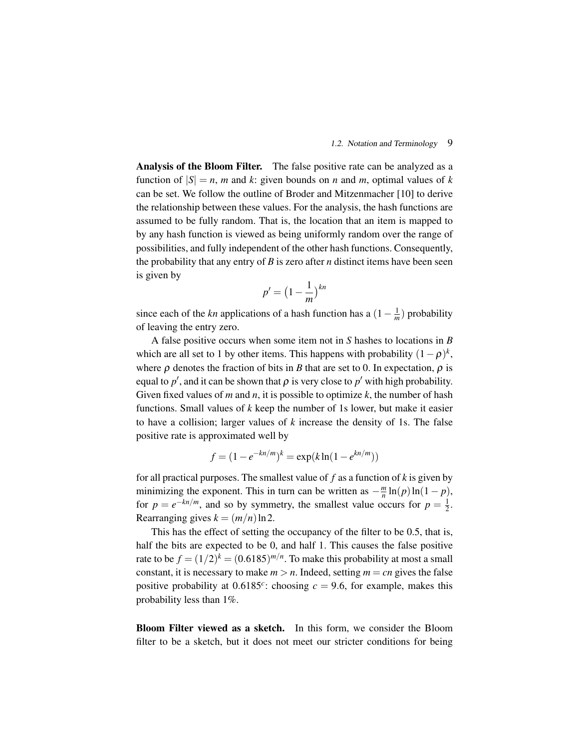**Analysis of the Bloom Filter.** The false positive rate can be analyzed as a function of $|S| = n$, $m$ and $k$: given bounds on $n$ and $m$, optimal values of $k$ can be set. We follow the outline of Broder and Mitzenmacher [10] to derive the relationship between these values. For the analysis, the hash functions are assumed to be fully random. That is, the location that an item is mapped to by any hash function is viewed as being uniformly random over the range of possibilities, and fully independent of the other hash functions. Consequently, the probability that any entry of $B$ is zero after $n$ distinct items have been seen is given by

$$p' = \left(1 - \frac{1}{m}\right)^{kn}$$

since each of the $kn$ applications of a hash function has a $(1 - \frac{1}{m})$ probability of leaving the entry zero.

A false positive occurs when some item not in $S$ hashes to locations in $B$ which are all set to 1 by other items. This happens with probability $(1-\rho)^k$, where $\rho$ denotes the fraction of bits in $B$ that are set to 0. In expectation, $\rho$ is equal to $p'$, and it can be shown that $\rho$ is very close to $p'$ with high probability. Given fixed values of $m$ and $n$, it is possible to optimize $k$, the number of hash functions. Small values of $k$ keep the number of 1s lower, but make it easier to have a collision; larger values of $k$ increase the density of 1s. The false positive rate is approximated well by

$$f = (1 - e^{-kn/m})^k = \exp(k \ln(1 - e^{kn/m}))$$

for all practical purposes. The smallest value of $f$ as a function of $k$ is given by minimizing the exponent. This in turn can be written as $-\frac{m}{n} \ln(p) \ln(1-p)$, for $p = e^{-kn/m}$, and so by symmetry, the smallest value occurs for $p = \frac{1}{2}$. Rearranging gives $k = (m/n) \ln 2$.

This has the effect of setting the occupancy of the filter to be 0.5, that is, half the bits are expected to be 0, and half 1. This causes the false positive rate to be $f = (1/2)^k = (0.6185)^{m/n}$. To make this probability at most a small constant, it is necessary to make $m > n$. Indeed, setting $m = cn$ gives the false positive probability at $0.6185^c$: choosing $c = 9.6$, for example, makes this probability less than 1%.

**Bloom Filter viewed as a sketch.** In this form, we consider the Bloom filter to be a sketch, but it does not meet our stricter conditions for being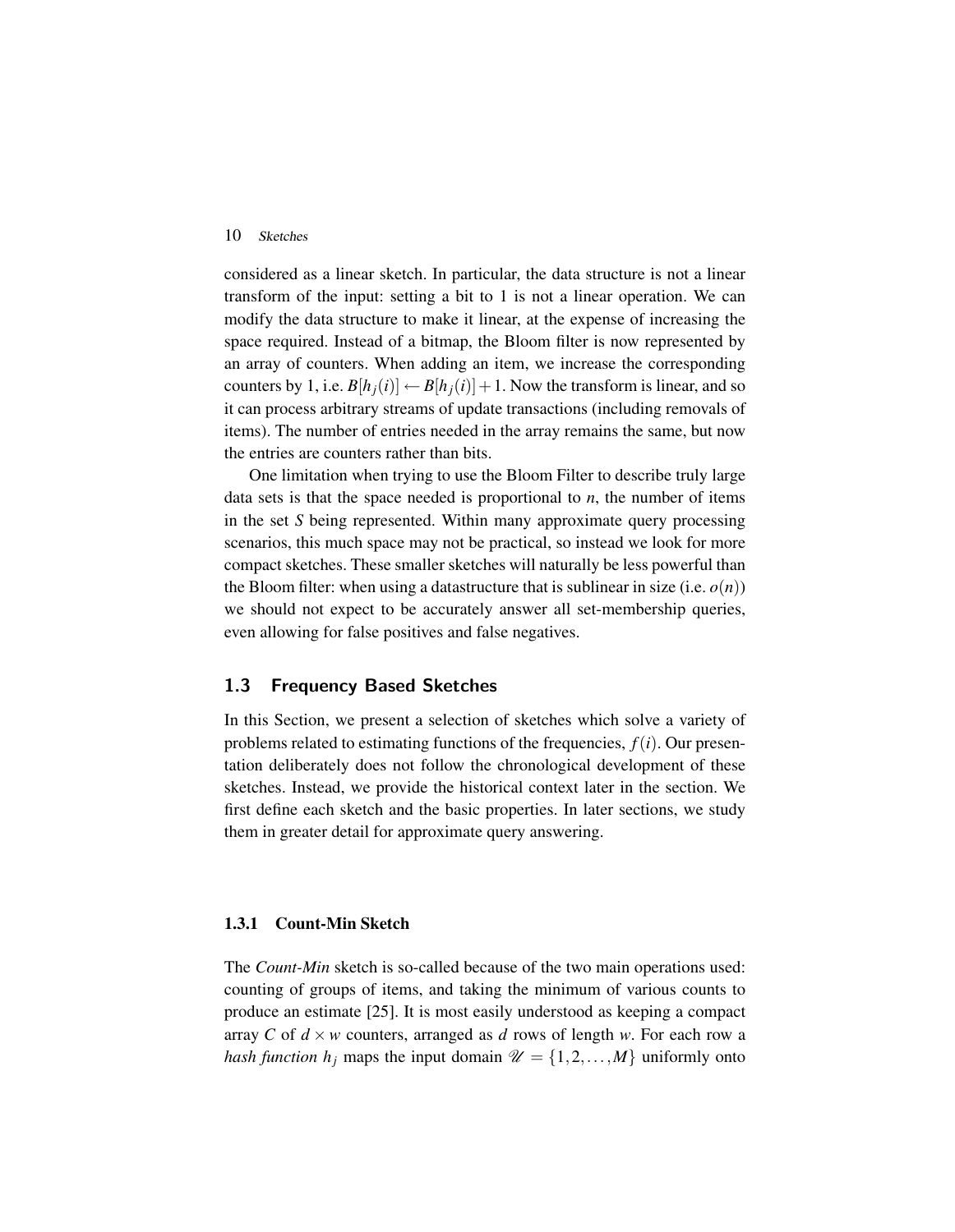considered as a linear sketch. In particular, the data structure is not a linear transform of the input: setting a bit to 1 is not a linear operation. We can modify the data structure to make it linear, at the expense of increasing the space required. Instead of a bitmap, the Bloom filter is now represented by an array of counters. When adding an item, we increase the corresponding counters by 1, i.e. $B[h_j(i)] \leftarrow B[h_j(i)] + 1$. Now the transform is linear, and so it can process arbitrary streams of update transactions (including removals of items). The number of entries needed in the array remains the same, but now the entries are counters rather than bits.

One limitation when trying to use the Bloom Filter to describe truly large data sets is that the space needed is proportional to $n$, the number of items in the set $S$ being represented. Within many approximate query processing scenarios, this much space may not be practical, so instead we look for more compact sketches. These smaller sketches will naturally be less powerful than the Bloom filter: when using a datastructure that is sublinear in size (i.e. $o(n)$) we should not expect to be accurately answer all set-membership queries, even allowing for false positives and false negatives.

## 1.3 Frequency Based Sketches

In this Section, we present a selection of sketches which solve a variety of problems related to estimating functions of the frequencies, $f(i)$. Our presentation deliberately does not follow the chronological development of these sketches. Instead, we provide the historical context later in the section. We first define each sketch and the basic properties. In later sections, we study them in greater detail for approximate query answering.

### 1.3.1 Count-Min Sketch

The *Count-Min* sketch is so-called because of the two main operations used: counting of groups of items, and taking the minimum of various counts to produce an estimate [25]. It is most easily understood as keeping a compact array $C$ of $d \times w$ counters, arranged as $d$ rows of length $w$. For each row a *hash function* $h_j$ maps the input domain $\mathscr{U} = \{1, 2, \ldots, M\}$ uniformly onto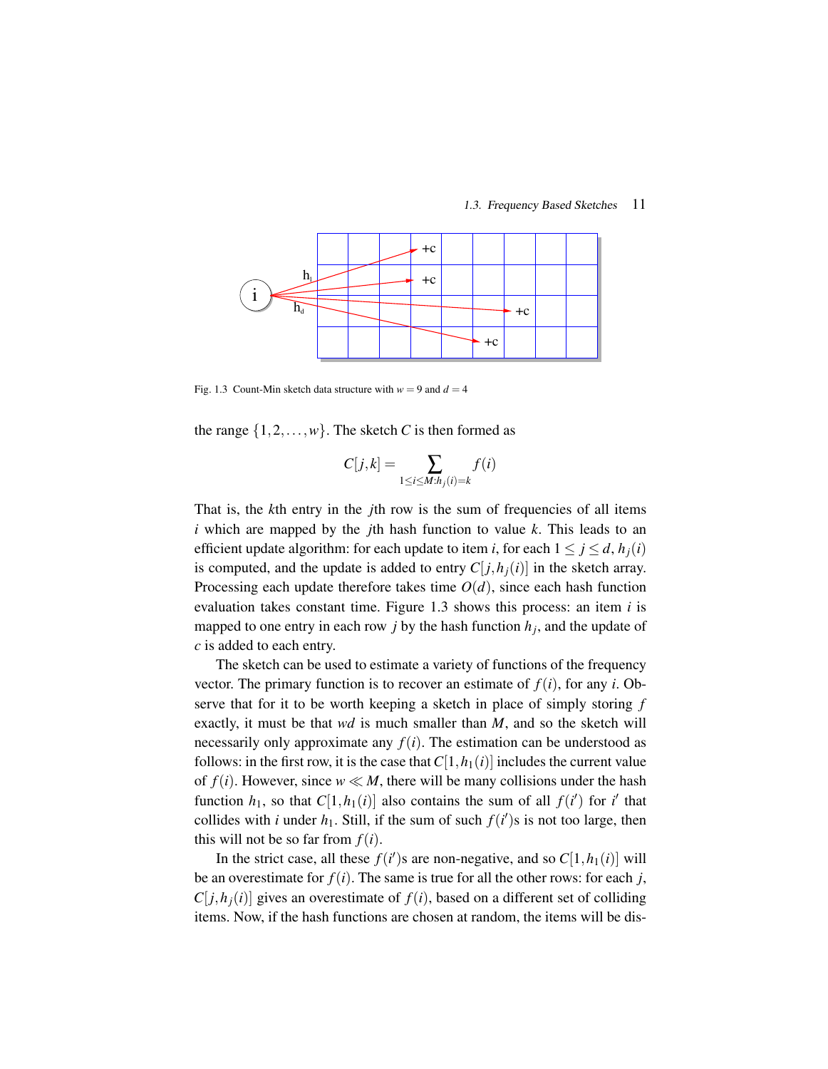Fig. 1.3 Count-Min sketch data structure with $w = 9$ and $d = 4$

the range $\{1, 2, \ldots, w\}$. The sketch $C$ is then formed as

$$C[j,k] = \sum_{1 \le i \le M : h_j(i) = k} f(i)$$

That is, the $k$th entry in the $j$th row is the sum of frequencies of all items $i$ which are mapped by the $j$th hash function to value $k$. This leads to an efficient update algorithm: for each update to item $i$, for each $1 \le j \le d$, $h_j(i)$ is computed, and the update is added to entry $C[j, h_j(i)]$ in the sketch array. Processing each update therefore takes time $O(d)$, since each hash function evaluation takes constant time. Figure 1.3 shows this process: an item $i$ is mapped to one entry in each row $j$ by the hash function $h_j$, and the update of $c$ is added to each entry.

The sketch can be used to estimate a variety of functions of the frequency vector. The primary function is to recover an estimate of $f(i)$, for any $i$. Observe that for it to be worth keeping a sketch in place of simply storing $f$ exactly, it must be that $wd$ is much smaller than $M$, and so the sketch will necessarily only approximate any $f(i)$. The estimation can be understood as follows: in the first row, it is the case that $C[1, h_1(i)]$ includes the current value of $f(i)$. However, since $w \ll M$, there will be many collisions under the hash function $h_1$, so that $C[1, h_1(i)]$ also contains the sum of all $f(i')$ for $i'$ that collides with $i$ under $h_1$. Still, if the sum of such $f(i')$s is not too large, then this will not be so far from $f(i)$.

In the strict case, all these $f(i')$s are non-negative, and so $C[1, h_1(i)]$ will be an overestimate for $f(i)$. The same is true for all the other rows: for each $j$, $C[j, h_j(i)]$ gives an overestimate of $f(i)$, based on a different set of colliding items. Now, if the hash functions are chosen at random, the items will be dis-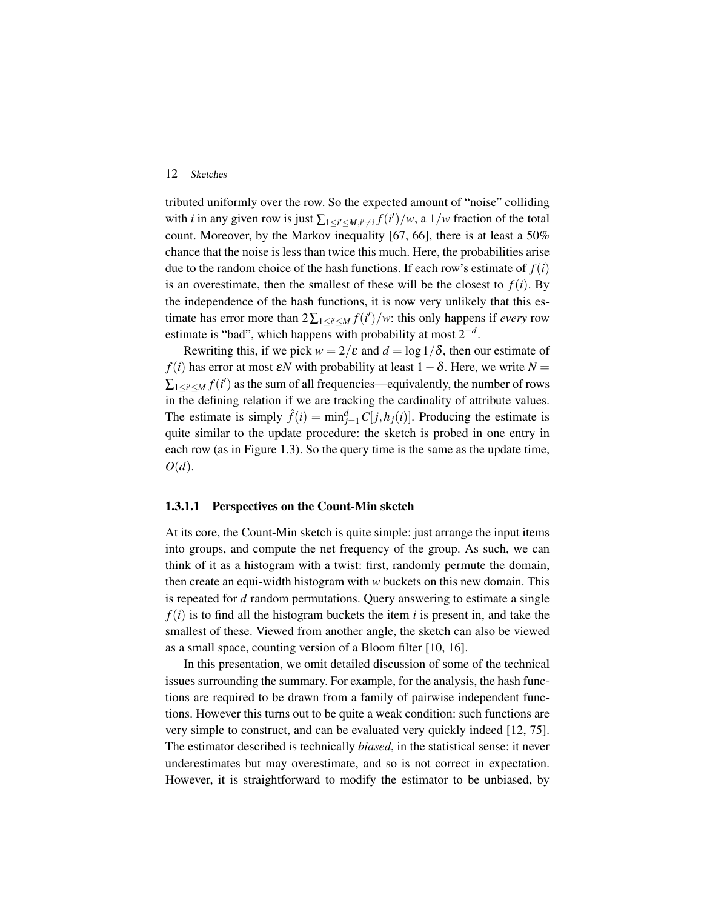tributed uniformly over the row. So the expected amount of "noise" colliding with $i$ in any given row is just $\sum_{1 \le i' \le M, i' \ne i} f(i')/w$, a $1/w$ fraction of the total count. Moreover, by the Markov inequality [67, 66], there is at least a 50% chance that the noise is less than twice this much. Here, the probabilities arise due to the random choice of the hash functions. If each row's estimate of $f(i)$ is an overestimate, then the smallest of these will be the closest to $f(i)$. By the independence of the hash functions, it is now very unlikely that this estimate has error more than $2\sum_{1 \le i' \le M} f(i')/w$: this only happens if *every* row estimate is "bad", which happens with probability at most $2^{-d}$.

Rewriting this, if we pick $w = 2/\varepsilon$ and $d = \log 1/\delta$, then our estimate of $f(i)$ has error at most $\varepsilon N$ with probability at least $1 - \delta$. Here, we write $N = \sum_{1 \le i' \le M} f(i')$ as the sum of all frequencies—equivalently, the number of rows in the defining relation if we are tracking the cardinality of attribute values. The estimate is simply $\hat{f}(i) = \min_{j=1}^{d} C[j, h_j(i)]$. Producing the estimate is quite similar to the update procedure: the sketch is probed in one entry in each row (as in Figure 1.3). So the query time is the same as the update time, $O(d)$.

#### 1.3.1.1 Perspectives on the Count-Min sketch

At its core, the Count-Min sketch is quite simple: just arrange the input items into groups, and compute the net frequency of the group. As such, we can think of it as a histogram with a twist: first, randomly permute the domain, then create an equi-width histogram with $w$ buckets on this new domain. This is repeated for $d$ random permutations. Query answering to estimate a single $f(i)$ is to find all the histogram buckets the item $i$ is present in, and take the smallest of these. Viewed from another angle, the sketch can also be viewed as a small space, counting version of a Bloom filter [10, 16].

In this presentation, we omit detailed discussion of some of the technical issues surrounding the summary. For example, for the analysis, the hash functions are required to be drawn from a family of pairwise independent functions. However this turns out to be quite a weak condition: such functions are very simple to construct, and can be evaluated very quickly indeed [12, 75]. The estimator described is technically *biased*, in the statistical sense: it never underestimates but may overestimate, and so is not correct in expectation. However, it is straightforward to modify the estimator to be unbiased, by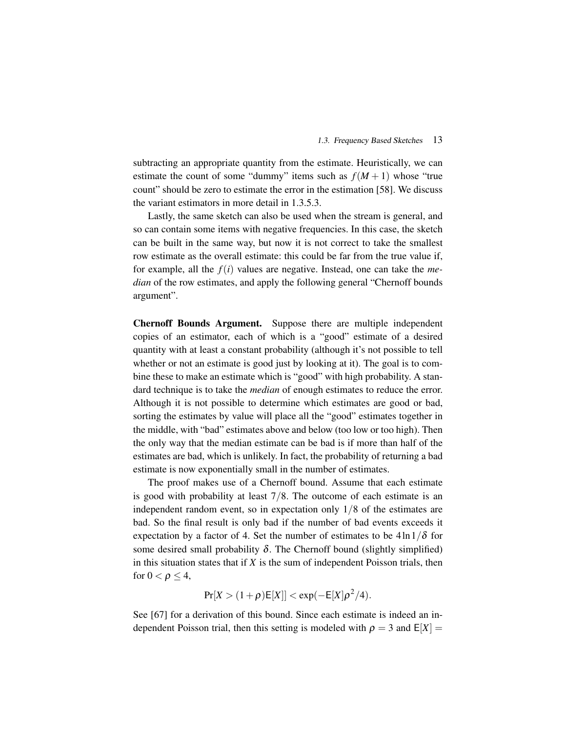subtracting an appropriate quantity from the estimate. Heuristically, we can estimate the count of some "dummy" items such as $f(M+1)$ whose "true count" should be zero to estimate the error in the estimation [58]. We discuss the variant estimators in more detail in 1.3.5.3.

Lastly, the same sketch can also be used when the stream is general, and so can contain some items with negative frequencies. In this case, the sketch can be built in the same way, but now it is not correct to take the smallest row estimate as the overall estimate: this could be far from the true value if, for example, all the $f(i)$ values are negative. Instead, one can take the *median* of the row estimates, and apply the following general "Chernoff bounds argument".

**Chernoff Bounds Argument.** Suppose there are multiple independent copies of an estimator, each of which is a "good" estimate of a desired quantity with at least a constant probability (although it's not possible to tell whether or not an estimate is good just by looking at it). The goal is to combine these to make an estimate which is "good" with high probability. A standard technique is to take the *median* of enough estimates to reduce the error. Although it is not possible to determine which estimates are good or bad, sorting the estimates by value will place all the "good" estimates together in the middle, with "bad" estimates above and below (too low or too high). Then the only way that the median estimate can be bad is if more than half of the estimates are bad, which is unlikely. In fact, the probability of returning a bad estimate is now exponentially small in the number of estimates.

The proof makes use of a Chernoff bound. Assume that each estimate is good with probability at least $7/8$. The outcome of each estimate is an independent random event, so in expectation only $1/8$ of the estimates are bad. So the final result is only bad if the number of bad events exceeds it expectation by a factor of 4. Set the number of estimates to be $4\ln 1/\delta$ for some desired small probability $\delta$. The Chernoff bound (slightly simplified) in this situation states that if $X$ is the sum of independent Poisson trials, then for $0 < \rho \leq 4$,

$$\Pr[X > (1+\rho)\mathsf{E}[X]] < \exp(-\mathsf{E}[X]\rho^2/4).$$

See [67] for a derivation of this bound. Since each estimate is indeed an independent Poisson trial, then this setting is modeled with $\rho = 3$ and $\mathsf{E}[X] =$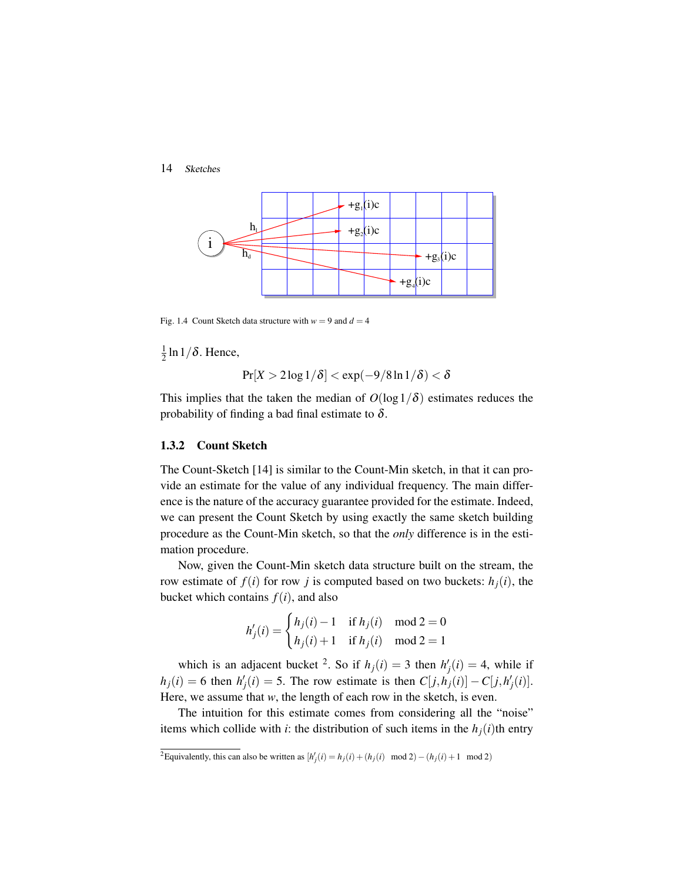Fig. 1.4 Count Sketch data structure with $w = 9$ and $d = 4$

$\frac{1}{2}\ln 1/\delta$. Hence,

$$\Pr[X > 2\log 1/\delta] < \exp(-9/8 \ln 1/\delta) < \delta$$

This implies that the taken the median of $O(\log 1/\delta)$ estimates reduces the probability of finding a bad final estimate to $\delta$.

### 1.3.2 Count Sketch

The Count-Sketch [14] is similar to the Count-Min sketch, in that it can provide an estimate for the value of any individual frequency. The main difference is the nature of the accuracy guarantee provided for the estimate. Indeed, we can present the Count Sketch by using exactly the same sketch building procedure as the Count-Min sketch, so that the *only* difference is in the estimation procedure.

Now, given the Count-Min sketch data structure built on the stream, the row estimate of $f(i)$ for row $j$ is computed based on two buckets: $h_j(i)$, the bucket which contains $f(i)$, and also

$$h'_j(i) = \begin{cases} h_j(i) - 1 & \text{if } h_j(i) \mod 2 = 0 \\ h_j(i) + 1 & \text{if } h_j(i) \mod 2 = 1 \end{cases}$$

which is an adjacent bucket [2]. So if $h_j(i) = 3$ then $h'_j(i) = 4$, while if $h_j(i) = 6$ then $h'_j(i) = 5$. The row estimate is then $C[j, h_j(i)] - C[j, h'_j(i)]$. Here, we assume that $w$, the length of each row in the sketch, is even.

The intuition for this estimate comes from considering all the "noise" items which collide with $i$: the distribution of such items in the $h_j(i)$th entry

[2] Equivalently, this can also be written as $[h'_j(i) = h_j(i) + (h_j(i) \mod 2) - (h_j(i) + 1 \mod 2)$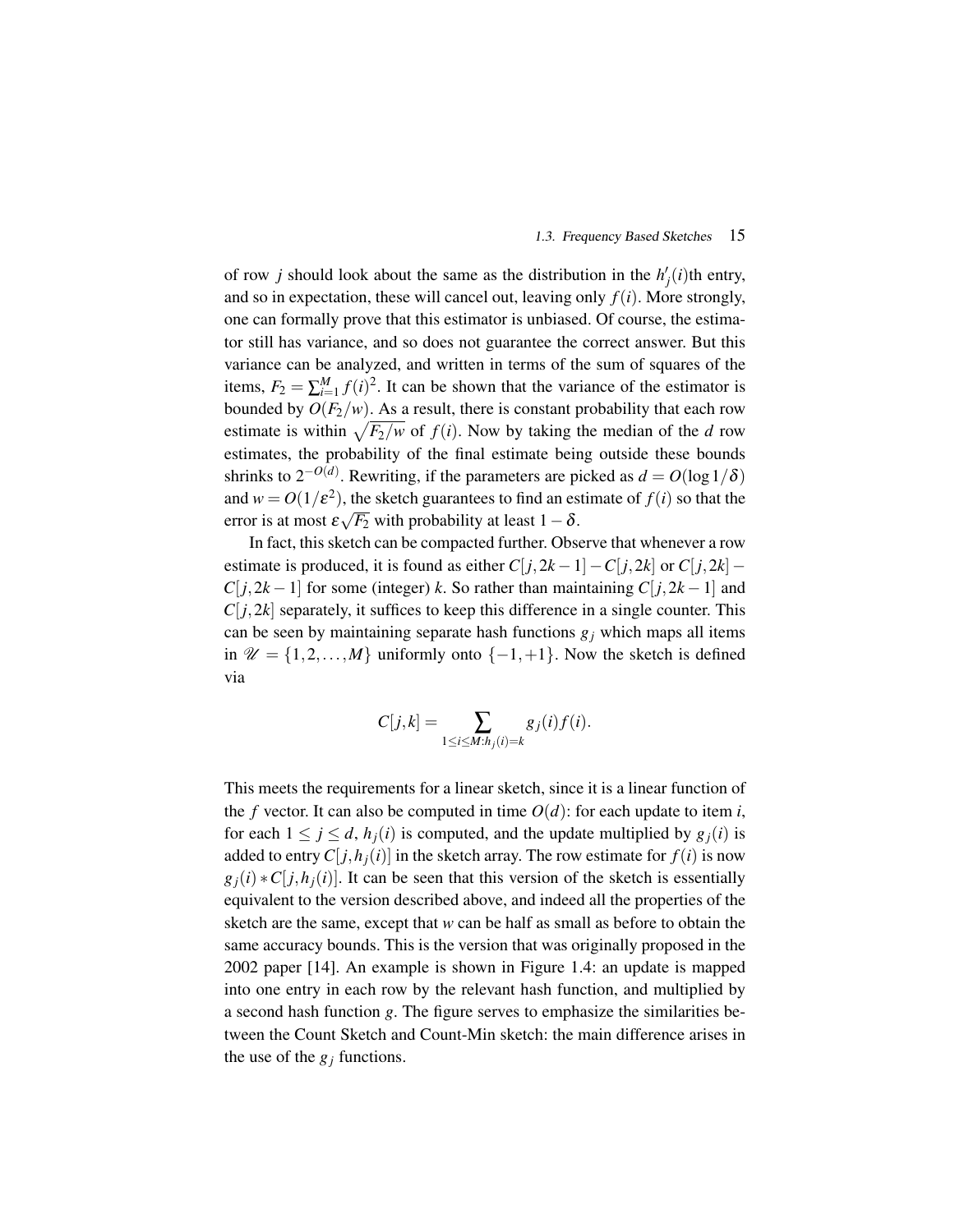of row $j$ should look about the same as the distribution in the $h'_j(i)$th entry, and so in expectation, these will cancel out, leaving only $f(i)$. More strongly, one can formally prove that this estimator is unbiased. Of course, the estimator still has variance, and so does not guarantee the correct answer. But this variance can be analyzed, and written in terms of the sum of squares of the items, $F_2 = \sum_{i=1}^{M} f(i)^2$. It can be shown that the variance of the estimator is bounded by $O(F_2/w)$. As a result, there is constant probability that each row estimate is within $\sqrt{F_2/w}$ of $f(i)$. Now by taking the median of the $d$ row estimates, the probability of the final estimate being outside these bounds shrinks to $2^{-O(d)}$. Rewriting, if the parameters are picked as $d = O(\log 1/\delta)$ and $w = O(1/\varepsilon^2)$, the sketch guarantees to find an estimate of $f(i)$ so that the error is at most $\varepsilon\sqrt{F_2}$ with probability at least $1-\delta$.

In fact, this sketch can be compacted further. Observe that whenever a row estimate is produced, it is found as either $C[j, 2k-1] - C[j, 2k]$ or $C[j, 2k] - C[j, 2k-1]$ for some (integer) $k$. So rather than maintaining $C[j, 2k-1]$ and $C[j, 2k]$ separately, it suffices to keep this difference in a single counter. This can be seen by maintaining separate hash functions $g_j$ which maps all items in $\mathscr{U} = \{1, 2, \ldots, M\}$ uniformly onto $\{-1, +1\}$. Now the sketch is defined via

$$C[j,k] = \sum_{1 \le i \le M : h_j(i) = k} g_j(i) f(i).$$

This meets the requirements for a linear sketch, since it is a linear function of the $f$ vector. It can also be computed in time $O(d)$: for each update to item $i$, for each $1 \le j \le d$, $h_j(i)$ is computed, and the update multiplied by $g_j(i)$ is added to entry $C[j, h_j(i)]$ in the sketch array. The row estimate for $f(i)$ is now $g_j(i) * C[j, h_j(i)]$. It can be seen that this version of the sketch is essentially equivalent to the version described above, and indeed all the properties of the sketch are the same, except that $w$ can be half as small as before to obtain the same accuracy bounds. This is the version that was originally proposed in the 2002 paper [14]. An example is shown in Figure 1.4: an update is mapped into one entry in each row by the relevant hash function, and multiplied by a second hash function $g$. The figure serves to emphasize the similarities between the Count Sketch and Count-Min sketch: the main difference arises in the use of the $g_j$ functions.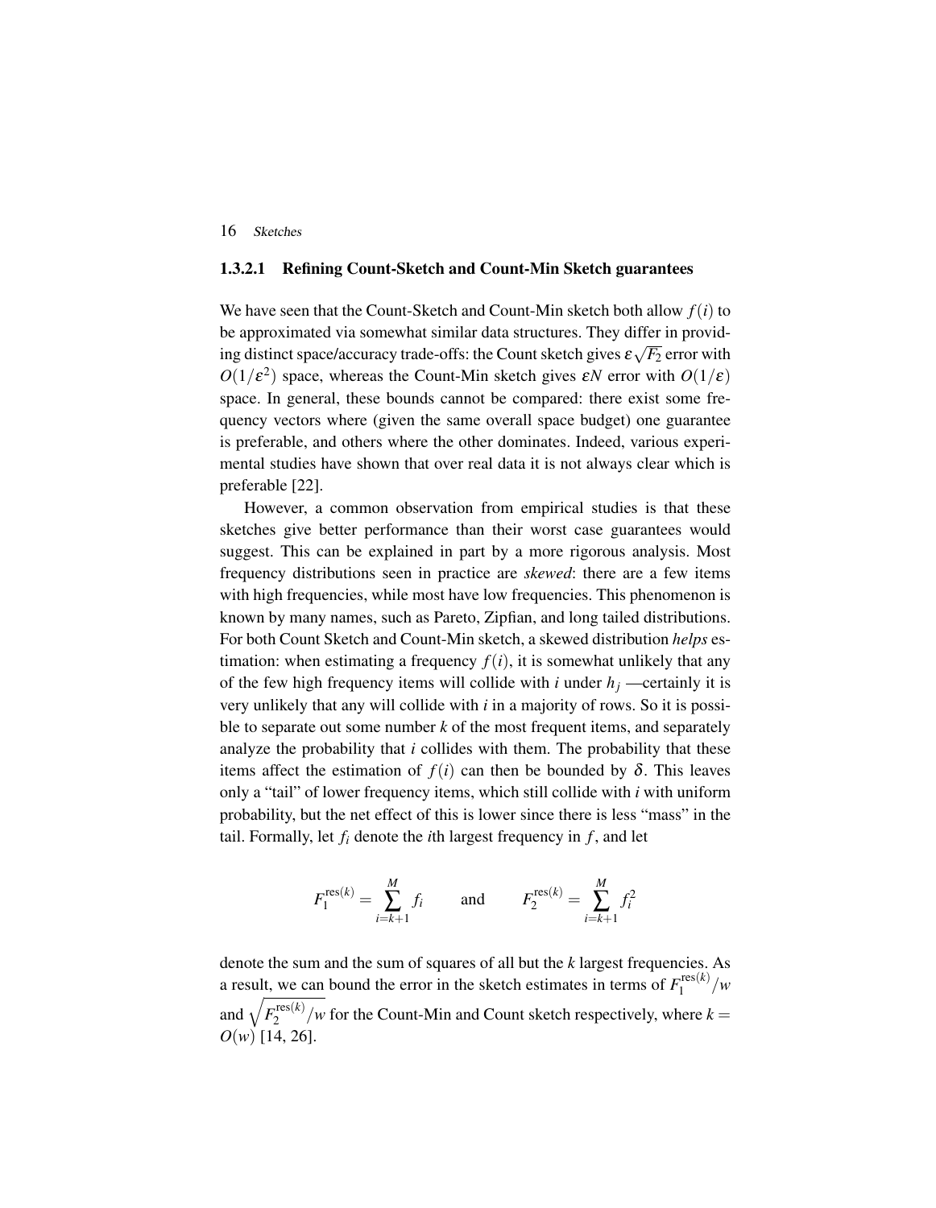#### 1.3.2.1 Refining Count-Sketch and Count-Min Sketch guarantees

We have seen that the Count-Sketch and Count-Min sketch both allow $f(i)$ to be approximated via somewhat similar data structures. They differ in providing distinct space/accuracy trade-offs: the Count sketch gives $\varepsilon\sqrt{F_2}$ error with $O(1/\varepsilon^2)$ space, whereas the Count-Min sketch gives $\varepsilon N$ error with $O(1/\varepsilon)$ space. In general, these bounds cannot be compared: there exist some frequency vectors where (given the same overall space budget) one guarantee is preferable, and others where the other dominates. Indeed, various experimental studies have shown that over real data it is not always clear which is preferable [22].

However, a common observation from empirical studies is that these sketches give better performance than their worst case guarantees would suggest. This can be explained in part by a more rigorous analysis. Most frequency distributions seen in practice are *skewed*: there are a few items with high frequencies, while most have low frequencies. This phenomenon is known by many names, such as Pareto, Zipfian, and long tailed distributions. For both Count Sketch and Count-Min sketch, a skewed distribution *helps* estimation: when estimating a frequency $f(i)$, it is somewhat unlikely that any of the few high frequency items will collide with $i$ under $h_j$ —certainly it is very unlikely that any will collide with $i$ in a majority of rows. So it is possible to separate out some number $k$ of the most frequent items, and separately analyze the probability that $i$ collides with them. The probability that these items affect the estimation of $f(i)$ can then be bounded by $\delta$. This leaves only a "tail" of lower frequency items, which still collide with $i$ with uniform probability, but the net effect of this is lower since there is less "mass" in the tail. Formally, let $f_i$ denote the $i$th largest frequency in $f$, and let

$$F_1^{\text{res}(k)} = \sum_{i=k+1}^{M} f_i \qquad \text{and} \qquad F_2^{\text{res}(k)} = \sum_{i=k+1}^{M} f_i^2$$

denote the sum and the sum of squares of all but the $k$ largest frequencies. As a result, we can bound the error in the sketch estimates in terms of $F_1^{\text{res}(k)}/w$ and $\sqrt{F_2^{\text{res}(k)}/w}$ for the Count-Min and Count sketch respectively, where $k = O(w)$ [14, 26].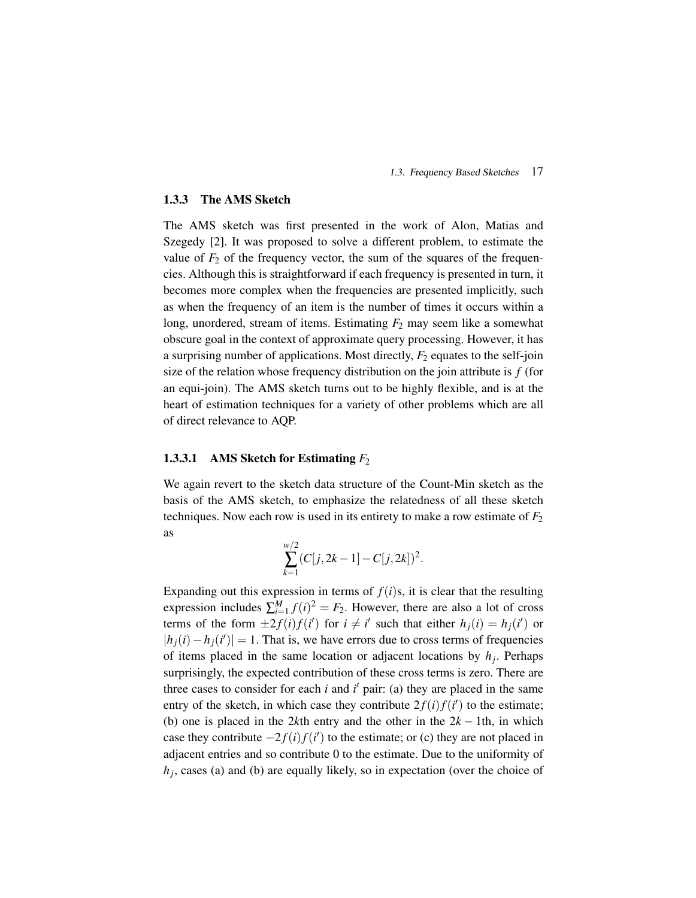### 1.3.3 The AMS Sketch

The AMS sketch was first presented in the work of Alon, Matias and Szegedy [2]. It was proposed to solve a different problem, to estimate the value of $F_2$ of the frequency vector, the sum of the squares of the frequencies. Although this is straightforward if each frequency is presented in turn, it becomes more complex when the frequencies are presented implicitly, such as when the frequency of an item is the number of times it occurs within a long, unordered, stream of items. Estimating $F_2$ may seem like a somewhat obscure goal in the context of approximate query processing. However, it has a surprising number of applications. Most directly, $F_2$ equates to the self-join size of the relation whose frequency distribution on the join attribute is $f$ (for an equi-join). The AMS sketch turns out to be highly flexible, and is at the heart of estimation techniques for a variety of other problems which are all of direct relevance to AQP.

#### 1.3.3.1 AMS Sketch for Estimating $F_2$

We again revert to the sketch data structure of the Count-Min sketch as the basis of the AMS sketch, to emphasize the relatedness of all these sketch techniques. Now each row is used in its entirety to make a row estimate of $F_2$ as

$$\sum_{k=1}^{w/2} (C[j,2k-1] - C[j,2k])^2.$$

Expanding out this expression in terms of $f(i)$s, it is clear that the resulting expression includes $\sum_{i=1}^{M} f(i)^2 = F_2$. However, there are also a lot of cross terms of the form $\pm 2f(i)f(i')$ for $i \neq i'$ such that either $h_j(i) = h_j(i')$ or $|h_j(i) - h_j(i')| = 1$. That is, we have errors due to cross terms of frequencies of items placed in the same location or adjacent locations by $h_j$. Perhaps surprisingly, the expected contribution of these cross terms is zero. There are three cases to consider for each $i$ and $i'$ pair: (a) they are placed in the same entry of the sketch, in which case they contribute $2f(i)f(i')$ to the estimate; (b) one is placed in the $2k$th entry and the other in the $2k-1$th, in which case they contribute $-2f(i)f(i')$ to the estimate; or (c) they are not placed in adjacent entries and so contribute 0 to the estimate. Due to the uniformity of $h_j$, cases (a) and (b) are equally likely, so in expectation (over the choice of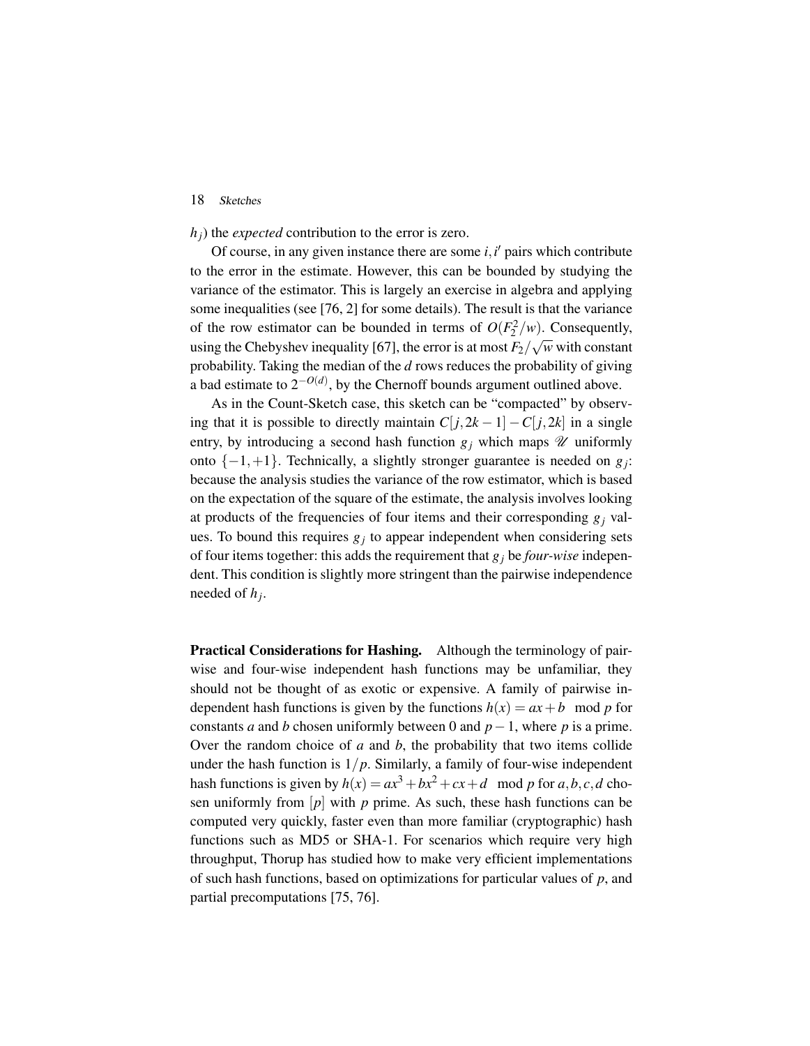$h_j$) the *expected* contribution to the error is zero.

Of course, in any given instance there are some $i, i'$ pairs which contribute to the error in the estimate. However, this can be bounded by studying the variance of the estimator. This is largely an exercise in algebra and applying some inequalities (see [76, 2] for some details). The result is that the variance of the row estimator can be bounded in terms of $O(F_2^2/w)$. Consequently, using the Chebyshev inequality [67], the error is at most $F_2/\sqrt{w}$ with constant probability. Taking the median of the $d$ rows reduces the probability of giving a bad estimate to $2^{-O(d)}$, by the Chernoff bounds argument outlined above.

As in the Count-Sketch case, this sketch can be "compacted" by observing that it is possible to directly maintain $C[j, 2k-1] - C[j, 2k]$ in a single entry, by introducing a second hash function $g_j$ which maps $\mathscr{U}$ uniformly onto $\{-1, +1\}$. Technically, a slightly stronger guarantee is needed on $g_j$: because the analysis studies the variance of the row estimator, which is based on the expectation of the square of the estimate, the analysis involves looking at products of the frequencies of four items and their corresponding $g_j$ values. To bound this requires $g_j$ to appear independent when considering sets of four items together: this adds the requirement that $g_j$ be *four-wise* independent. This condition is slightly more stringent than the pairwise independence needed of $h_j$.

**Practical Considerations for Hashing.** Although the terminology of pairwise and four-wise independent hash functions may be unfamiliar, they should not be thought of as exotic or expensive. A family of pairwise independent hash functions is given by the functions $h(x) = ax + b \mod p$ for constants $a$ and $b$ chosen uniformly between 0 and $p-1$, where $p$ is a prime. Over the random choice of $a$ and $b$, the probability that two items collide under the hash function is $1/p$. Similarly, a family of four-wise independent hash functions is given by $h(x) = ax^3 + bx^2 + cx + d \mod p$ for $a, b, c, d$ chosen uniformly from $[p]$ with $p$ prime. As such, these hash functions can be computed very quickly, faster even than more familiar (cryptographic) hash functions such as MD5 or SHA-1. For scenarios which require very high throughput, Thorup has studied how to make very efficient implementations of such hash functions, based on optimizations for particular values of $p$, and partial precomputations [75, 76].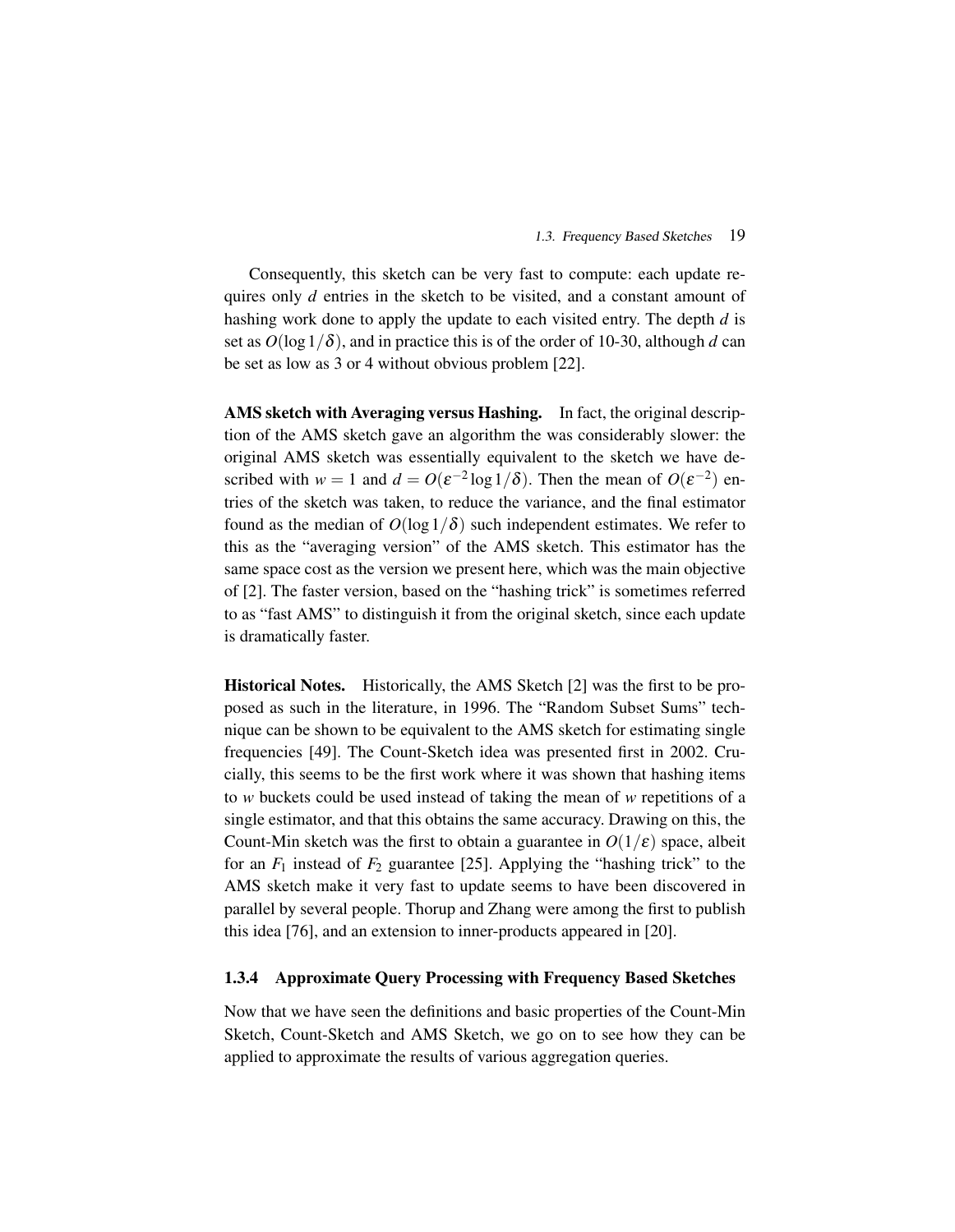Consequently, this sketch can be very fast to compute: each update requires only $d$ entries in the sketch to be visited, and a constant amount of hashing work done to apply the update to each visited entry. The depth $d$ is set as $O(\log 1/\delta)$, and in practice this is of the order of 10-30, although $d$ can be set as low as 3 or 4 without obvious problem [22].

**AMS sketch with Averaging versus Hashing.** In fact, the original description of the AMS sketch gave an algorithm the was considerably slower: the original AMS sketch was essentially equivalent to the sketch we have described with $w = 1$ and $d = O(\varepsilon^{-2} \log 1/\delta)$. Then the mean of $O(\varepsilon^{-2})$ entries of the sketch was taken, to reduce the variance, and the final estimator found as the median of $O(\log 1/\delta)$ such independent estimates. We refer to this as the "averaging version" of the AMS sketch. This estimator has the same space cost as the version we present here, which was the main objective of [2]. The faster version, based on the "hashing trick" is sometimes referred to as "fast AMS" to distinguish it from the original sketch, since each update is dramatically faster.

**Historical Notes.** Historically, the AMS Sketch [2] was the first to be proposed as such in the literature, in 1996. The "Random Subset Sums" technique can be shown to be equivalent to the AMS sketch for estimating single frequencies [49]. The Count-Sketch idea was presented first in 2002. Crucially, this seems to be the first work where it was shown that hashing items to $w$ buckets could be used instead of taking the mean of $w$ repetitions of a single estimator, and that this obtains the same accuracy. Drawing on this, the Count-Min sketch was the first to obtain a guarantee in $O(1/\varepsilon)$ space, albeit for an $F_1$ instead of $F_2$ guarantee [25]. Applying the "hashing trick" to the AMS sketch make it very fast to update seems to have been discovered in parallel by several people. Thorup and Zhang were among the first to publish this idea [76], and an extension to inner-products appeared in [20].

### 1.3.4 Approximate Query Processing with Frequency Based Sketches

Now that we have seen the definitions and basic properties of the Count-Min Sketch, Count-Sketch and AMS Sketch, we go on to see how they can be applied to approximate the results of various aggregation queries.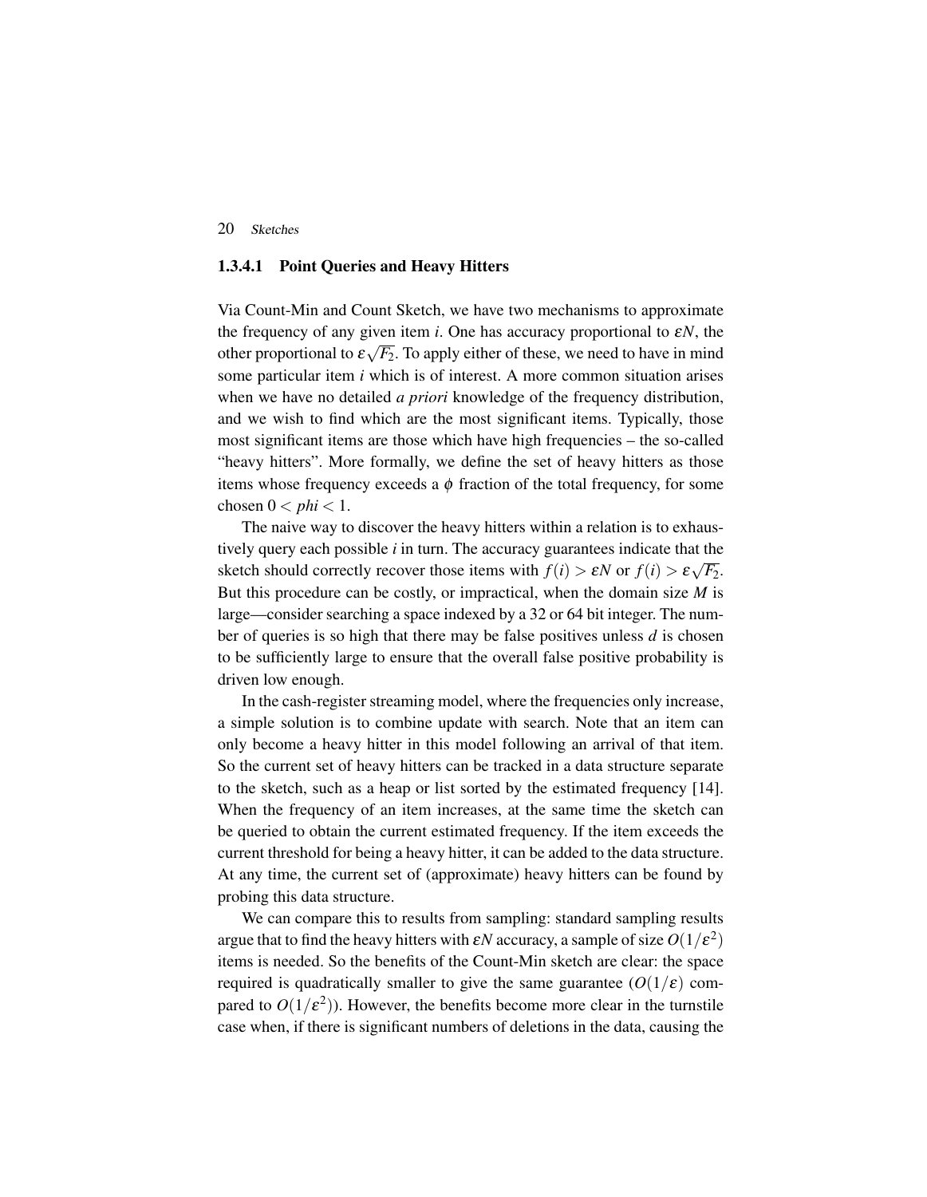#### 1.3.4.1 Point Queries and Heavy Hitters

Via Count-Min and Count Sketch, we have two mechanisms to approximate the frequency of any given item $i$. One has accuracy proportional to $\varepsilon N$, the other proportional to $\varepsilon\sqrt{F_2}$. To apply either of these, we need to have in mind some particular item $i$ which is of interest. A more common situation arises when we have no detailed *a priori* knowledge of the frequency distribution, and we wish to find which are the most significant items. Typically, those most significant items are those which have high frequencies – the so-called "heavy hitters". More formally, we define the set of heavy hitters as those items whose frequency exceeds a $\phi$ fraction of the total frequency, for some chosen $0 < phi < 1$.

The naive way to discover the heavy hitters within a relation is to exhaustively query each possible $i$ in turn. The accuracy guarantees indicate that the sketch should correctly recover those items with $f(i) > \varepsilon N$ or $f(i) > \varepsilon\sqrt{F_2}$. But this procedure can be costly, or impractical, when the domain size $M$ is large—consider searching a space indexed by a 32 or 64 bit integer. The number of queries is so high that there may be false positives unless $d$ is chosen to be sufficiently large to ensure that the overall false positive probability is driven low enough.

In the cash-register streaming model, where the frequencies only increase, a simple solution is to combine update with search. Note that an item can only become a heavy hitter in this model following an arrival of that item. So the current set of heavy hitters can be tracked in a data structure separate to the sketch, such as a heap or list sorted by the estimated frequency [14]. When the frequency of an item increases, at the same time the sketch can be queried to obtain the current estimated frequency. If the item exceeds the current threshold for being a heavy hitter, it can be added to the data structure. At any time, the current set of (approximate) heavy hitters can be found by probing this data structure.

We can compare this to results from sampling: standard sampling results argue that to find the heavy hitters with $\varepsilon N$ accuracy, a sample of size $O(1/\varepsilon^2)$ items is needed. So the benefits of the Count-Min sketch are clear: the space required is quadratically smaller to give the same guarantee ($O(1/\varepsilon)$ compared to $O(1/\varepsilon^2)$). However, the benefits become more clear in the turnstile case when, if there is significant numbers of deletions in the data, causing the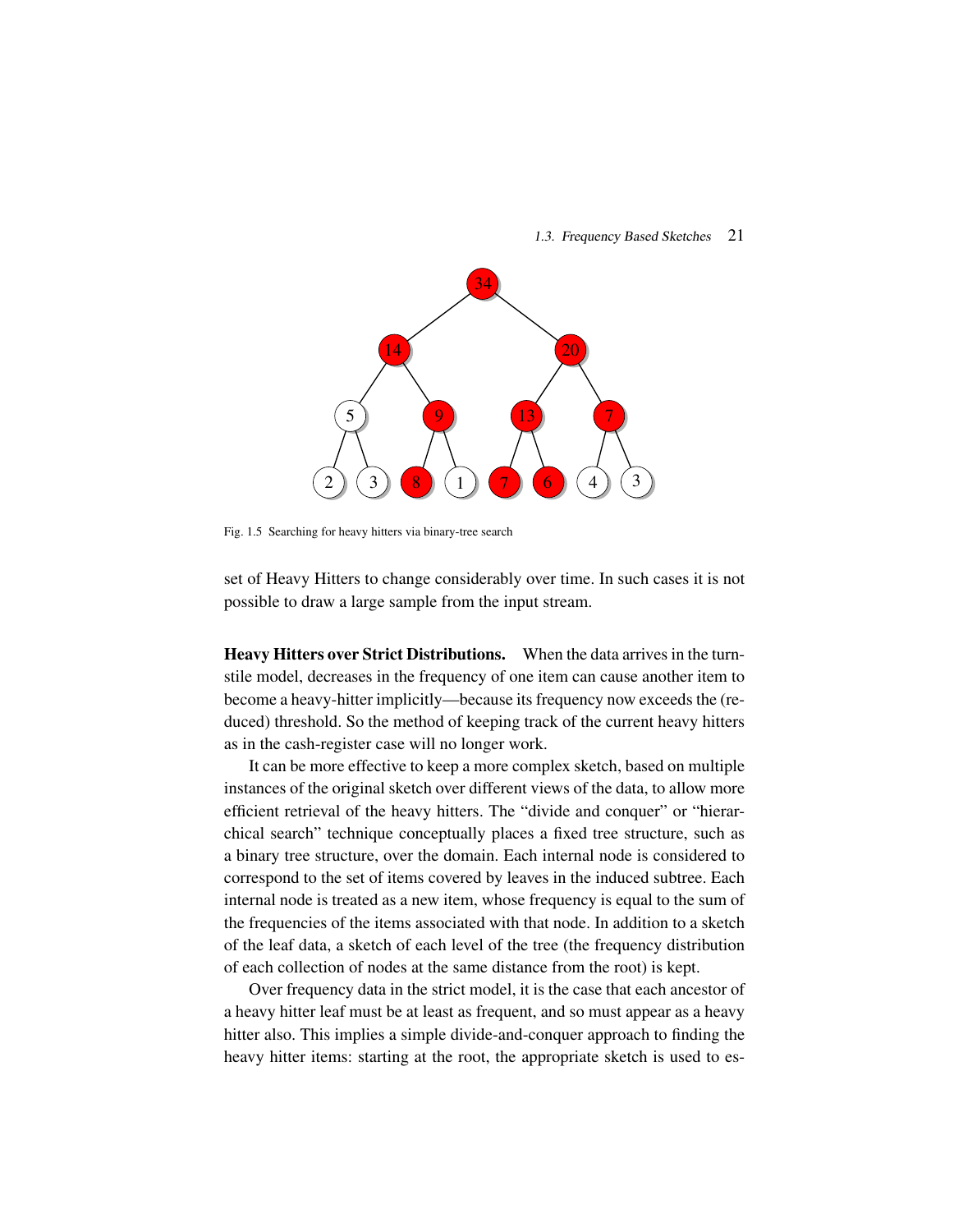Fig. 1.5 Searching for heavy hitters via binary-tree search

set of Heavy Hitters to change considerably over time. In such cases it is not possible to draw a large sample from the input stream.

**Heavy Hitters over Strict Distributions.** When the data arrives in the turnstile model, decreases in the frequency of one item can cause another item to become a heavy-hitter implicitly—because its frequency now exceeds the (reduced) threshold. So the method of keeping track of the current heavy hitters as in the cash-register case will no longer work.

It can be more effective to keep a more complex sketch, based on multiple instances of the original sketch over different views of the data, to allow more efficient retrieval of the heavy hitters. The "divide and conquer" or "hierarchical search" technique conceptually places a fixed tree structure, such as a binary tree structure, over the domain. Each internal node is considered to correspond to the set of items covered by leaves in the induced subtree. Each internal node is treated as a new item, whose frequency is equal to the sum of the frequencies of the items associated with that node. In addition to a sketch of the leaf data, a sketch of each level of the tree (the frequency distribution of each collection of nodes at the same distance from the root) is kept.

Over frequency data in the strict model, it is the case that each ancestor of a heavy hitter leaf must be at least as frequent, and so must appear as a heavy hitter also. This implies a simple divide-and-conquer approach to finding the heavy hitter items: starting at the root, the appropriate sketch is used to es-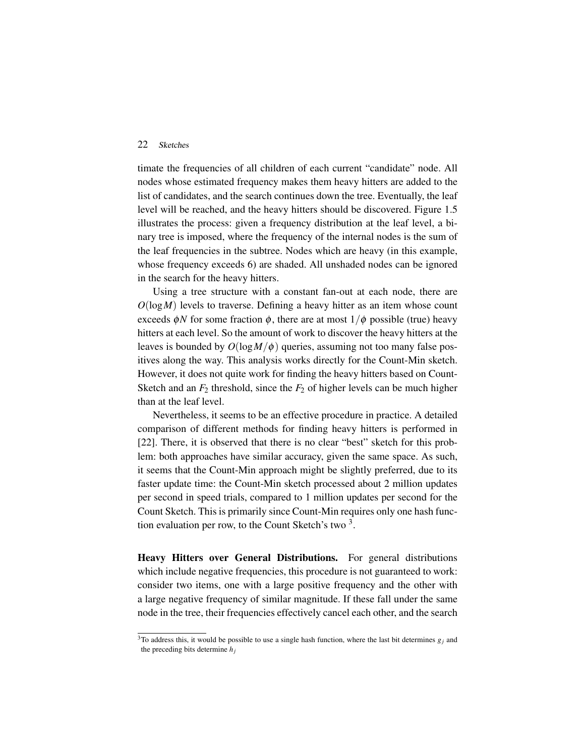timate the frequencies of all children of each current "candidate" node. All nodes whose estimated frequency makes them heavy hitters are added to the list of candidates, and the search continues down the tree. Eventually, the leaf level will be reached, and the heavy hitters should be discovered. Figure 1.5 illustrates the process: given a frequency distribution at the leaf level, a binary tree is imposed, where the frequency of the internal nodes is the sum of the leaf frequencies in the subtree. Nodes which are heavy (in this example, whose frequency exceeds 6) are shaded. All unshaded nodes can be ignored in the search for the heavy hitters.

Using a tree structure with a constant fan-out at each node, there are $O(\log M)$ levels to traverse. Defining a heavy hitter as an item whose count exceeds $\phi N$ for some fraction $\phi$, there are at most $1/\phi$ possible (true) heavy hitters at each level. So the amount of work to discover the heavy hitters at the leaves is bounded by $O(\log M/\phi)$ queries, assuming not too many false positives along the way. This analysis works directly for the Count-Min sketch. However, it does not quite work for finding the heavy hitters based on Count-Sketch and an $F_2$ threshold, since the $F_2$ of higher levels can be much higher than at the leaf level.

Nevertheless, it seems to be an effective procedure in practice. A detailed comparison of different methods for finding heavy hitters is performed in [22]. There, it is observed that there is no clear "best" sketch for this problem: both approaches have similar accuracy, given the same space. As such, it seems that the Count-Min approach might be slightly preferred, due to its faster update time: the Count-Min sketch processed about 2 million updates per second in speed trials, compared to 1 million updates per second for the Count Sketch. This is primarily since Count-Min requires only one hash function evaluation per row, to the Count Sketch's two [3].

**Heavy Hitters over General Distributions.** For general distributions which include negative frequencies, this procedure is not guaranteed to work: consider two items, one with a large positive frequency and the other with a large negative frequency of similar magnitude. If these fall under the same node in the tree, their frequencies effectively cancel each other, and the search

[3] To address this, it would be possible to use a single hash function, where the last bit determines $g_j$ and the preceding bits determine $h_j$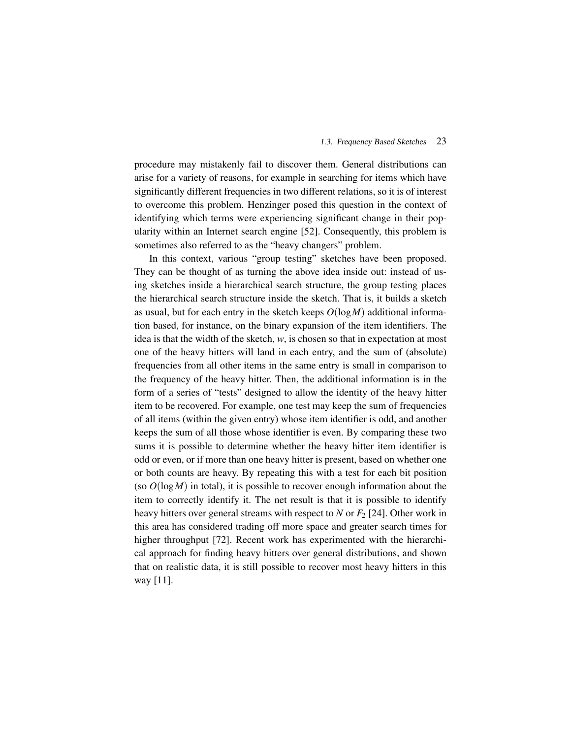procedure may mistakenly fail to discover them. General distributions can arise for a variety of reasons, for example in searching for items which have significantly different frequencies in two different relations, so it is of interest to overcome this problem. Henzinger posed this question in the context of identifying which terms were experiencing significant change in their popularity within an Internet search engine [52]. Consequently, this problem is sometimes also referred to as the "heavy changers" problem.

In this context, various "group testing" sketches have been proposed. They can be thought of as turning the above idea inside out: instead of using sketches inside a hierarchical search structure, the group testing places the hierarchical search structure inside the sketch. That is, it builds a sketch as usual, but for each entry in the sketch keeps $O(\log M)$ additional information based, for instance, on the binary expansion of the item identifiers. The idea is that the width of the sketch, $w$, is chosen so that in expectation at most one of the heavy hitters will land in each entry, and the sum of (absolute) frequencies from all other items in the same entry is small in comparison to the frequency of the heavy hitter. Then, the additional information is in the form of a series of "tests" designed to allow the identity of the heavy hitter item to be recovered. For example, one test may keep the sum of frequencies of all items (within the given entry) whose item identifier is odd, and another keeps the sum of all those whose identifier is even. By comparing these two sums it is possible to determine whether the heavy hitter item identifier is odd or even, or if more than one heavy hitter is present, based on whether one or both counts are heavy. By repeating this with a test for each bit position (so $O(\log M)$ in total), it is possible to recover enough information about the item to correctly identify it. The net result is that it is possible to identify heavy hitters over general streams with respect to $N$ or $F_2$ [24]. Other work in this area has considered trading off more space and greater search times for higher throughput [72]. Recent work has experimented with the hierarchical approach for finding heavy hitters over general distributions, and shown that on realistic data, it is still possible to recover most heavy hitters in this way [11].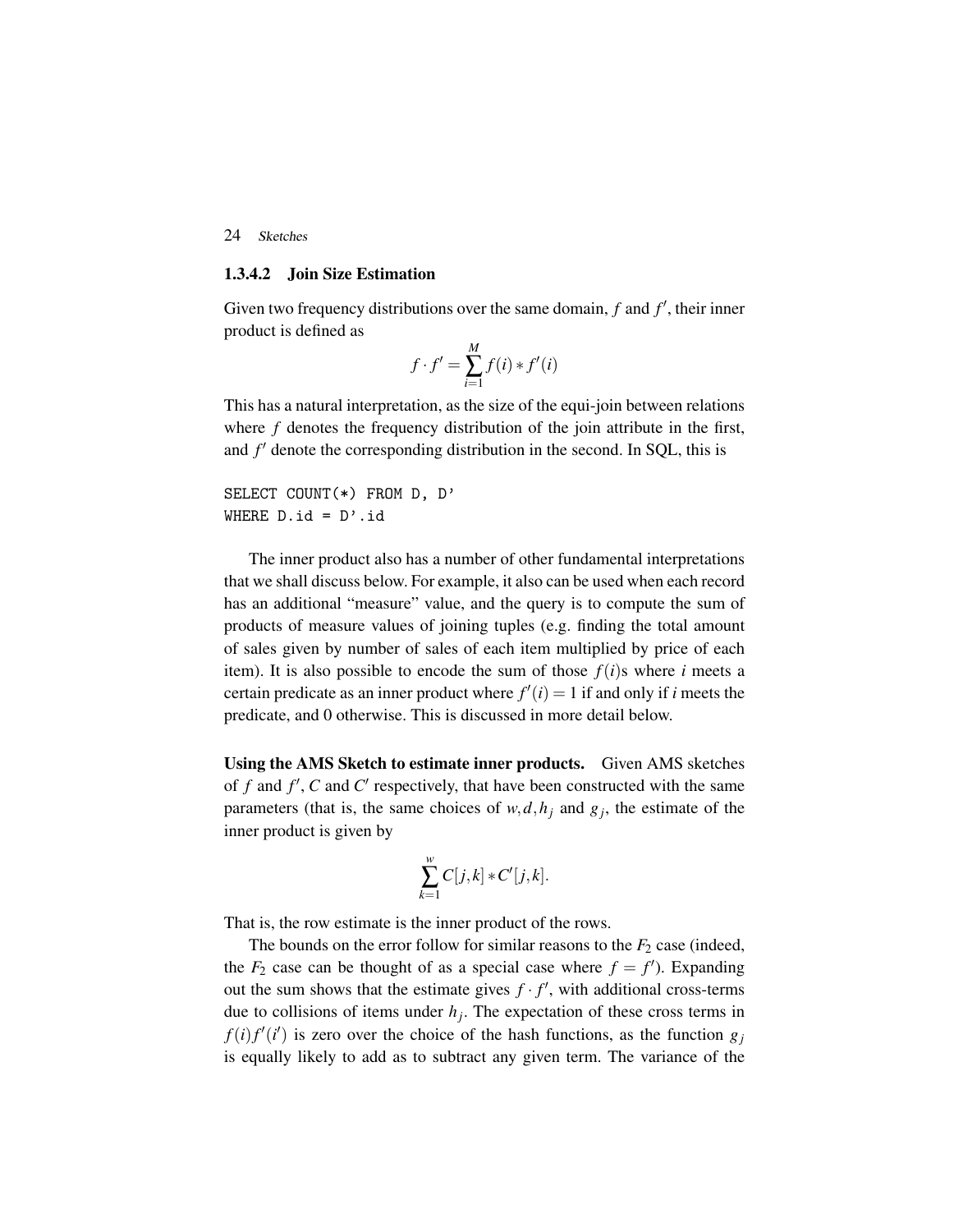#### 1.3.4.2 Join Size Estimation

Given two frequency distributions over the same domain, $f$ and $f'$, their inner product is defined as

$$f \cdot f' = \sum_{i=1}^{M} f(i) * f'(i)$$

This has a natural interpretation, as the size of the equi-join between relations where $f$ denotes the frequency distribution of the join attribute in the first, and $f'$ denote the corresponding distribution in the second. In SQL, this is

```
SELECT COUNT(*) FROM D, D'
WHERE D.id = D'.id
```

The inner product also has a number of other fundamental interpretations that we shall discuss below. For example, it also can be used when each record has an additional "measure" value, and the query is to compute the sum of products of measure values of joining tuples (e.g. finding the total amount of sales given by number of sales of each item multiplied by price of each item). It is also possible to encode the sum of those $f(i)$s where $i$ meets a certain predicate as an inner product where $f'(i) = 1$ if and only if $i$ meets the predicate, and 0 otherwise. This is discussed in more detail below.

**Using the AMS Sketch to estimate inner products.** Given AMS sketches of $f$ and $f'$, $C$ and $C'$ respectively, that have been constructed with the same parameters (that is, the same choices of $w, d, h_j$ and $g_j$, the estimate of the inner product is given by

$$\sum_{k=1}^{w} C[j,k] * C'[j,k].$$

That is, the row estimate is the inner product of the rows.

The bounds on the error follow for similar reasons to the $F_2$ case (indeed, the $F_2$ case can be thought of as a special case where $f = f'$). Expanding out the sum shows that the estimate gives $f \cdot f'$, with additional cross-terms due to collisions of items under $h_j$. The expectation of these cross terms in $f(i)f'(i')$ is zero over the choice of the hash functions, as the function $g_j$ is equally likely to add as to subtract any given term. The variance of the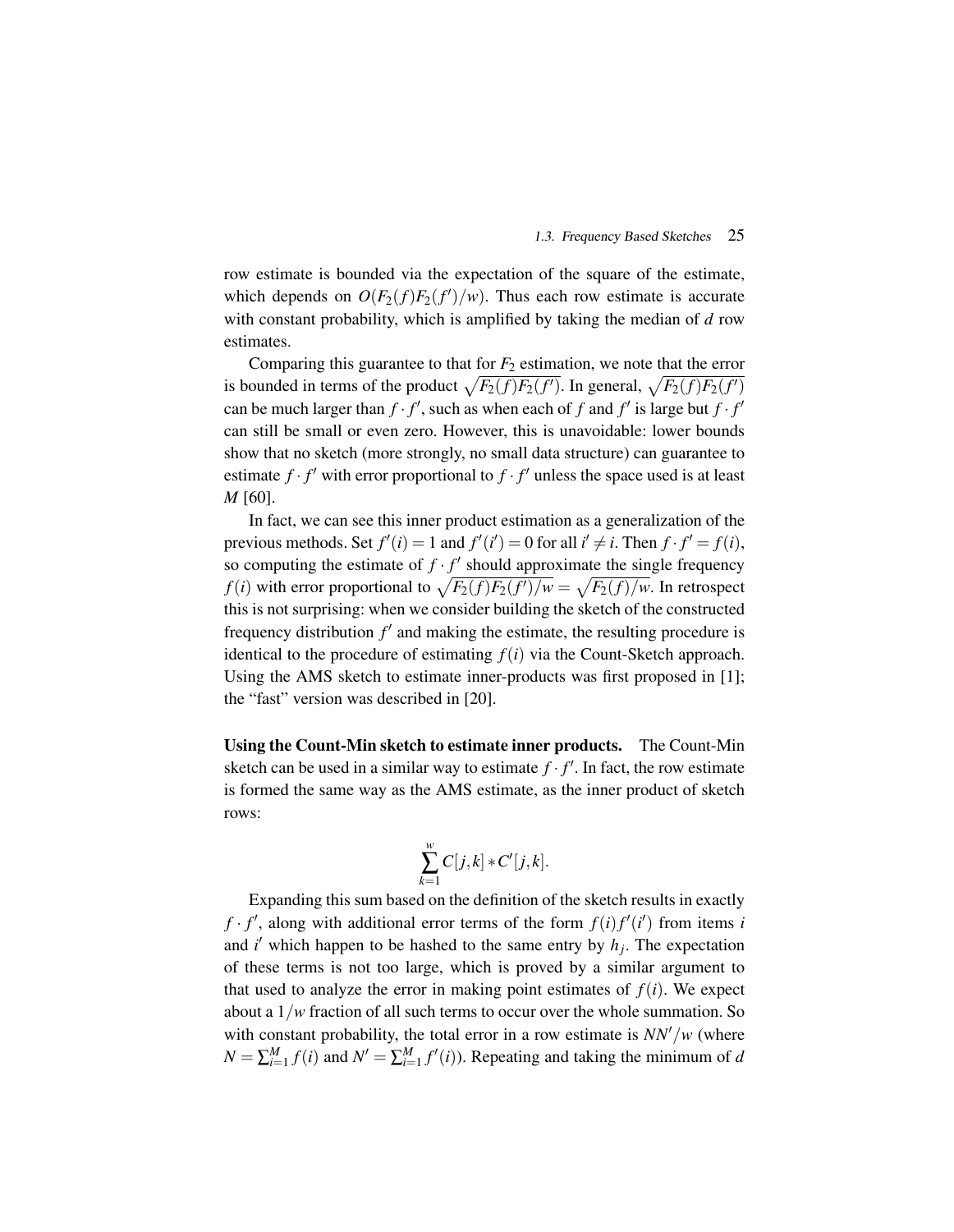row estimate is bounded via the expectation of the square of the estimate, which depends on $O(F_2(f)F_2(f')/w)$. Thus each row estimate is accurate with constant probability, which is amplified by taking the median of $d$ row estimates.

Comparing this guarantee to that for $F_2$ estimation, we note that the error is bounded in terms of the product $\sqrt{F_2(f)F_2(f')}$. In general, $\sqrt{F_2(f)F_2(f')}$ can be much larger than $f \cdot f'$, such as when each of $f$ and $f'$ is large but $f \cdot f'$ can still be small or even zero. However, this is unavoidable: lower bounds show that no sketch (more strongly, no small data structure) can guarantee to estimate $f \cdot f'$ with error proportional to $f \cdot f'$ unless the space used is at least $M$ [60].

In fact, we can see this inner product estimation as a generalization of the previous methods. Set $f'(i) = 1$ and $f'(i') = 0$ for all $i' \neq i$. Then $f \cdot f' = f(i)$, so computing the estimate of $f \cdot f'$ should approximate the single frequency $f(i)$ with error proportional to $\sqrt{F_2(f)F_2(f')/w} = \sqrt{F_2(f)/w}$. In retrospect this is not surprising: when we consider building the sketch of the constructed frequency distribution $f'$ and making the estimate, the resulting procedure is identical to the procedure of estimating $f(i)$ via the Count-Sketch approach. Using the AMS sketch to estimate inner-products was first proposed in [1]; the "fast" version was described in [20].

**Using the Count-Min sketch to estimate inner products.** The Count-Min sketch can be used in a similar way to estimate $f \cdot f'$. In fact, the row estimate is formed the same way as the AMS estimate, as the inner product of sketch rows:

$$\sum_{k=1}^{w} C[j,k] * C'[j,k].$$

Expanding this sum based on the definition of the sketch results in exactly $f \cdot f'$, along with additional error terms of the form $f(i)f'(i')$ from items $i$ and $i'$ which happen to be hashed to the same entry by $h_j$. The expectation of these terms is not too large, which is proved by a similar argument to that used to analyze the error in making point estimates of $f(i)$. We expect about a $1/w$ fraction of all such terms to occur over the whole summation. So with constant probability, the total error in a row estimate is $NN'/w$ (where $N = \sum_{i=1}^{M} f(i)$ and $N' = \sum_{i=1}^{M} f'(i)$). Repeating and taking the minimum of $d$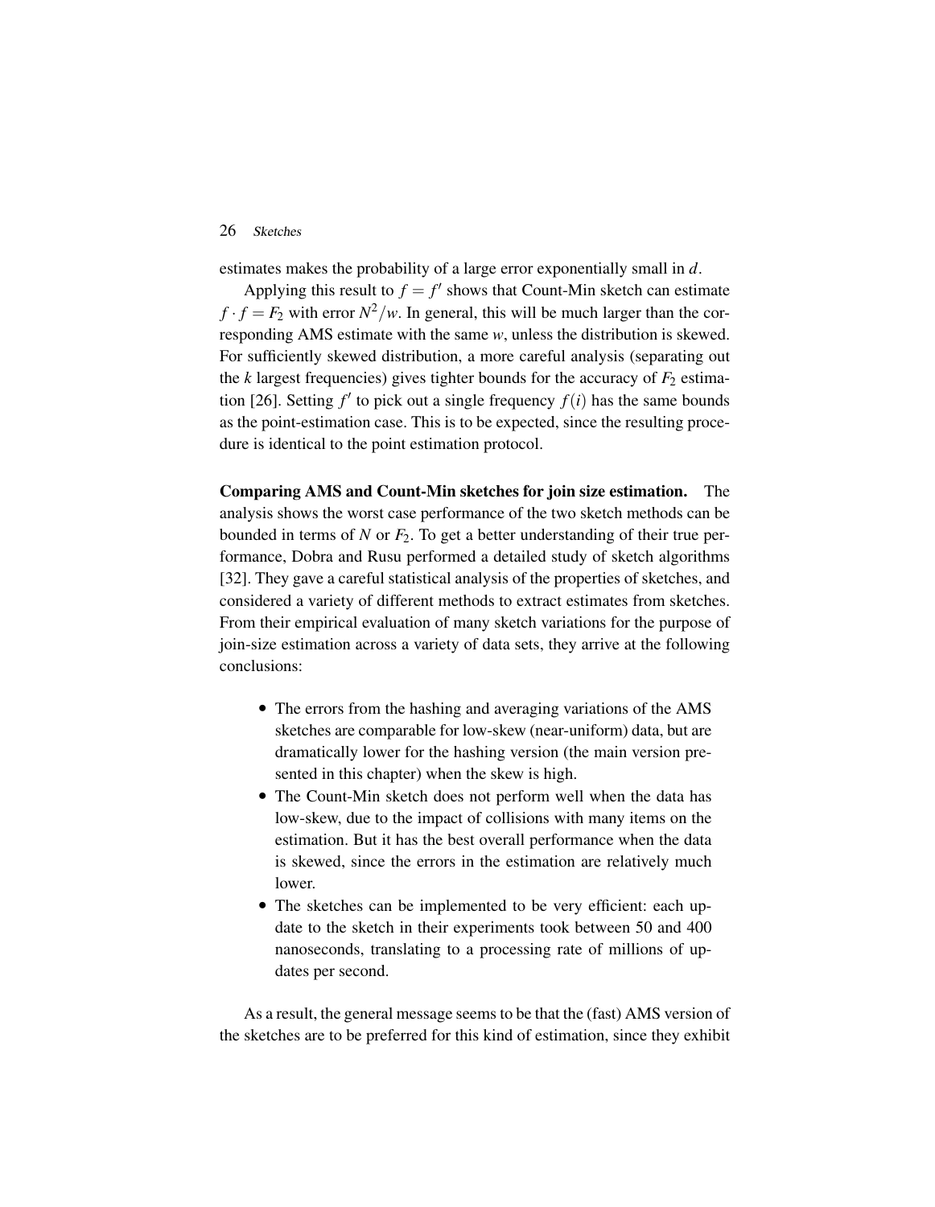estimates makes the probability of a large error exponentially small in $d$.

Applying this result to $f = f'$ shows that Count-Min sketch can estimate $f \cdot f = F_2$ with error $N^2/w$. In general, this will be much larger than the corresponding AMS estimate with the same $w$, unless the distribution is skewed. For sufficiently skewed distribution, a more careful analysis (separating out the $k$ largest frequencies) gives tighter bounds for the accuracy of $F_2$ estimation [26]. Setting $f'$ to pick out a single frequency $f(i)$ has the same bounds as the point-estimation case. This is to be expected, since the resulting procedure is identical to the point estimation protocol.

**Comparing AMS and Count-Min sketches for join size estimation.** The analysis shows the worst case performance of the two sketch methods can be bounded in terms of $N$ or $F_2$. To get a better understanding of their true performance, Dobra and Rusu performed a detailed study of sketch algorithms [32]. They gave a careful statistical analysis of the properties of sketches, and considered a variety of different methods to extract estimates from sketches. From their empirical evaluation of many sketch variations for the purpose of join-size estimation across a variety of data sets, they arrive at the following conclusions:

- The errors from the hashing and averaging variations of the AMS sketches are comparable for low-skew (near-uniform) data, but are dramatically lower for the hashing version (the main version presented in this chapter) when the skew is high.
- The Count-Min sketch does not perform well when the data has low-skew, due to the impact of collisions with many items on the estimation. But it has the best overall performance when the data is skewed, since the errors in the estimation are relatively much lower.
- The sketches can be implemented to be very efficient: each update to the sketch in their experiments took between 50 and 400 nanoseconds, translating to a processing rate of millions of updates per second.

As a result, the general message seems to be that the (fast) AMS version of the sketches are to be preferred for this kind of estimation, since they exhibit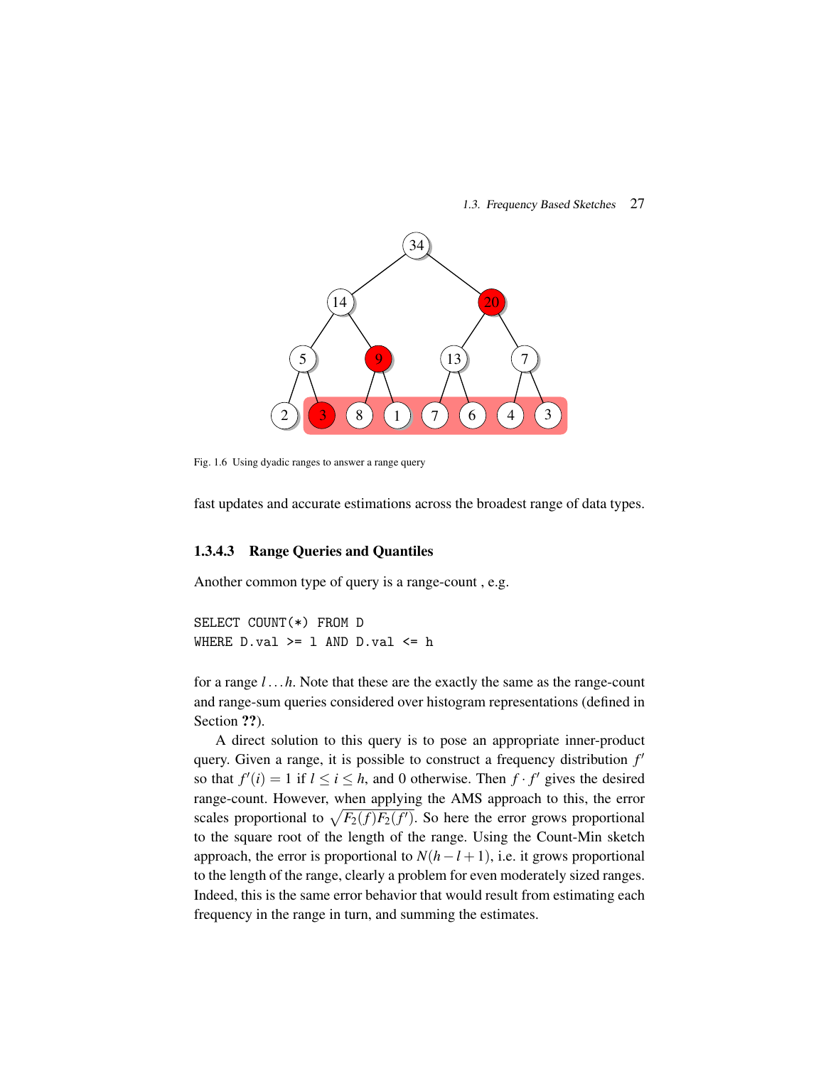Fig. 1.6 Using dyadic ranges to answer a range query

fast updates and accurate estimations across the broadest range of data types.

#### 1.3.4.3 Range Queries and Quantiles

Another common type of query is a range-count , e.g.

```
SELECT COUNT(*) FROM D
WHERE D.val >= l AND D.val <= h
```

for a range $l \ldots h$. Note that these are the exactly the same as the range-count and range-sum queries considered over histogram representations (defined in Section **??**).

A direct solution to this query is to pose an appropriate inner-product query. Given a range, it is possible to construct a frequency distribution $f'$ so that $f'(i) = 1$ if $l \leq i \leq h$, and 0 otherwise. Then $f \cdot f'$ gives the desired range-count. However, when applying the AMS approach to this, the error scales proportional to $\sqrt{F_2(f)F_2(f')}$. So here the error grows proportional to the square root of the length of the range. Using the Count-Min sketch approach, the error is proportional to $N(h - l + 1)$, i.e. it grows proportional to the length of the range, clearly a problem for even moderately sized ranges. Indeed, this is the same error behavior that would result from estimating each frequency in the range in turn, and summing the estimates.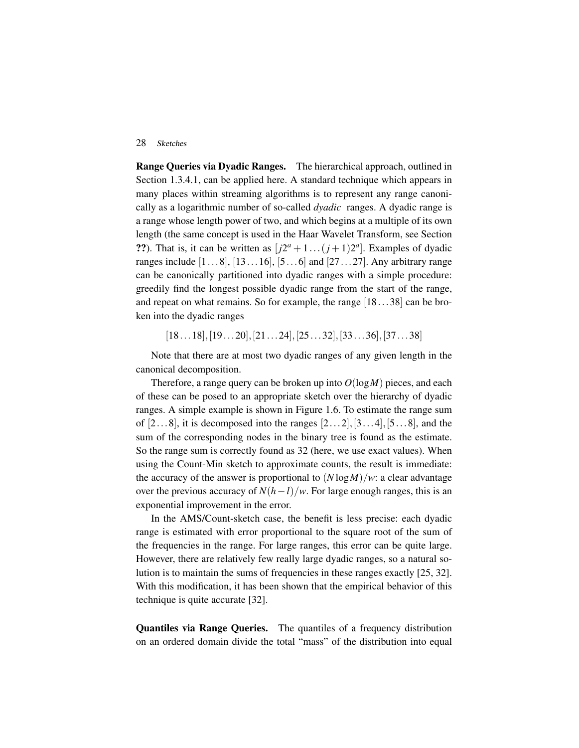**Range Queries via Dyadic Ranges.** The hierarchical approach, outlined in Section 1.3.4.1, can be applied here. A standard technique which appears in many places within streaming algorithms is to represent any range canonically as a logarithmic number of so-called *dyadic* ranges. A dyadic range is a range whose length power of two, and which begins at a multiple of its own length (the same concept is used in the Haar Wavelet Transform, see Section **??**). That is, it can be written as $[j2^a + 1 \ldots (j+1)2^a]$. Examples of dyadic ranges include $[1 \ldots 8]$, $[13 \ldots 16]$, $[5 \ldots 6]$ and $[27 \ldots 27]$. Any arbitrary range can be canonically partitioned into dyadic ranges with a simple procedure: greedily find the longest possible dyadic range from the start of the range, and repeat on what remains. So for example, the range $[18 \ldots 38]$ can be broken into the dyadic ranges

$$[18 \ldots 18], [19 \ldots 20], [21 \ldots 24], [25 \ldots 32], [33 \ldots 36], [37 \ldots 38]$$

Note that there are at most two dyadic ranges of any given length in the canonical decomposition.

Therefore, a range query can be broken up into $O(\log M)$ pieces, and each of these can be posed to an appropriate sketch over the hierarchy of dyadic ranges. A simple example is shown in Figure 1.6. To estimate the range sum of $[2 \ldots 8]$, it is decomposed into the ranges $[2 \ldots 2], [3 \ldots 4], [5 \ldots 8]$, and the sum of the corresponding nodes in the binary tree is found as the estimate. So the range sum is correctly found as 32 (here, we use exact values). When using the Count-Min sketch to approximate counts, the result is immediate: the accuracy of the answer is proportional to $(N \log M)/w$: a clear advantage over the previous accuracy of $N(h-l)/w$. For large enough ranges, this is an exponential improvement in the error.

In the AMS/Count-sketch case, the benefit is less precise: each dyadic range is estimated with error proportional to the square root of the sum of the frequencies in the range. For large ranges, this error can be quite large. However, there are relatively few really large dyadic ranges, so a natural solution is to maintain the sums of frequencies in these ranges exactly [25, 32]. With this modification, it has been shown that the empirical behavior of this technique is quite accurate [32].

**Quantiles via Range Queries.** The quantiles of a frequency distribution on an ordered domain divide the total "mass" of the distribution into equal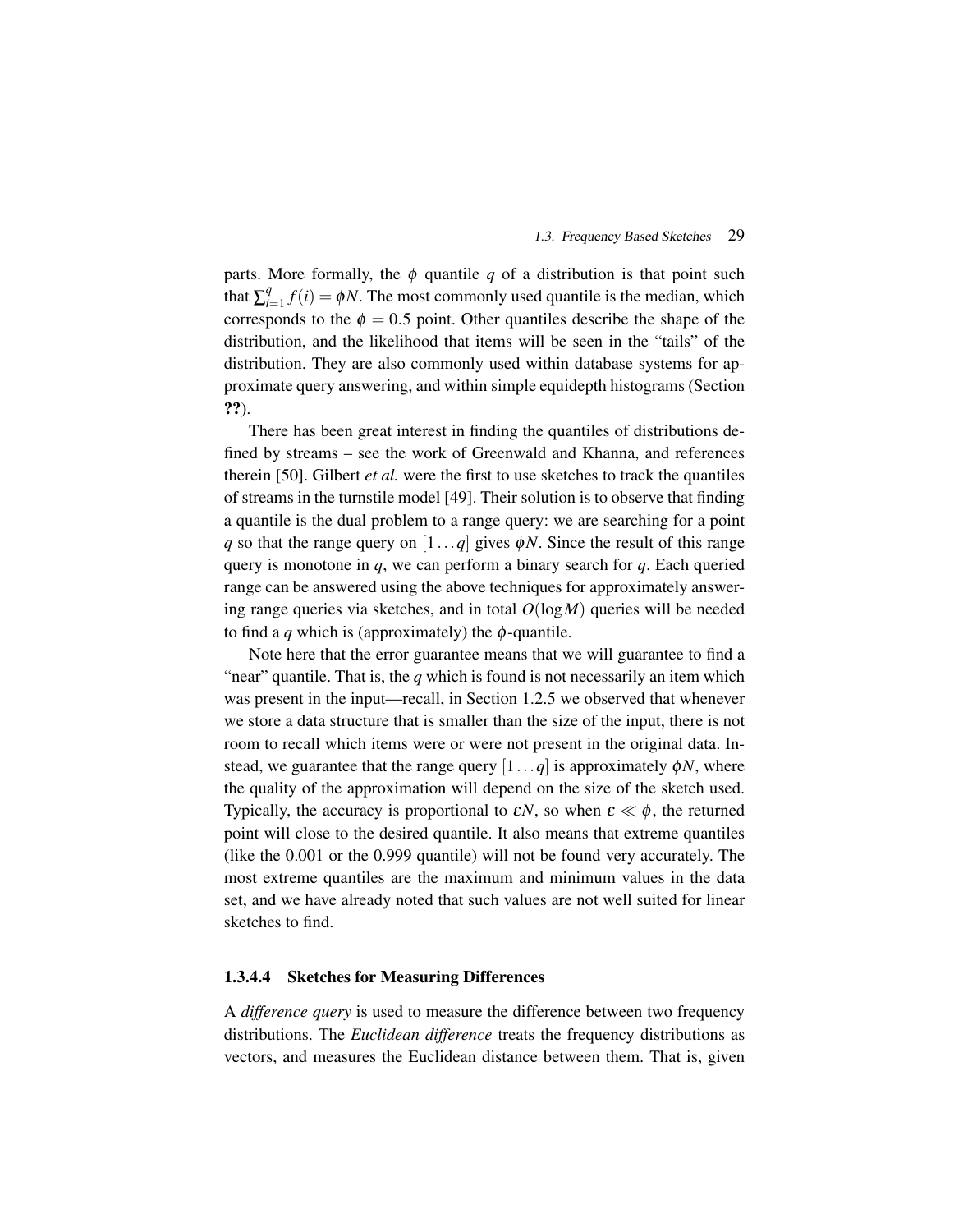parts. More formally, the $\phi$ quantile $q$ of a distribution is that point such that $\sum_{i=1}^{q} f(i) = \phi N$. The most commonly used quantile is the median, which corresponds to the $\phi = 0.5$ point. Other quantiles describe the shape of the distribution, and the likelihood that items will be seen in the "tails" of the distribution. They are also commonly used within database systems for approximate query answering, and within simple equidepth histograms (Section **??**).

There has been great interest in finding the quantiles of distributions defined by streams – see the work of Greenwald and Khanna, and references therein [50]. Gilbert *et al.* were the first to use sketches to track the quantiles of streams in the turnstile model [49]. Their solution is to observe that finding a quantile is the dual problem to a range query: we are searching for a point $q$ so that the range query on $[1 \ldots q]$ gives $\phi N$. Since the result of this range query is monotone in $q$, we can perform a binary search for $q$. Each queried range can be answered using the above techniques for approximately answering range queries via sketches, and in total $O(\log M)$ queries will be needed to find a $q$ which is (approximately) the $\phi$-quantile.

Note here that the error guarantee means that we will guarantee to find a "near" quantile. That is, the $q$ which is found is not necessarily an item which was present in the input—recall, in Section 1.2.5 we observed that whenever we store a data structure that is smaller than the size of the input, there is not room to recall which items were or were not present in the original data. Instead, we guarantee that the range query $[1 \ldots q]$ is approximately $\phi N$, where the quality of the approximation will depend on the size of the sketch used. Typically, the accuracy is proportional to $\varepsilon N$, so when $\varepsilon \ll \phi$, the returned point will close to the desired quantile. It also means that extreme quantiles (like the 0.001 or the 0.999 quantile) will not be found very accurately. The most extreme quantiles are the maximum and minimum values in the data set, and we have already noted that such values are not well suited for linear sketches to find.

#### 1.3.4.4 Sketches for Measuring Differences

A *difference query* is used to measure the difference between two frequency distributions. The *Euclidean difference* treats the frequency distributions as vectors, and measures the Euclidean distance between them. That is, given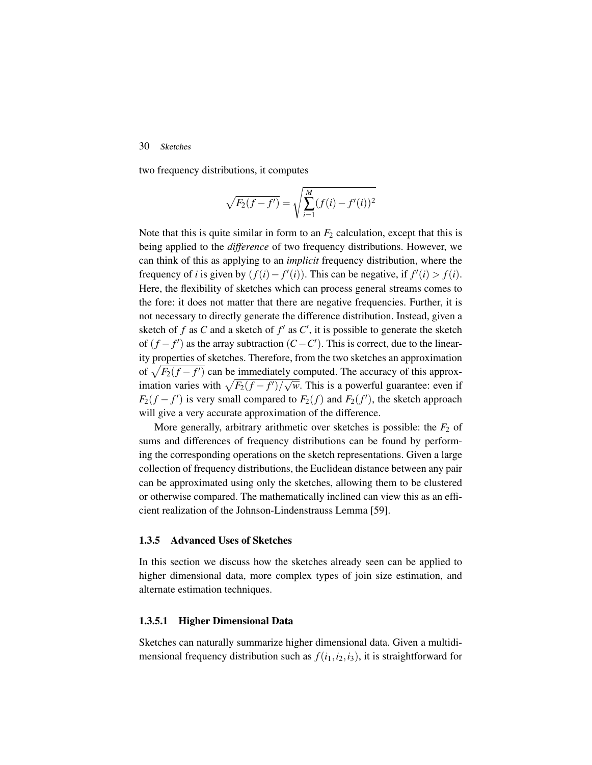two frequency distributions, it computes

$$\sqrt{F_2(f - f')} = \sqrt{\sum_{i=1}^{M}(f(i) - f'(i))^2}$$

Note that this is quite similar in form to an $F_2$ calculation, except that this is being applied to the *difference* of two frequency distributions. However, we can think of this as applying to an *implicit* frequency distribution, where the frequency of $i$ is given by $(f(i) - f'(i))$. This can be negative, if $f'(i) > f(i)$. Here, the flexibility of sketches which can process general streams comes to the fore: it does not matter that there are negative frequencies. Further, it is not necessary to directly generate the difference distribution. Instead, given a sketch of $f$ as $C$ and a sketch of $f'$ as $C'$, it is possible to generate the sketch of $(f - f')$ as the array subtraction $(C - C')$. This is correct, due to the linearity properties of sketches. Therefore, from the two sketches an approximation of $\sqrt{F_2(f - f')}$ can be immediately computed. The accuracy of this approximation varies with $\sqrt{F_2(f - f')/\sqrt{w}}$. This is a powerful guarantee: even if $F_2(f - f')$ is very small compared to $F_2(f)$ and $F_2(f')$, the sketch approach will give a very accurate approximation of the difference.

More generally, arbitrary arithmetic over sketches is possible: the $F_2$ of sums and differences of frequency distributions can be found by performing the corresponding operations on the sketch representations. Given a large collection of frequency distributions, the Euclidean distance between any pair can be approximated using only the sketches, allowing them to be clustered or otherwise compared. The mathematically inclined can view this as an efficient realization of the Johnson-Lindenstrauss Lemma [59].

### 1.3.5 Advanced Uses of Sketches

In this section we discuss how the sketches already seen can be applied to higher dimensional data, more complex types of join size estimation, and alternate estimation techniques.

#### 1.3.5.1 Higher Dimensional Data

Sketches can naturally summarize higher dimensional data. Given a multidimensional frequency distribution such as $f(i_1, i_2, i_3)$, it is straightforward for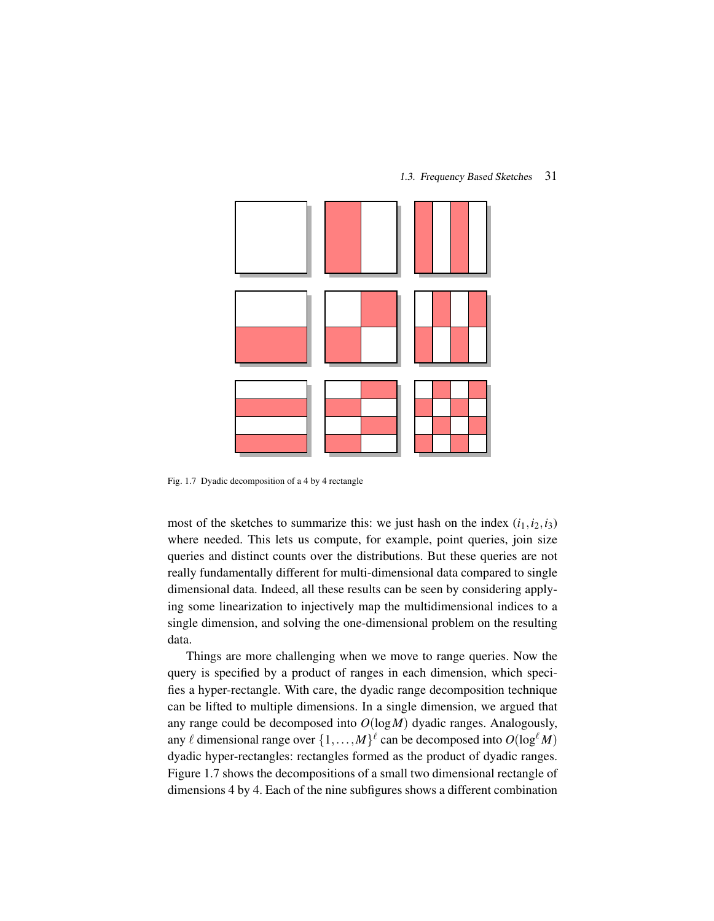Fig. 1.7 Dyadic decomposition of a 4 by 4 rectangle

most of the sketches to summarize this: we just hash on the index $(i_1, i_2, i_3)$ where needed. This lets us compute, for example, point queries, join size queries and distinct counts over the distributions. But these queries are not really fundamentally different for multi-dimensional data compared to single dimensional data. Indeed, all these results can be seen by considering applying some linearization to injectively map the multidimensional indices to a single dimension, and solving the one-dimensional problem on the resulting data.

Things are more challenging when we move to range queries. Now the query is specified by a product of ranges in each dimension, which specifies a hyper-rectangle. With care, the dyadic range decomposition technique can be lifted to multiple dimensions. In a single dimension, we argued that any range could be decomposed into $O(\log M)$ dyadic ranges. Analogously, any $\ell$ dimensional range over $\{1,\ldots,M\}^\ell$ can be decomposed into $O(\log^\ell M)$ dyadic hyper-rectangles: rectangles formed as the product of dyadic ranges. Figure 1.7 shows the decompositions of a small two dimensional rectangle of dimensions 4 by 4. Each of the nine subfigures shows a different combination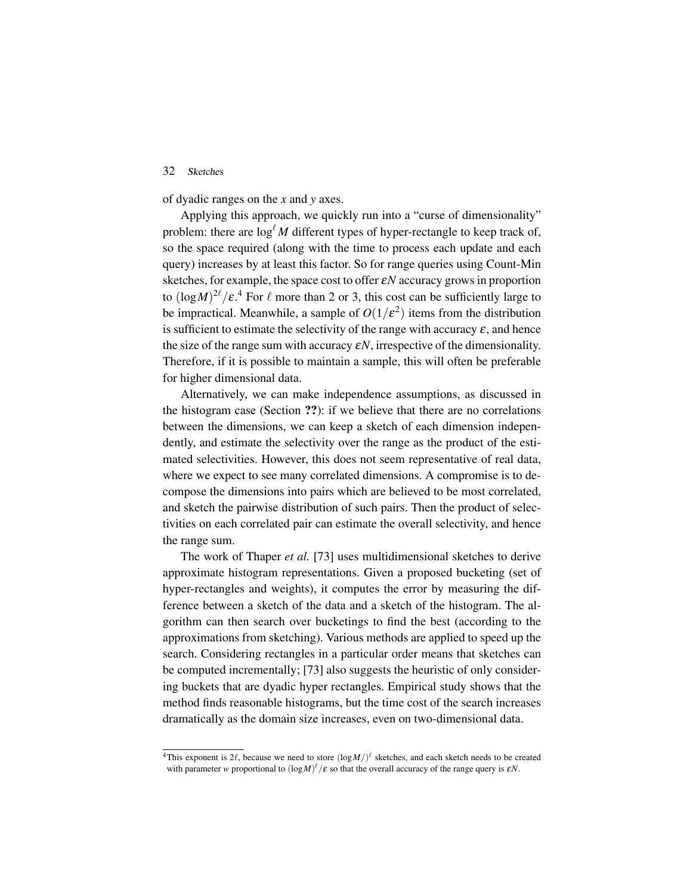of dyadic ranges on the $x$ and $y$ axes.

Applying this approach, we quickly run into a "curse of dimensionality" problem: there are $\log^\ell M$ different types of hyper-rectangle to keep track of, so the space required (along with the time to process each update and each query) increases by at least this factor. So for range queries using Count-Min sketches, for example, the space cost to offer $\varepsilon N$ accuracy grows in proportion to $(\log M)^{2\ell}/\varepsilon$.[4] For $\ell$ more than 2 or 3, this cost can be sufficiently large to be impractical. Meanwhile, a sample of $O(1/\varepsilon^2)$ items from the distribution is sufficient to estimate the selectivity of the range with accuracy $\varepsilon$, and hence the size of the range sum with accuracy $\varepsilon N$, irrespective of the dimensionality. Therefore, if it is possible to maintain a sample, this will often be preferable for higher dimensional data.

Alternatively, we can make independence assumptions, as discussed in the histogram case (Section **??**): if we believe that there are no correlations between the dimensions, we can keep a sketch of each dimension independently, and estimate the selectivity over the range as the product of the estimated selectivities. However, this does not seem representative of real data, where we expect to see many correlated dimensions. A compromise is to decompose the dimensions into pairs which are believed to be most correlated, and sketch the pairwise distribution of such pairs. Then the product of selectivities on each correlated pair can estimate the overall selectivity, and hence the range sum.

The work of Thaper *et al.* [73] uses multidimensional sketches to derive approximate histogram representations. Given a proposed bucketing (set of hyper-rectangles and weights), it computes the error by measuring the difference between a sketch of the data and a sketch of the histogram. The algorithm can then search over bucketings to find the best (according to the approximations from sketching). Various methods are applied to speed up the search. Considering rectangles in a particular order means that sketches can be computed incrementally; [73] also suggests the heuristic of only considering buckets that are dyadic hyper rectangles. Empirical study shows that the method finds reasonable histograms, but the time cost of the search increases dramatically as the domain size increases, even on two-dimensional data.

[4] This exponent is $2\ell$, because we need to store $(\log M/)^\ell$ sketches, and each sketch needs to be created with parameter $w$ proportional to $(\log M)^\ell/\varepsilon$ so that the overall accuracy of the range query is $\varepsilon N$.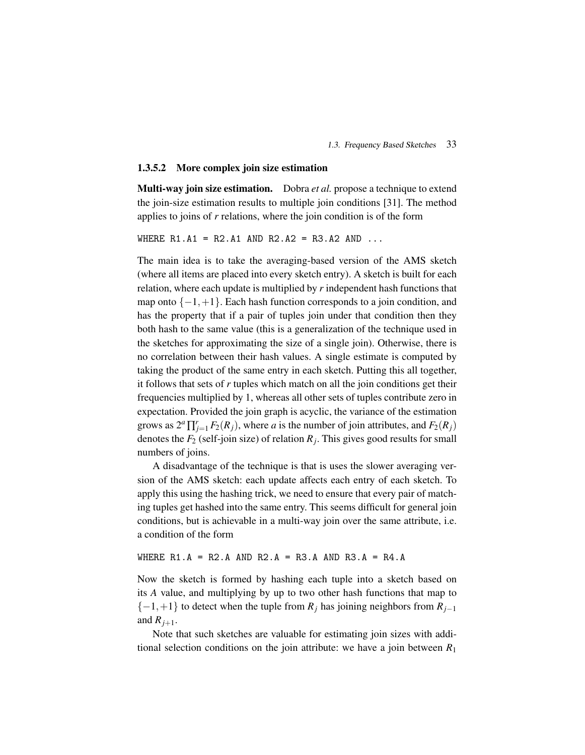#### 1.3.5.2 More complex join size estimation

**Multi-way join size estimation.** Dobra *et al.* propose a technique to extend the join-size estimation results to multiple join conditions [31]. The method applies to joins of $r$ relations, where the join condition is of the form

```
WHERE R1.A1 = R2.A1 AND R2.A2 = R3.A2 AND ...
```

The main idea is to take the averaging-based version of the AMS sketch (where all items are placed into every sketch entry). A sketch is built for each relation, where each update is multiplied by $r$ independent hash functions that map onto $\{-1,+1\}$. Each hash function corresponds to a join condition, and has the property that if a pair of tuples join under that condition then they both hash to the same value (this is a generalization of the technique used in the sketches for approximating the size of a single join). Otherwise, there is no correlation between their hash values. A single estimate is computed by taking the product of the same entry in each sketch. Putting this all together, it follows that sets of $r$ tuples which match on all the join conditions get their frequencies multiplied by 1, whereas all other sets of tuples contribute zero in expectation. Provided the join graph is acyclic, the variance of the estimation grows as $2^a \prod_{j=1}^{r} F_2(R_j)$, where $a$ is the number of join attributes, and $F_2(R_j)$ denotes the $F_2$ (self-join size) of relation $R_j$. This gives good results for small numbers of joins.

A disadvantage of the technique is that is uses the slower averaging version of the AMS sketch: each update affects each entry of each sketch. To apply this using the hashing trick, we need to ensure that every pair of matching tuples get hashed into the same entry. This seems difficult for general join conditions, but is achievable in a multi-way join over the same attribute, i.e. a condition of the form

```
WHERE R1.A = R2.A AND R2.A = R3.A AND R3.A = R4.A
```

Now the sketch is formed by hashing each tuple into a sketch based on its $A$ value, and multiplying by up to two other hash functions that map to $\{-1,+1\}$ to detect when the tuple from $R_j$ has joining neighbors from $R_{j-1}$ and $R_{j+1}$.

Note that such sketches are valuable for estimating join sizes with additional selection conditions on the join attribute: we have a join between $R_1$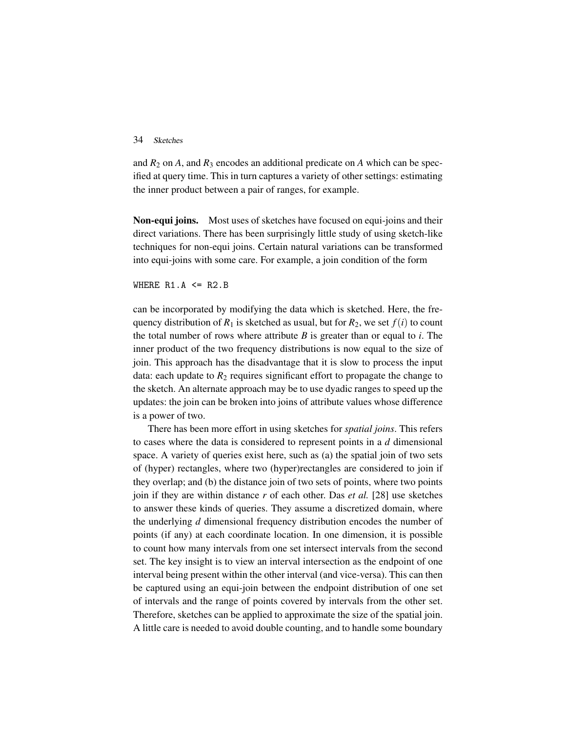and $R_2$ on $A$, and $R_3$ encodes an additional predicate on $A$ which can be specified at query time. This in turn captures a variety of other settings: estimating the inner product between a pair of ranges, for example.

**Non-equi joins.** Most uses of sketches have focused on equi-joins and their direct variations. There has been surprisingly little study of using sketch-like techniques for non-equi joins. Certain natural variations can be transformed into equi-joins with some care. For example, a join condition of the form

```
WHERE R1.A <= R2.B
```

can be incorporated by modifying the data which is sketched. Here, the frequency distribution of $R_1$ is sketched as usual, but for $R_2$, we set $f(i)$ to count the total number of rows where attribute $B$ is greater than or equal to $i$. The inner product of the two frequency distributions is now equal to the size of join. This approach has the disadvantage that it is slow to process the input data: each update to $R_2$ requires significant effort to propagate the change to the sketch. An alternate approach may be to use dyadic ranges to speed up the updates: the join can be broken into joins of attribute values whose difference is a power of two.

There has been more effort in using sketches for *spatial joins*. This refers to cases where the data is considered to represent points in a $d$ dimensional space. A variety of queries exist here, such as (a) the spatial join of two sets of (hyper) rectangles, where two (hyper)rectangles are considered to join if they overlap; and (b) the distance join of two sets of points, where two points join if they are within distance $r$ of each other. Das *et al.* [28] use sketches to answer these kinds of queries. They assume a discretized domain, where the underlying $d$ dimensional frequency distribution encodes the number of points (if any) at each coordinate location. In one dimension, it is possible to count how many intervals from one set intersect intervals from the second set. The key insight is to view an interval intersection as the endpoint of one interval being present within the other interval (and vice-versa). This can then be captured using an equi-join between the endpoint distribution of one set of intervals and the range of points covered by intervals from the other set. Therefore, sketches can be applied to approximate the size of the spatial join. A little care is needed to avoid double counting, and to handle some boundary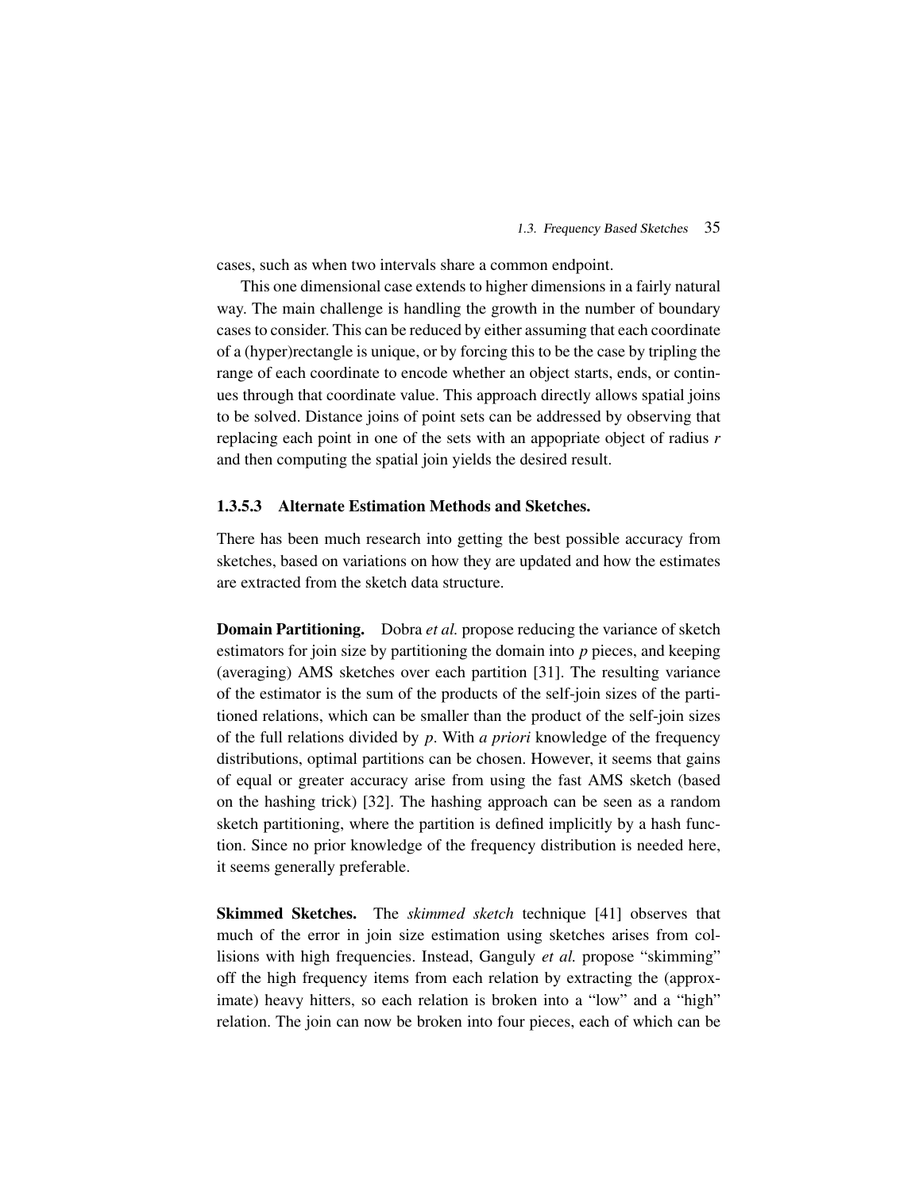cases, such as when two intervals share a common endpoint.

This one dimensional case extends to higher dimensions in a fairly natural way. The main challenge is handling the growth in the number of boundary cases to consider. This can be reduced by either assuming that each coordinate of a (hyper)rectangle is unique, or by forcing this to be the case by tripling the range of each coordinate to encode whether an object starts, ends, or continues through that coordinate value. This approach directly allows spatial joins to be solved. Distance joins of point sets can be addressed by observing that replacing each point in one of the sets with an appopriate object of radius $r$ and then computing the spatial join yields the desired result.

#### 1.3.5.3 Alternate Estimation Methods and Sketches.

There has been much research into getting the best possible accuracy from sketches, based on variations on how they are updated and how the estimates are extracted from the sketch data structure.

**Domain Partitioning.** Dobra *et al.* propose reducing the variance of sketch estimators for join size by partitioning the domain into $p$ pieces, and keeping (averaging) AMS sketches over each partition [31]. The resulting variance of the estimator is the sum of the products of the self-join sizes of the partitioned relations, which can be smaller than the product of the self-join sizes of the full relations divided by $p$. With *a priori* knowledge of the frequency distributions, optimal partitions can be chosen. However, it seems that gains of equal or greater accuracy arise from using the fast AMS sketch (based on the hashing trick) [32]. The hashing approach can be seen as a random sketch partitioning, where the partition is defined implicitly by a hash function. Since no prior knowledge of the frequency distribution is needed here, it seems generally preferable.

**Skimmed Sketches.** The *skimmed sketch* technique [41] observes that much of the error in join size estimation using sketches arises from collisions with high frequencies. Instead, Ganguly *et al.* propose "skimming" off the high frequency items from each relation by extracting the (approximate) heavy hitters, so each relation is broken into a "low" and a "high" relation. The join can now be broken into four pieces, each of which can be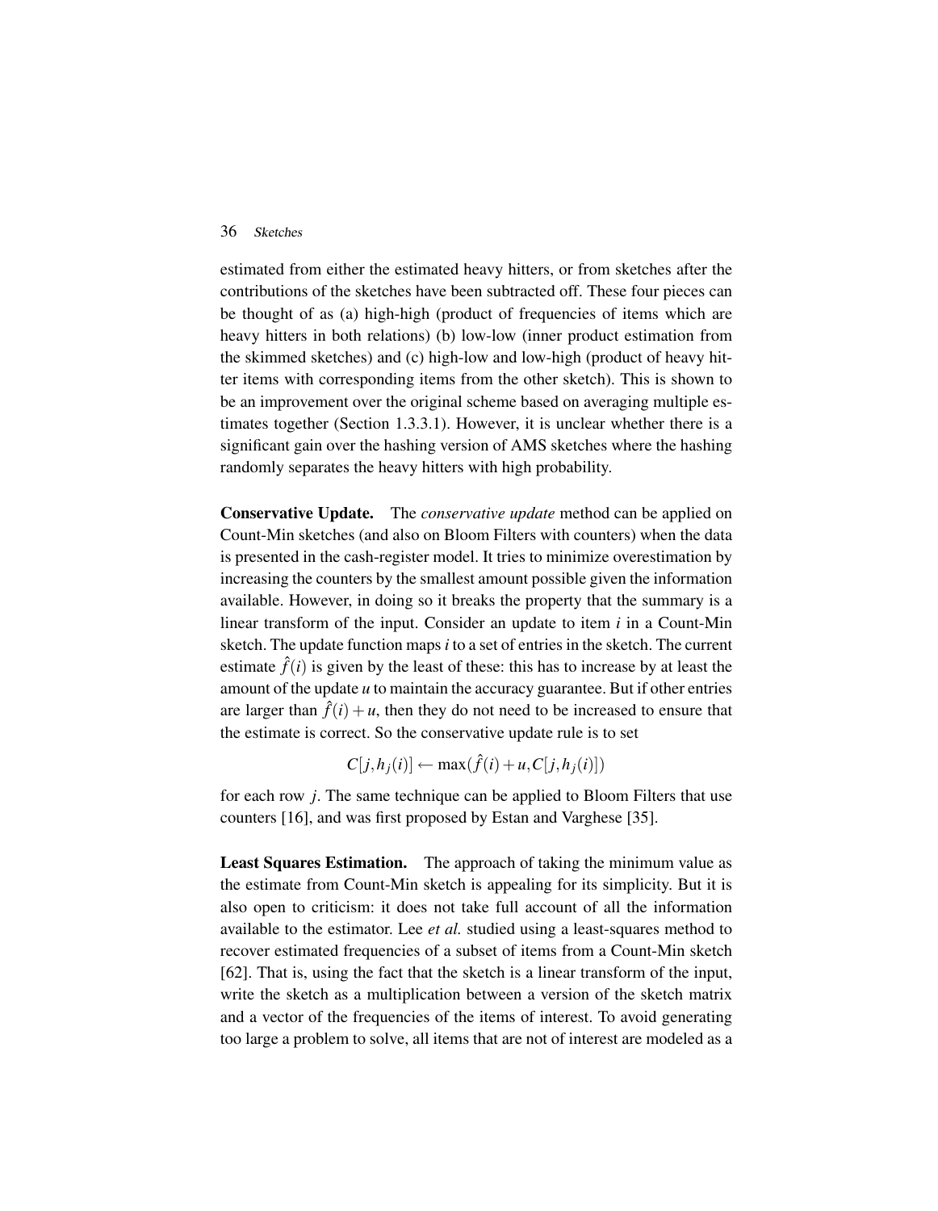estimated from either the estimated heavy hitters, or from sketches after the contributions of the sketches have been subtracted off. These four pieces can be thought of as (a) high-high (product of frequencies of items which are heavy hitters in both relations) (b) low-low (inner product estimation from the skimmed sketches) and (c) high-low and low-high (product of heavy hitter items with corresponding items from the other sketch). This is shown to be an improvement over the original scheme based on averaging multiple estimates together (Section 1.3.3.1). However, it is unclear whether there is a significant gain over the hashing version of AMS sketches where the hashing randomly separates the heavy hitters with high probability.

**Conservative Update.** The *conservative update* method can be applied on Count-Min sketches (and also on Bloom Filters with counters) when the data is presented in the cash-register model. It tries to minimize overestimation by increasing the counters by the smallest amount possible given the information available. However, in doing so it breaks the property that the summary is a linear transform of the input. Consider an update to item $i$ in a Count-Min sketch. The update function maps $i$ to a set of entries in the sketch. The current estimate $\hat{f}(i)$ is given by the least of these: this has to increase by at least the amount of the update $u$ to maintain the accuracy guarantee. But if other entries are larger than $\hat{f}(i)+u$, then they do not need to be increased to ensure that the estimate is correct. So the conservative update rule is to set

$$C[j,h_j(i)] \leftarrow \max(\hat{f}(i)+u, C[j,h_j(i)])$$

for each row $j$. The same technique can be applied to Bloom Filters that use counters [16], and was first proposed by Estan and Varghese [35].

**Least Squares Estimation.** The approach of taking the minimum value as the estimate from Count-Min sketch is appealing for its simplicity. But it is also open to criticism: it does not take full account of all the information available to the estimator. Lee *et al.* studied using a least-squares method to recover estimated frequencies of a subset of items from a Count-Min sketch [62]. That is, using the fact that the sketch is a linear transform of the input, write the sketch as a multiplication between a version of the sketch matrix and a vector of the frequencies of the items of interest. To avoid generating too large a problem to solve, all items that are not of interest are modeled as a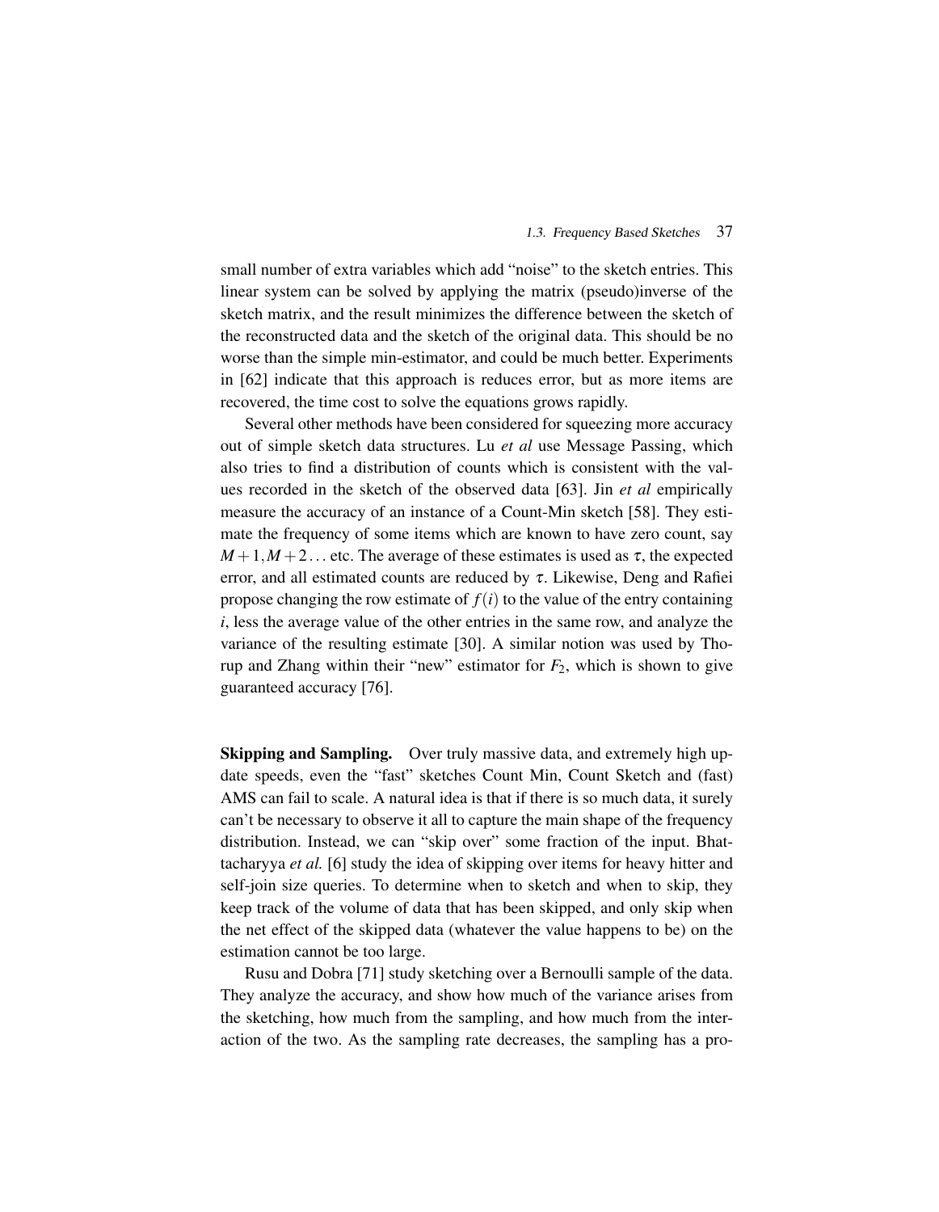small number of extra variables which add "noise" to the sketch entries. This linear system can be solved by applying the matrix (pseudo)inverse of the sketch matrix, and the result minimizes the difference between the sketch of the reconstructed data and the sketch of the original data. This should be no worse than the simple min-estimator, and could be much better. Experiments in [62] indicate that this approach is reduces error, but as more items are recovered, the time cost to solve the equations grows rapidly.

Several other methods have been considered for squeezing more accuracy out of simple sketch data structures. Lu *et al* use Message Passing, which also tries to find a distribution of counts which is consistent with the values recorded in the sketch of the observed data [63]. Jin *et al* empirically measure the accuracy of an instance of a Count-Min sketch [58]. They estimate the frequency of some items which are known to have zero count, say $M+1, M+2\ldots$ etc. The average of these estimates is used as $\tau$, the expected error, and all estimated counts are reduced by $\tau$. Likewise, Deng and Rafiei propose changing the row estimate of $f(i)$ to the value of the entry containing $i$, less the average value of the other entries in the same row, and analyze the variance of the resulting estimate [30]. A similar notion was used by Thorup and Zhang within their "new" estimator for $F_2$, which is shown to give guaranteed accuracy [76].

**Skipping and Sampling.** Over truly massive data, and extremely high update speeds, even the "fast" sketches Count Min, Count Sketch and (fast) AMS can fail to scale. A natural idea is that if there is so much data, it surely can't be necessary to observe it all to capture the main shape of the frequency distribution. Instead, we can "skip over" some fraction of the input. Bhattacharyya *et al.* [6] study the idea of skipping over items for heavy hitter and self-join size queries. To determine when to sketch and when to skip, they keep track of the volume of data that has been skipped, and only skip when the net effect of the skipped data (whatever the value happens to be) on the estimation cannot be too large.

Rusu and Dobra [71] study sketching over a Bernoulli sample of the data. They analyze the accuracy, and show how much of the variance arises from the sketching, how much from the sampling, and how much from the interaction of the two. As the sampling rate decreases, the sampling has a pro-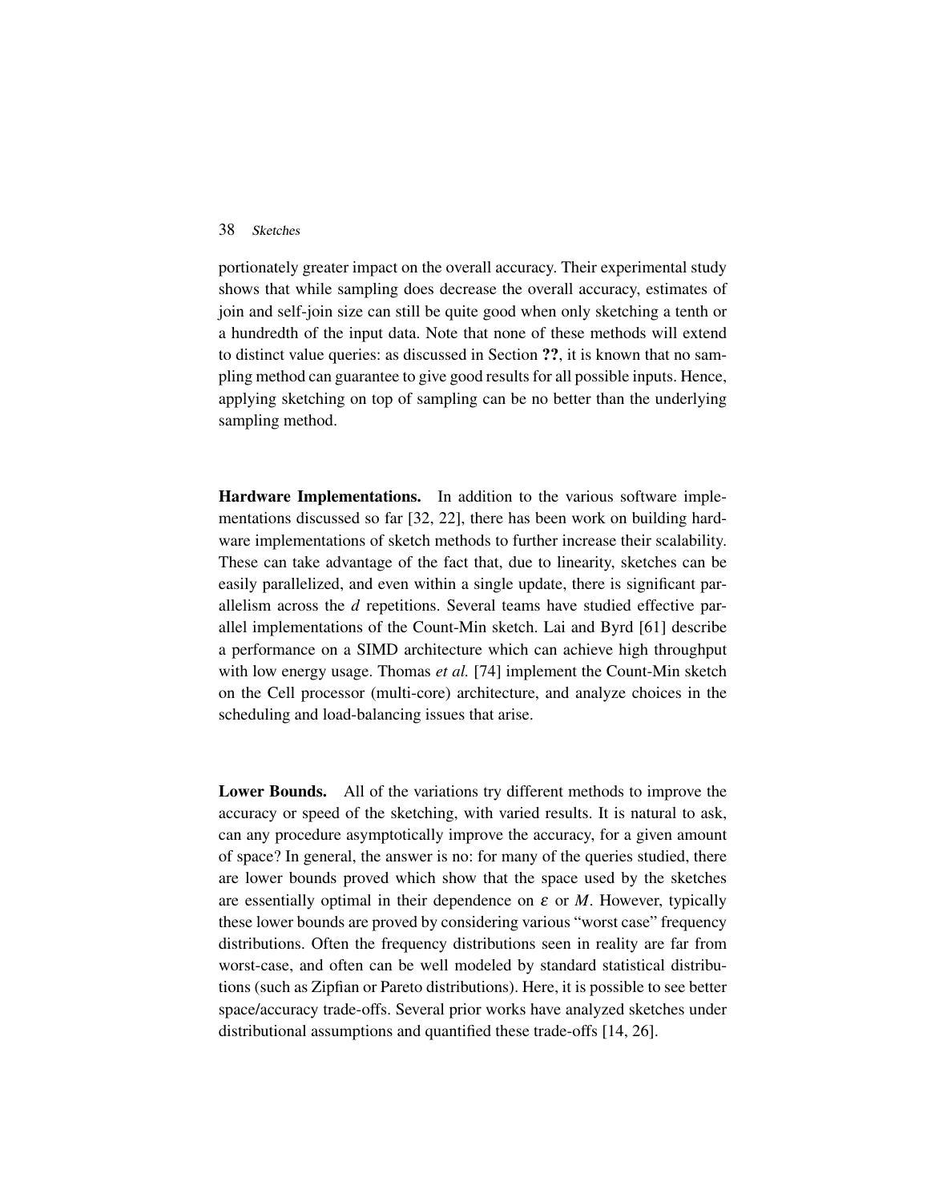portionately greater impact on the overall accuracy. Their experimental study shows that while sampling does decrease the overall accuracy, estimates of join and self-join size can still be quite good when only sketching a tenth or a hundredth of the input data. Note that none of these methods will extend to distinct value queries: as discussed in Section **??**, it is known that no sampling method can guarantee to give good results for all possible inputs. Hence, applying sketching on top of sampling can be no better than the underlying sampling method.

**Hardware Implementations.** In addition to the various software implementations discussed so far [32, 22], there has been work on building hardware implementations of sketch methods to further increase their scalability. These can take advantage of the fact that, due to linearity, sketches can be easily parallelized, and even within a single update, there is significant parallelism across the $d$ repetitions. Several teams have studied effective parallel implementations of the Count-Min sketch. Lai and Byrd [61] describe a performance on a SIMD architecture which can achieve high throughput with low energy usage. Thomas *et al.* [74] implement the Count-Min sketch on the Cell processor (multi-core) architecture, and analyze choices in the scheduling and load-balancing issues that arise.

**Lower Bounds.** All of the variations try different methods to improve the accuracy or speed of the sketching, with varied results. It is natural to ask, can any procedure asymptotically improve the accuracy, for a given amount of space? In general, the answer is no: for many of the queries studied, there are lower bounds proved which show that the space used by the sketches are essentially optimal in their dependence on $\varepsilon$ or $M$. However, typically these lower bounds are proved by considering various "worst case" frequency distributions. Often the frequency distributions seen in reality are far from worst-case, and often can be well modeled by standard statistical distributions (such as Zipfian or Pareto distributions). Here, it is possible to see better space/accuracy trade-offs. Several prior works have analyzed sketches under distributional assumptions and quantified these trade-offs [14, 26].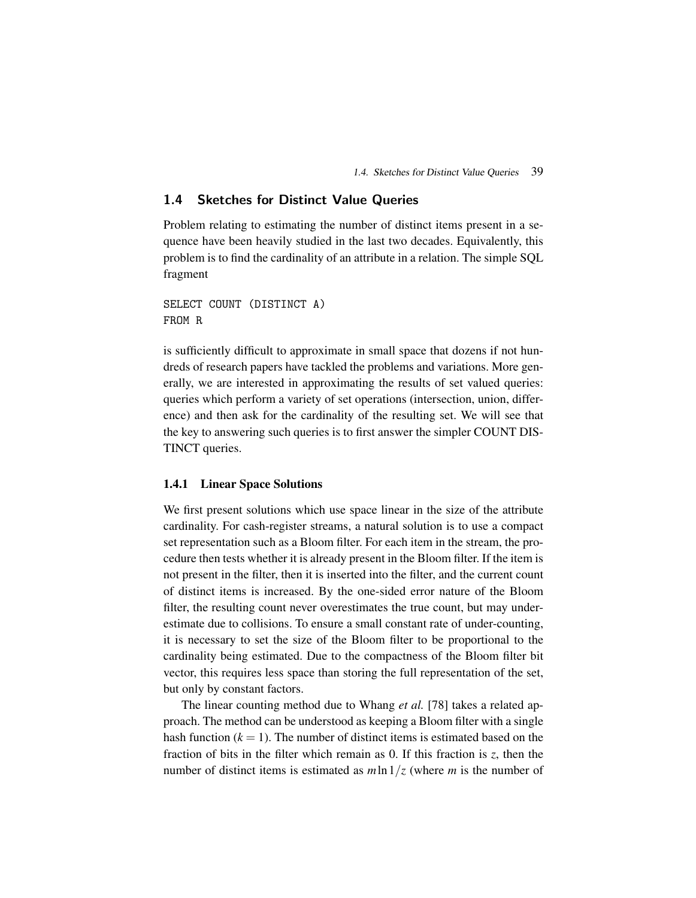## 1.4 Sketches for Distinct Value Queries

Problem relating to estimating the number of distinct items present in a sequence have been heavily studied in the last two decades. Equivalently, this problem is to find the cardinality of an attribute in a relation. The simple SQL fragment

```
SELECT COUNT (DISTINCT A)
FROM R
```

is sufficiently difficult to approximate in small space that dozens if not hundreds of research papers have tackled the problems and variations. More generally, we are interested in approximating the results of set valued queries: queries which perform a variety of set operations (intersection, union, difference) and then ask for the cardinality of the resulting set. We will see that the key to answering such queries is to first answer the simpler COUNT DISTINCT queries.

### 1.4.1 Linear Space Solutions

We first present solutions which use space linear in the size of the attribute cardinality. For cash-register streams, a natural solution is to use a compact set representation such as a Bloom filter. For each item in the stream, the procedure then tests whether it is already present in the Bloom filter. If the item is not present in the filter, then it is inserted into the filter, and the current count of distinct items is increased. By the one-sided error nature of the Bloom filter, the resulting count never overestimates the true count, but may underestimate due to collisions. To ensure a small constant rate of under-counting, it is necessary to set the size of the Bloom filter to be proportional to the cardinality being estimated. Due to the compactness of the Bloom filter bit vector, this requires less space than storing the full representation of the set, but only by constant factors.

The linear counting method due to Whang *et al.* [78] takes a related approach. The method can be understood as keeping a Bloom filter with a single hash function ($k = 1$). The number of distinct items is estimated based on the fraction of bits in the filter which remain as 0. If this fraction is $z$, then the number of distinct items is estimated as $m \ln 1/z$ (where $m$ is the number of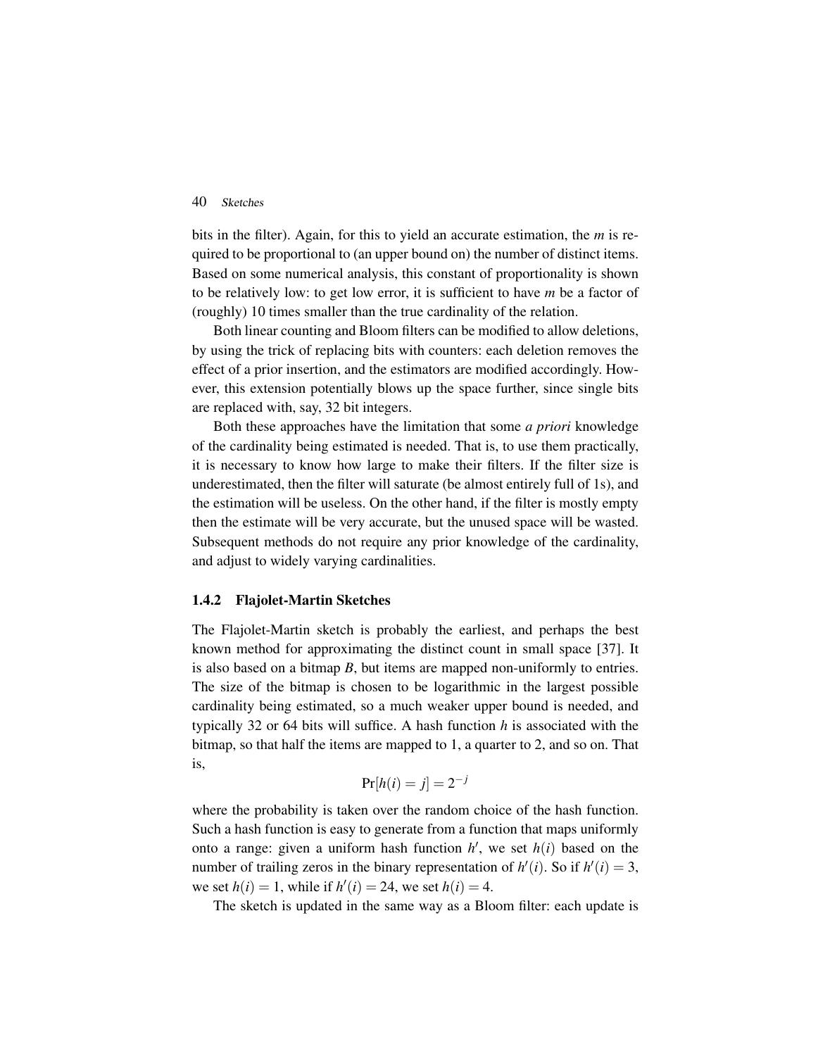bits in the filter). Again, for this to yield an accurate estimation, the $m$ is required to be proportional to (an upper bound on) the number of distinct items. Based on some numerical analysis, this constant of proportionality is shown to be relatively low: to get low error, it is sufficient to have $m$ be a factor of (roughly) 10 times smaller than the true cardinality of the relation.

Both linear counting and Bloom filters can be modified to allow deletions, by using the trick of replacing bits with counters: each deletion removes the effect of a prior insertion, and the estimators are modified accordingly. However, this extension potentially blows up the space further, since single bits are replaced with, say, 32 bit integers.

Both these approaches have the limitation that some *a priori* knowledge of the cardinality being estimated is needed. That is, to use them practically, it is necessary to know how large to make their filters. If the filter size is underestimated, then the filter will saturate (be almost entirely full of 1s), and the estimation will be useless. On the other hand, if the filter is mostly empty then the estimate will be very accurate, but the unused space will be wasted. Subsequent methods do not require any prior knowledge of the cardinality, and adjust to widely varying cardinalities.

### 1.4.2 Flajolet-Martin Sketches

The Flajolet-Martin sketch is probably the earliest, and perhaps the best known method for approximating the distinct count in small space [37]. It is also based on a bitmap $B$, but items are mapped non-uniformly to entries. The size of the bitmap is chosen to be logarithmic in the largest possible cardinality being estimated, so a much weaker upper bound is needed, and typically 32 or 64 bits will suffice. A hash function $h$ is associated with the bitmap, so that half the items are mapped to 1, a quarter to 2, and so on. That is,

$$\Pr[h(i) = j] = 2^{-j}$$

where the probability is taken over the random choice of the hash function. Such a hash function is easy to generate from a function that maps uniformly onto a range: given a uniform hash function $h'$, we set $h(i)$ based on the number of trailing zeros in the binary representation of $h'(i)$. So if $h'(i) = 3$, we set $h(i) = 1$, while if $h'(i) = 24$, we set $h(i) = 4$.

The sketch is updated in the same way as a Bloom filter: each update is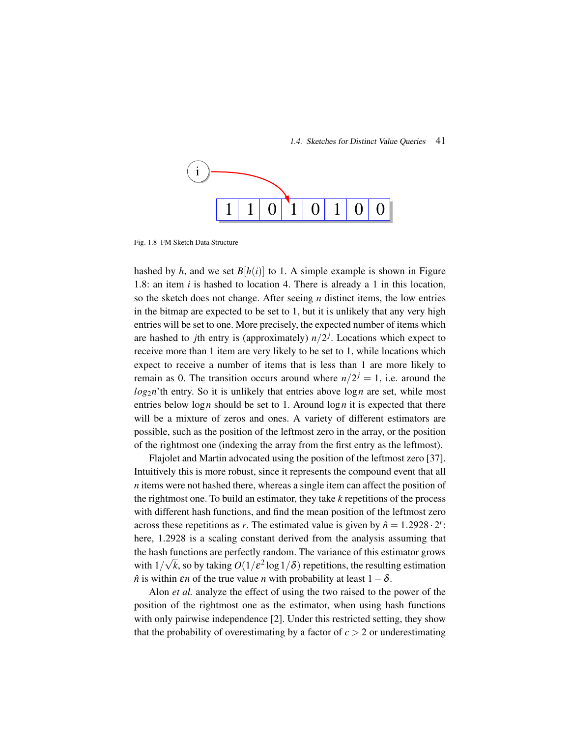Fig. 1.8 FM Sketch Data Structure

hashed by $h$, and we set $B[h(i)]$ to 1. A simple example is shown in Figure 1.8: an item $i$ is hashed to location 4. There is already a 1 in this location, so the sketch does not change. After seeing $n$ distinct items, the low entries in the bitmap are expected to be set to 1, but it is unlikely that any very high entries will be set to one. More precisely, the expected number of items which are hashed to $j$th entry is (approximately) $n/2^j$. Locations which expect to receive more than 1 item are very likely to be set to 1, while locations which expect to receive a number of items that is less than 1 are more likely to remain as 0. The transition occurs around where $n/2^j = 1$, i.e. around the $log_2 n$'th entry. So it is unlikely that entries above $\log n$ are set, while most entries below $\log n$ should be set to 1. Around $\log n$ it is expected that there will be a mixture of zeros and ones. A variety of different estimators are possible, such as the position of the leftmost zero in the array, or the position of the rightmost one (indexing the array from the first entry as the leftmost).

Flajolet and Martin advocated using the position of the leftmost zero [37]. Intuitively this is more robust, since it represents the compound event that all $n$ items were not hashed there, whereas a single item can affect the position of the rightmost one. To build an estimator, they take $k$ repetitions of the process with different hash functions, and find the mean position of the leftmost zero across these repetitions as $r$. The estimated value is given by $\hat{n} = 1.2928 \cdot 2^r$: here, 1.2928 is a scaling constant derived from the analysis assuming that the hash functions are perfectly random. The variance of this estimator grows with $1/\sqrt{k}$, so by taking $O(1/\varepsilon^2 \log 1/\delta)$ repetitions, the resulting estimation $\hat{n}$ is within $\varepsilon n$ of the true value $n$ with probability at least $1-\delta$.

Alon *et al.* analyze the effect of using the two raised to the power of the position of the rightmost one as the estimator, when using hash functions with only pairwise independence [2]. Under this restricted setting, they show that the probability of overestimating by a factor of $c > 2$ or underestimating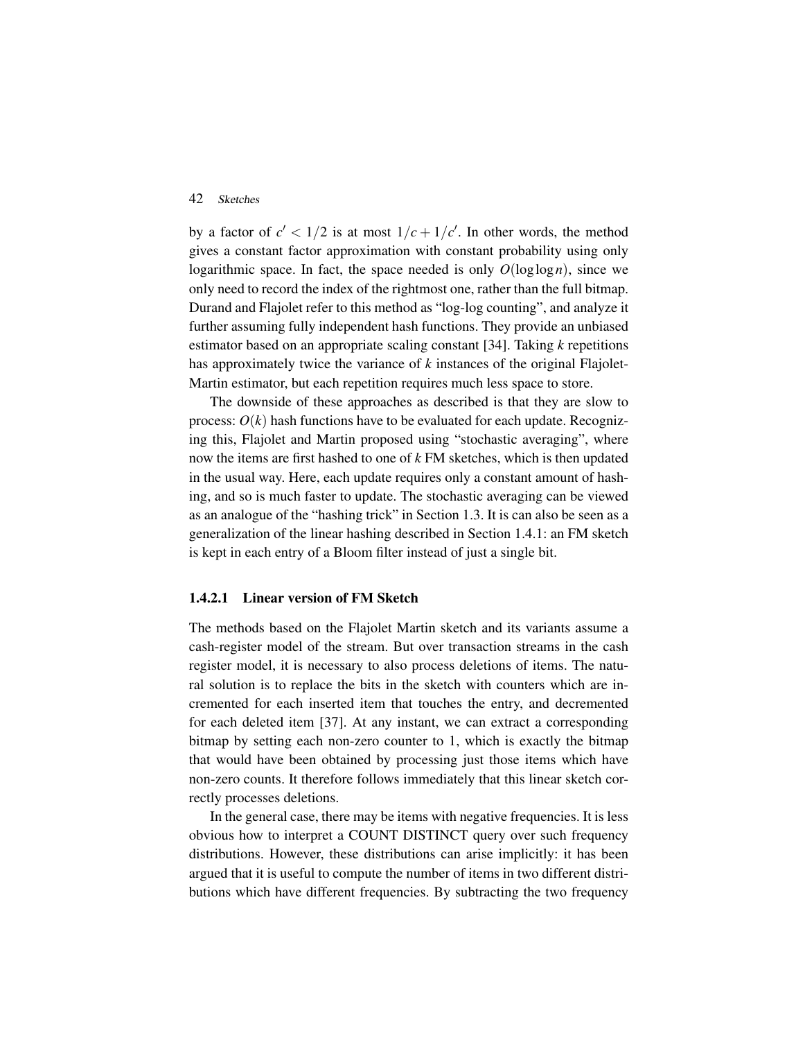by a factor of $c' < 1/2$ is at most $1/c + 1/c'$. In other words, the method gives a constant factor approximation with constant probability using only logarithmic space. In fact, the space needed is only $O(\log \log n)$, since we only need to record the index of the rightmost one, rather than the full bitmap. Durand and Flajolet refer to this method as "log-log counting", and analyze it further assuming fully independent hash functions. They provide an unbiased estimator based on an appropriate scaling constant [34]. Taking $k$ repetitions has approximately twice the variance of $k$ instances of the original Flajolet-Martin estimator, but each repetition requires much less space to store.

The downside of these approaches as described is that they are slow to process: $O(k)$ hash functions have to be evaluated for each update. Recognizing this, Flajolet and Martin proposed using "stochastic averaging", where now the items are first hashed to one of $k$ FM sketches, which is then updated in the usual way. Here, each update requires only a constant amount of hashing, and so is much faster to update. The stochastic averaging can be viewed as an analogue of the "hashing trick" in Section 1.3. It is can also be seen as a generalization of the linear hashing described in Section 1.4.1: an FM sketch is kept in each entry of a Bloom filter instead of just a single bit.

#### 1.4.2.1 Linear version of FM Sketch

The methods based on the Flajolet Martin sketch and its variants assume a cash-register model of the stream. But over transaction streams in the cash register model, it is necessary to also process deletions of items. The natural solution is to replace the bits in the sketch with counters which are incremented for each inserted item that touches the entry, and decremented for each deleted item [37]. At any instant, we can extract a corresponding bitmap by setting each non-zero counter to 1, which is exactly the bitmap that would have been obtained by processing just those items which have non-zero counts. It therefore follows immediately that this linear sketch correctly processes deletions.

In the general case, there may be items with negative frequencies. It is less obvious how to interpret a COUNT DISTINCT query over such frequency distributions. However, these distributions can arise implicitly: it has been argued that it is useful to compute the number of items in two different distributions which have different frequencies. By subtracting the two frequency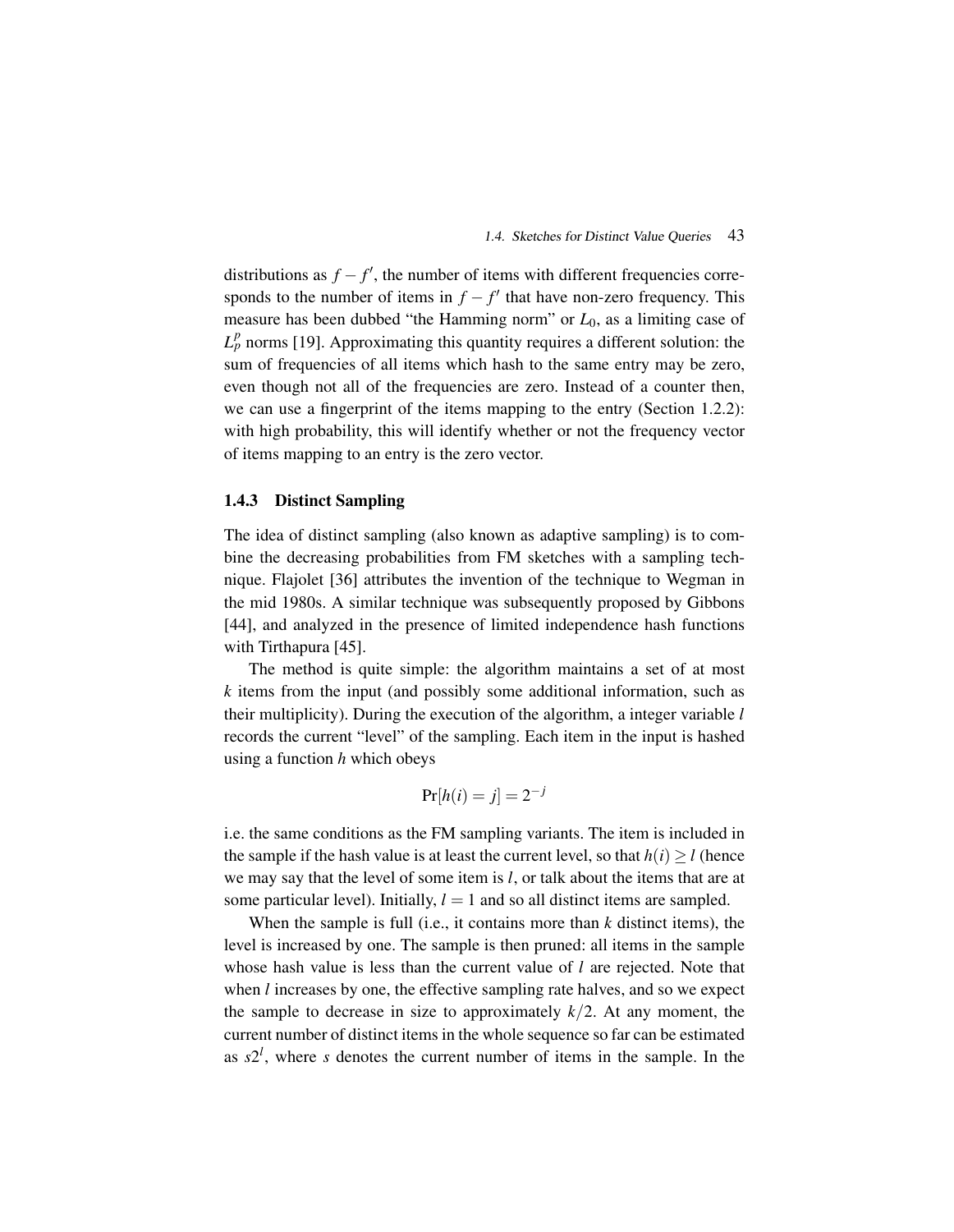distributions as $f - f'$, the number of items with different frequencies corresponds to the number of items in $f - f'$ that have non-zero frequency. This measure has been dubbed "the Hamming norm" or $L_0$, as a limiting case of $L_p^p$ norms [19]. Approximating this quantity requires a different solution: the sum of frequencies of all items which hash to the same entry may be zero, even though not all of the frequencies are zero. Instead of a counter then, we can use a fingerprint of the items mapping to the entry (Section 1.2.2): with high probability, this will identify whether or not the frequency vector of items mapping to an entry is the zero vector.

### 1.4.3 Distinct Sampling

The idea of distinct sampling (also known as adaptive sampling) is to combine the decreasing probabilities from FM sketches with a sampling technique. Flajolet [36] attributes the invention of the technique to Wegman in the mid 1980s. A similar technique was subsequently proposed by Gibbons [44], and analyzed in the presence of limited independence hash functions with Tirthapura [45].

The method is quite simple: the algorithm maintains a set of at most $k$ items from the input (and possibly some additional information, such as their multiplicity). During the execution of the algorithm, a integer variable $l$ records the current "level" of the sampling. Each item in the input is hashed using a function $h$ which obeys

$$\Pr[h(i) = j] = 2^{-j}$$

i.e. the same conditions as the FM sampling variants. The item is included in the sample if the hash value is at least the current level, so that $h(i) \geq l$ (hence we may say that the level of some item is $l$, or talk about the items that are at some particular level). Initially, $l = 1$ and so all distinct items are sampled.

When the sample is full (i.e., it contains more than $k$ distinct items), the level is increased by one. The sample is then pruned: all items in the sample whose hash value is less than the current value of $l$ are rejected. Note that when $l$ increases by one, the effective sampling rate halves, and so we expect the sample to decrease in size to approximately $k/2$. At any moment, the current number of distinct items in the whole sequence so far can be estimated as $s2^l$, where $s$ denotes the current number of items in the sample. In the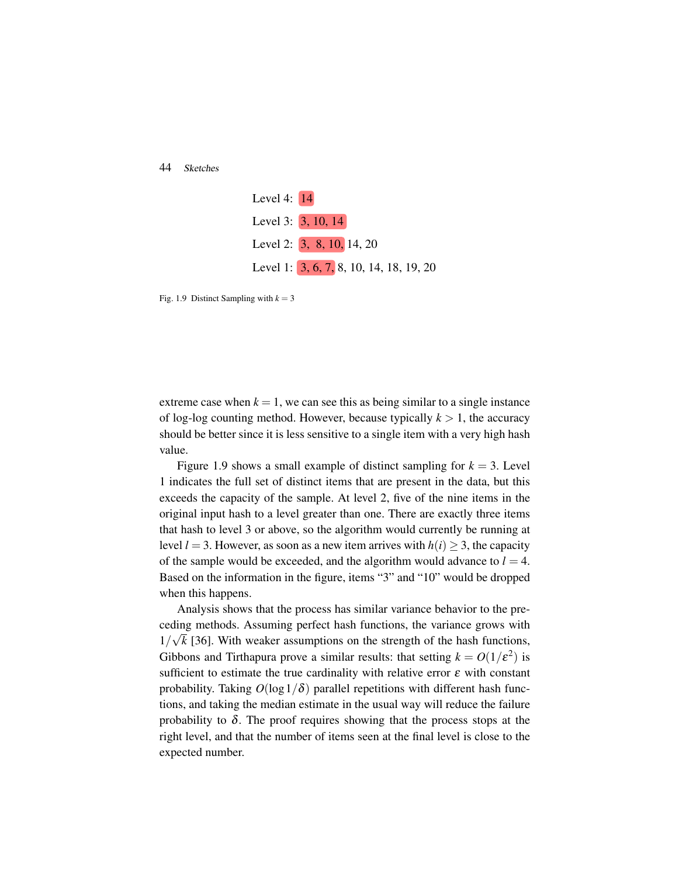Level 4: 14

Level 3: 3, 10, 14

Level 2: 3, 8, 10, 14, 20

Level 1: 3, 6, 7, 8, 10, 14, 18, 19, 20

Fig. 1.9 Distinct Sampling with $k = 3$

extreme case when $k = 1$, we can see this as being similar to a single instance of log-log counting method. However, because typically $k > 1$, the accuracy should be better since it is less sensitive to a single item with a very high hash value.

Figure 1.9 shows a small example of distinct sampling for $k = 3$. Level 1 indicates the full set of distinct items that are present in the data, but this exceeds the capacity of the sample. At level 2, five of the nine items in the original input hash to a level greater than one. There are exactly three items that hash to level 3 or above, so the algorithm would currently be running at level $l = 3$. However, as soon as a new item arrives with $h(i) \geq 3$, the capacity of the sample would be exceeded, and the algorithm would advance to $l = 4$. Based on the information in the figure, items "3" and "10" would be dropped when this happens.

Analysis shows that the process has similar variance behavior to the preceding methods. Assuming perfect hash functions, the variance grows with $1/\sqrt{k}$ [36]. With weaker assumptions on the strength of the hash functions, Gibbons and Tirthapura prove a similar results: that setting $k = O(1/\varepsilon^2)$ is sufficient to estimate the true cardinality with relative error $\varepsilon$ with constant probability. Taking $O(\log 1/\delta)$ parallel repetitions with different hash functions, and taking the median estimate in the usual way will reduce the failure probability to $\delta$. The proof requires showing that the process stops at the right level, and that the number of items seen at the final level is close to the expected number.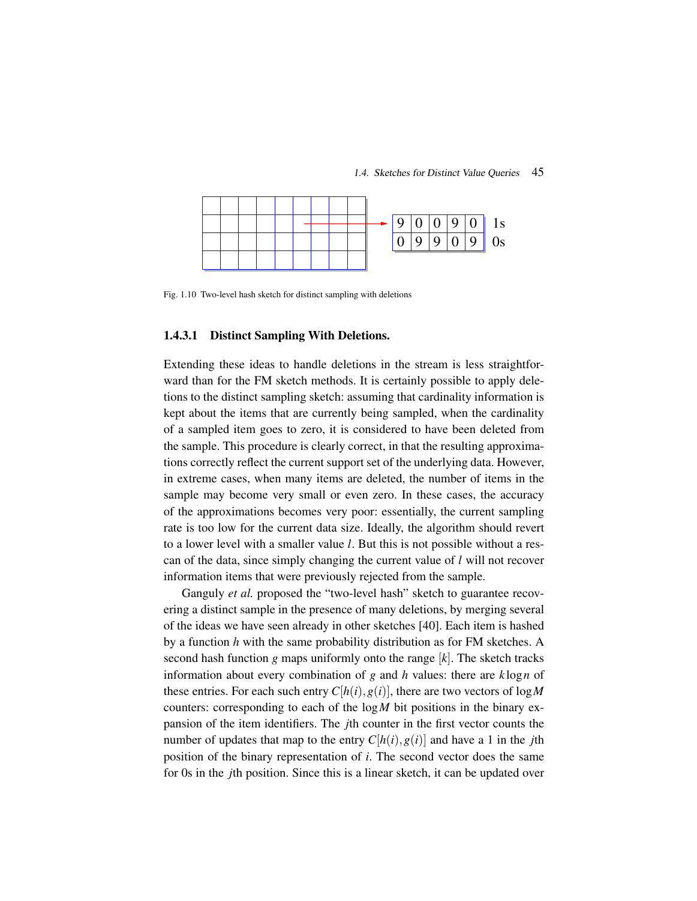| 9 | 0 | 0 | 9 | 0 | 1s |
|---|---|---|---|---|---|
| 0 | 9 | 9 | 0 | 9 | 0s |

Fig. 1.10 Two-level hash sketch for distinct sampling with deletions

#### 1.4.3.1 Distinct Sampling With Deletions.

Extending these ideas to handle deletions in the stream is less straightforward than for the FM sketch methods. It is certainly possible to apply deletions to the distinct sampling sketch: assuming that cardinality information is kept about the items that are currently being sampled, when the cardinality of a sampled item goes to zero, it is considered to have been deleted from the sample. This procedure is clearly correct, in that the resulting approximations correctly reflect the current support set of the underlying data. However, in extreme cases, when many items are deleted, the number of items in the sample may become very small or even zero. In these cases, the accuracy of the approximations becomes very poor: essentially, the current sampling rate is too low for the current data size. Ideally, the algorithm should revert to a lower level with a smaller value $l$. But this is not possible without a rescan of the data, since simply changing the current value of $l$ will not recover information items that were previously rejected from the sample.

Ganguly *et al.* proposed the "two-level hash" sketch to guarantee recovering a distinct sample in the presence of many deletions, by merging several of the ideas we have seen already in other sketches [40]. Each item is hashed by a function $h$ with the same probability distribution as for FM sketches. A second hash function $g$ maps uniformly onto the range $[k]$. The sketch tracks information about every combination of $g$ and $h$ values: there are $k \log n$ of these entries. For each such entry $C[h(i), g(i)]$, there are two vectors of $\log M$ counters: corresponding to each of the $\log M$ bit positions in the binary expansion of the item identifiers. The $j$th counter in the first vector counts the number of updates that map to the entry $C[h(i), g(i)]$ and have a 1 in the $j$th position of the binary representation of $i$. The second vector does the same for 0s in the $j$th position. Since this is a linear sketch, it can be updated over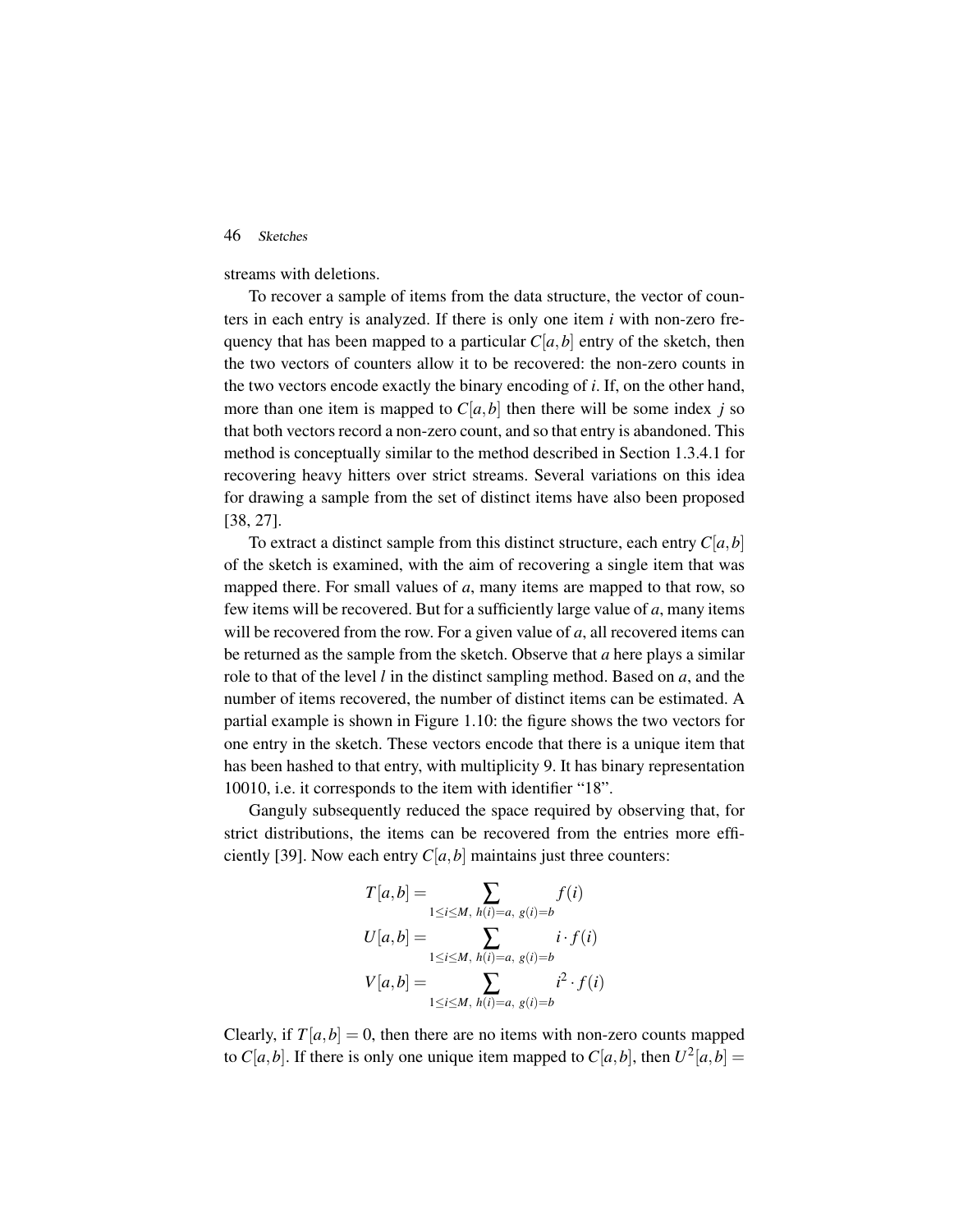streams with deletions.

To recover a sample of items from the data structure, the vector of counters in each entry is analyzed. If there is only one item $i$ with non-zero frequency that has been mapped to a particular $C[a,b]$ entry of the sketch, then the two vectors of counters allow it to be recovered: the non-zero counts in the two vectors encode exactly the binary encoding of $i$. If, on the other hand, more than one item is mapped to $C[a,b]$ then there will be some index $j$ so that both vectors record a non-zero count, and so that entry is abandoned. This method is conceptually similar to the method described in Section 1.3.4.1 for recovering heavy hitters over strict streams. Several variations on this idea for drawing a sample from the set of distinct items have also been proposed [38, 27].

To extract a distinct sample from this distinct structure, each entry $C[a,b]$ of the sketch is examined, with the aim of recovering a single item that was mapped there. For small values of $a$, many items are mapped to that row, so few items will be recovered. But for a sufficiently large value of $a$, many items will be recovered from the row. For a given value of $a$, all recovered items can be returned as the sample from the sketch. Observe that $a$ here plays a similar role to that of the level $l$ in the distinct sampling method. Based on $a$, and the number of items recovered, the number of distinct items can be estimated. A partial example is shown in Figure 1.10: the figure shows the two vectors for one entry in the sketch. These vectors encode that there is a unique item that has been hashed to that entry, with multiplicity 9. It has binary representation 10010, i.e. it corresponds to the item with identifier "18".

Ganguly subsequently reduced the space required by observing that, for strict distributions, the items can be recovered from the entries more efficiently [39]. Now each entry $C[a,b]$ maintains just three counters:

$$
\begin{aligned}
T[a,b] &= \sum_{1 \le i \le M,\ h(i)=a,\ g(i)=b} f(i) \\
U[a,b] &= \sum_{1 \le i \le M,\ h(i)=a,\ g(i)=b} i \cdot f(i) \\
V[a,b] &= \sum_{1 \le i \le M,\ h(i)=a,\ g(i)=b} i^2 \cdot f(i)
\end{aligned}
$$

Clearly, if $T[a,b] = 0$, then there are no items with non-zero counts mapped to $C[a,b]$. If there is only one unique item mapped to $C[a,b]$, then $U^2[a,b] =$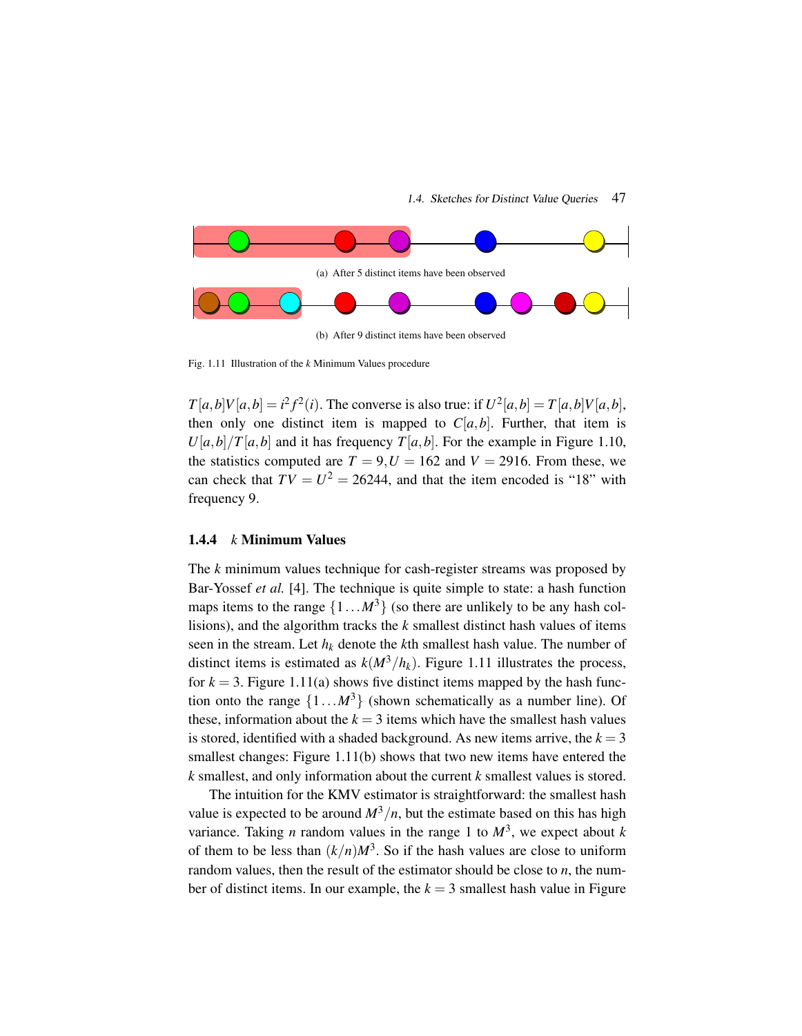(a) After 5 distinct items have been observed

(b) After 9 distinct items have been observed

Fig. 1.11 Illustration of the $k$ Minimum Values procedure

$T[a,b]V[a,b] = i^2 f^2(i)$. The converse is also true: if $U^2[a,b] = T[a,b]V[a,b]$, then only one distinct item is mapped to $C[a,b]$. Further, that item is $U[a,b]/T[a,b]$ and it has frequency $T[a,b]$. For the example in Figure 1.10, the statistics computed are $T = 9, U = 162$ and $V = 2916$. From these, we can check that $TV = U^2 = 26244$, and that the item encoded is "18" with frequency 9.

### 1.4.4 $k$ Minimum Values

The $k$ minimum values technique for cash-register streams was proposed by Bar-Yossef *et al.* [4]. The technique is quite simple to state: a hash function maps items to the range $\{1 \ldots M^3\}$ (so there are unlikely to be any hash collisions), and the algorithm tracks the $k$ smallest distinct hash values of items seen in the stream. Let $h_k$ denote the $k$th smallest hash value. The number of distinct items is estimated as $k(M^3/h_k)$. Figure 1.11 illustrates the process, for $k = 3$. Figure 1.11(a) shows five distinct items mapped by the hash function onto the range $\{1 \ldots M^3\}$ (shown schematically as a number line). Of these, information about the $k = 3$ items which have the smallest hash values is stored, identified with a shaded background. As new items arrive, the $k = 3$ smallest changes: Figure 1.11(b) shows that two new items have entered the $k$ smallest, and only information about the current $k$ smallest values is stored.

The intuition for the KMV estimator is straightforward: the smallest hash value is expected to be around $M^3/n$, but the estimate based on this has high variance. Taking $n$ random values in the range 1 to $M^3$, we expect about $k$ of them to be less than $(k/n)M^3$. So if the hash values are close to uniform random values, then the result of the estimator should be close to $n$, the number of distinct items. In our example, the $k = 3$ smallest hash value in Figure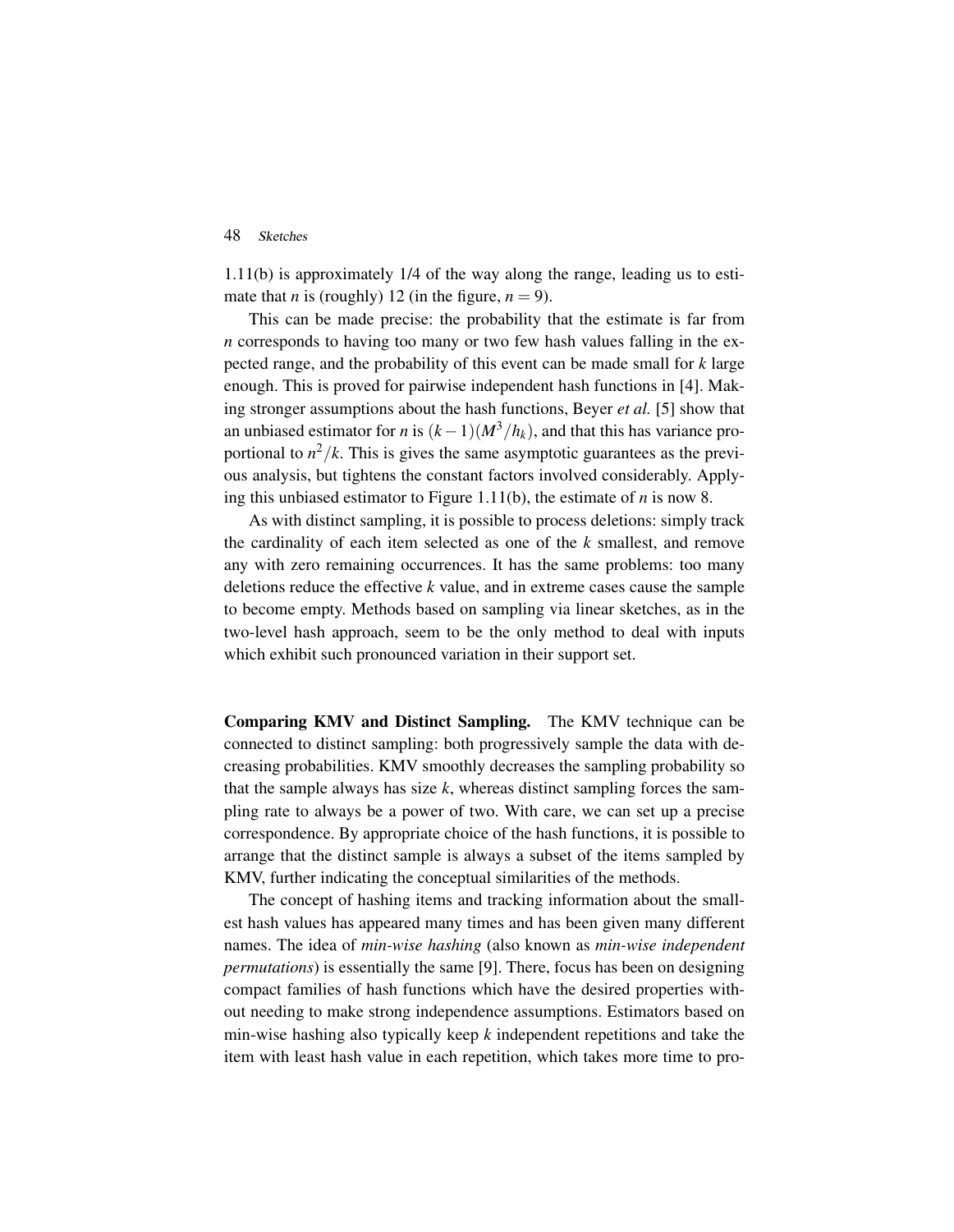1.11(b) is approximately 1/4 of the way along the range, leading us to estimate that $n$ is (roughly) 12 (in the figure, $n = 9$).

This can be made precise: the probability that the estimate is far from $n$ corresponds to having too many or two few hash values falling in the expected range, and the probability of this event can be made small for $k$ large enough. This is proved for pairwise independent hash functions in [4]. Making stronger assumptions about the hash functions, Beyer *et al.* [5] show that an unbiased estimator for $n$ is $(k-1)(M^3/h_k)$, and that this has variance proportional to $n^2/k$. This is gives the same asymptotic guarantees as the previous analysis, but tightens the constant factors involved considerably. Applying this unbiased estimator to Figure 1.11(b), the estimate of $n$ is now 8.

As with distinct sampling, it is possible to process deletions: simply track the cardinality of each item selected as one of the $k$ smallest, and remove any with zero remaining occurrences. It has the same problems: too many deletions reduce the effective $k$ value, and in extreme cases cause the sample to become empty. Methods based on sampling via linear sketches, as in the two-level hash approach, seem to be the only method to deal with inputs which exhibit such pronounced variation in their support set.

**Comparing KMV and Distinct Sampling.** The KMV technique can be connected to distinct sampling: both progressively sample the data with decreasing probabilities. KMV smoothly decreases the sampling probability so that the sample always has size $k$, whereas distinct sampling forces the sampling rate to always be a power of two. With care, we can set up a precise correspondence. By appropriate choice of the hash functions, it is possible to arrange that the distinct sample is always a subset of the items sampled by KMV, further indicating the conceptual similarities of the methods.

The concept of hashing items and tracking information about the smallest hash values has appeared many times and has been given many different names. The idea of *min-wise hashing* (also known as *min-wise independent permutations*) is essentially the same [9]. There, focus has been on designing compact families of hash functions which have the desired properties without needing to make strong independence assumptions. Estimators based on min-wise hashing also typically keep $k$ independent repetitions and take the item with least hash value in each repetition, which takes more time to pro-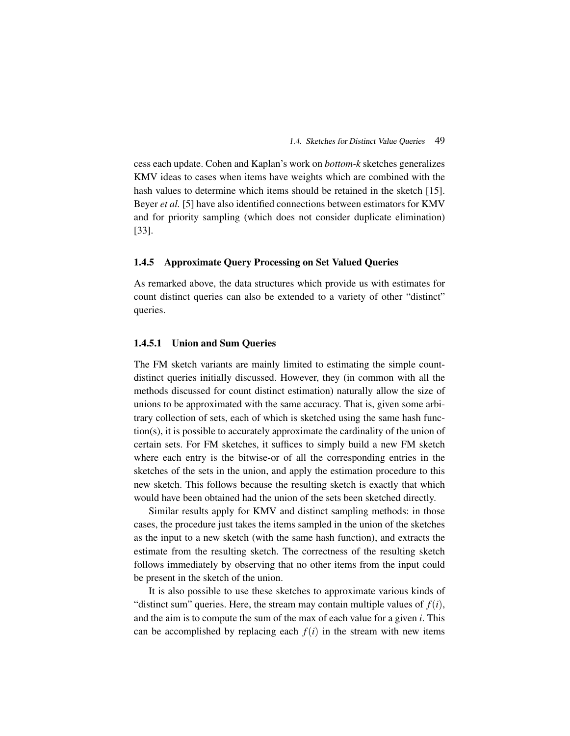cess each update. Cohen and Kaplan's work on *bottom-k* sketches generalizes KMV ideas to cases when items have weights which are combined with the hash values to determine which items should be retained in the sketch [15]. Beyer *et al.* [5] have also identified connections between estimators for KMV and for priority sampling (which does not consider duplicate elimination) [33].

### 1.4.5 Approximate Query Processing on Set Valued Queries

As remarked above, the data structures which provide us with estimates for count distinct queries can also be extended to a variety of other "distinct" queries.

#### 1.4.5.1 Union and Sum Queries

The FM sketch variants are mainly limited to estimating the simple count-distinct queries initially discussed. However, they (in common with all the methods discussed for count distinct estimation) naturally allow the size of unions to be approximated with the same accuracy. That is, given some arbitrary collection of sets, each of which is sketched using the same hash function(s), it is possible to accurately approximate the cardinality of the union of certain sets. For FM sketches, it suffices to simply build a new FM sketch where each entry is the bitwise-or of all the corresponding entries in the sketches of the sets in the union, and apply the estimation procedure to this new sketch. This follows because the resulting sketch is exactly that which would have been obtained had the union of the sets been sketched directly.

Similar results apply for KMV and distinct sampling methods: in those cases, the procedure just takes the items sampled in the union of the sketches as the input to a new sketch (with the same hash function), and extracts the estimate from the resulting sketch. The correctness of the resulting sketch follows immediately by observing that no other items from the input could be present in the sketch of the union.

It is also possible to use these sketches to approximate various kinds of "distinct sum" queries. Here, the stream may contain multiple values of $f(i)$, and the aim is to compute the sum of the max of each value for a given $i$. This can be accomplished by replacing each $f(i)$ in the stream with new items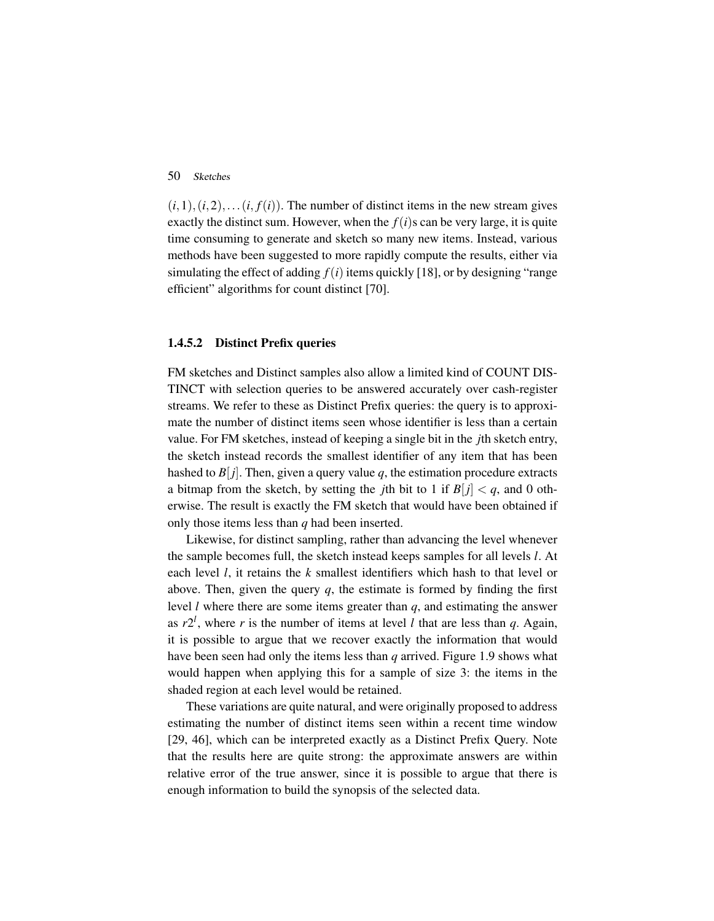$(i,1),(i,2),\ldots(i,f(i))$. The number of distinct items in the new stream gives exactly the distinct sum. However, when the $f(i)$s can be very large, it is quite time consuming to generate and sketch so many new items. Instead, various methods have been suggested to more rapidly compute the results, either via simulating the effect of adding $f(i)$ items quickly [18], or by designing "range efficient" algorithms for count distinct [70].

### 1.4.5.2 Distinct Prefix queries

FM sketches and Distinct samples also allow a limited kind of COUNT DISTINCT with selection queries to be answered accurately over cash-register streams. We refer to these as Distinct Prefix queries: the query is to approximate the number of distinct items seen whose identifier is less than a certain value. For FM sketches, instead of keeping a single bit in the $j$th sketch entry, the sketch instead records the smallest identifier of any item that has been hashed to $B[j]$. Then, given a query value $q$, the estimation procedure extracts a bitmap from the sketch, by setting the $j$th bit to 1 if $B[j] < q$, and 0 otherwise. The result is exactly the FM sketch that would have been obtained if only those items less than $q$ had been inserted.

Likewise, for distinct sampling, rather than advancing the level whenever the sample becomes full, the sketch instead keeps samples for all levels $l$. At each level $l$, it retains the $k$ smallest identifiers which hash to that level or above. Then, given the query $q$, the estimate is formed by finding the first level $l$ where there are some items greater than $q$, and estimating the answer as $r2^l$, where $r$ is the number of items at level $l$ that are less than $q$. Again, it is possible to argue that we recover exactly the information that would have been seen had only the items less than $q$ arrived. Figure 1.9 shows what would happen when applying this for a sample of size 3: the items in the shaded region at each level would be retained.

These variations are quite natural, and were originally proposed to address estimating the number of distinct items seen within a recent time window [29, 46], which can be interpreted exactly as a Distinct Prefix Query. Note that the results here are quite strong: the approximate answers are within relative error of the true answer, since it is possible to argue that there is enough information to build the synopsis of the selected data.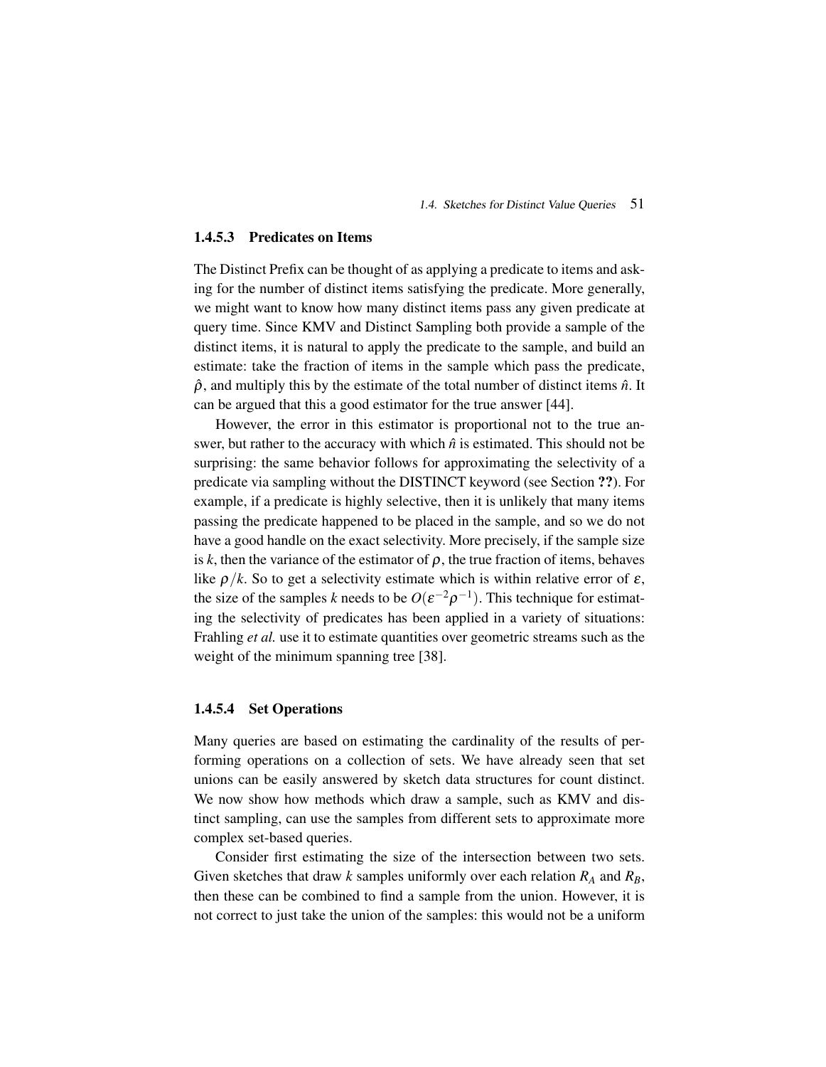#### 1.4.5.3 Predicates on Items

The Distinct Prefix can be thought of as applying a predicate to items and asking for the number of distinct items satisfying the predicate. More generally, we might want to know how many distinct items pass any given predicate at query time. Since KMV and Distinct Sampling both provide a sample of the distinct items, it is natural to apply the predicate to the sample, and build an estimate: take the fraction of items in the sample which pass the predicate, $\hat{\rho}$, and multiply this by the estimate of the total number of distinct items $\hat{n}$. It can be argued that this a good estimator for the true answer [44].

However, the error in this estimator is proportional not to the true answer, but rather to the accuracy with which $\hat{n}$ is estimated. This should not be surprising: the same behavior follows for approximating the selectivity of a predicate via sampling without the DISTINCT keyword (see Section **??**). For example, if a predicate is highly selective, then it is unlikely that many items passing the predicate happened to be placed in the sample, and so we do not have a good handle on the exact selectivity. More precisely, if the sample size is $k$, then the variance of the estimator of $\rho$, the true fraction of items, behaves like $\rho/k$. So to get a selectivity estimate which is within relative error of $\varepsilon$, the size of the samples $k$ needs to be $O(\varepsilon^{-2}\rho^{-1})$. This technique for estimating the selectivity of predicates has been applied in a variety of situations: Frahling *et al.* use it to estimate quantities over geometric streams such as the weight of the minimum spanning tree [38].

#### 1.4.5.4 Set Operations

Many queries are based on estimating the cardinality of the results of performing operations on a collection of sets. We have already seen that set unions can be easily answered by sketch data structures for count distinct. We now show how methods which draw a sample, such as KMV and distinct sampling, can use the samples from different sets to approximate more complex set-based queries.

Consider first estimating the size of the intersection between two sets. Given sketches that draw $k$ samples uniformly over each relation $R_A$ and $R_B$, then these can be combined to find a sample from the union. However, it is not correct to just take the union of the samples: this would not be a uniform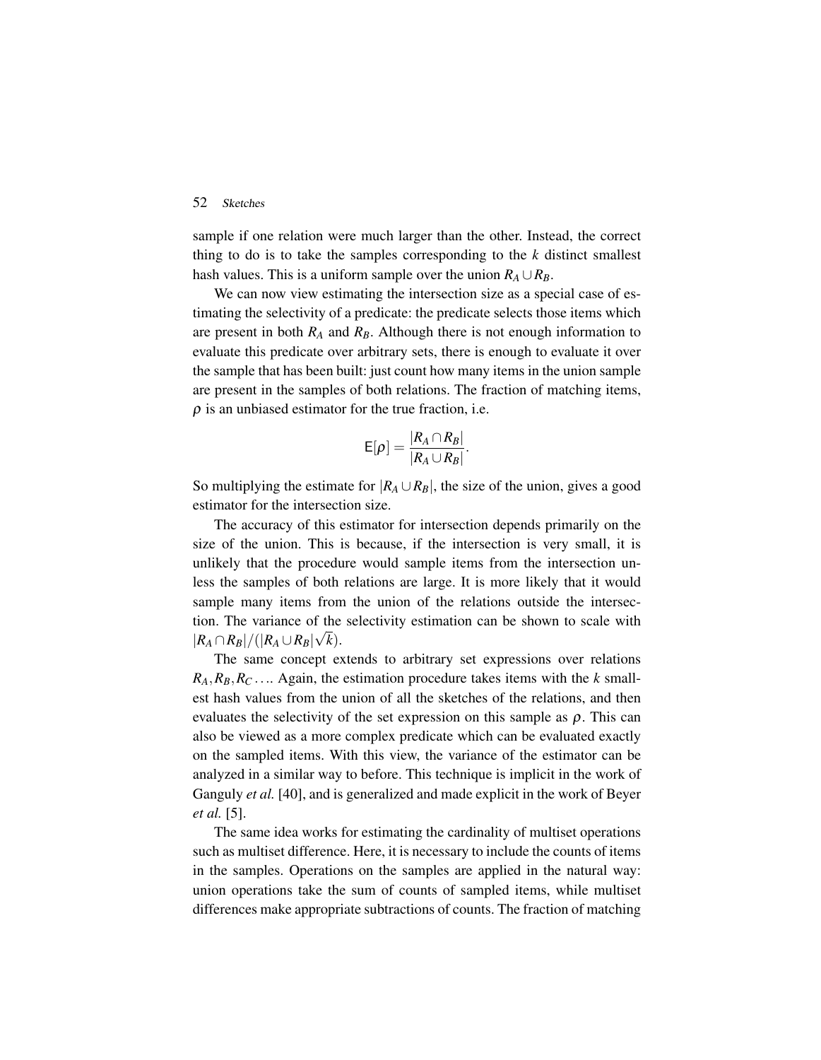sample if one relation were much larger than the other. Instead, the correct thing to do is to take the samples corresponding to the $k$ distinct smallest hash values. This is a uniform sample over the union $R_A \cup R_B$.

We can now view estimating the intersection size as a special case of estimating the selectivity of a predicate: the predicate selects those items which are present in both $R_A$ and $R_B$. Although there is not enough information to evaluate this predicate over arbitrary sets, there is enough to evaluate it over the sample that has been built: just count how many items in the union sample are present in the samples of both relations. The fraction of matching items, $\rho$ is an unbiased estimator for the true fraction, i.e.

$$\mathsf{E}[\rho] = \frac{|R_A \cap R_B|}{|R_A \cup R_B|}.$$

So multiplying the estimate for $|R_A \cup R_B|$, the size of the union, gives a good estimator for the intersection size.

The accuracy of this estimator for intersection depends primarily on the size of the union. This is because, if the intersection is very small, it is unlikely that the procedure would sample items from the intersection unless the samples of both relations are large. It is more likely that it would sample many items from the union of the relations outside the intersection. The variance of the selectivity estimation can be shown to scale with $|R_A \cap R_B|/(|R_A \cup R_B|\sqrt{k})$.

The same concept extends to arbitrary set expressions over relations $R_A, R_B, R_C \ldots$. Again, the estimation procedure takes items with the $k$ smallest hash values from the union of all the sketches of the relations, and then evaluates the selectivity of the set expression on this sample as $\rho$. This can also be viewed as a more complex predicate which can be evaluated exactly on the sampled items. With this view, the variance of the estimator can be analyzed in a similar way to before. This technique is implicit in the work of Ganguly *et al.* [40], and is generalized and made explicit in the work of Beyer *et al.* [5].

The same idea works for estimating the cardinality of multiset operations such as multiset difference. Here, it is necessary to include the counts of items in the samples. Operations on the samples are applied in the natural way: union operations take the sum of counts of sampled items, while multiset differences make appropriate subtractions of counts. The fraction of matching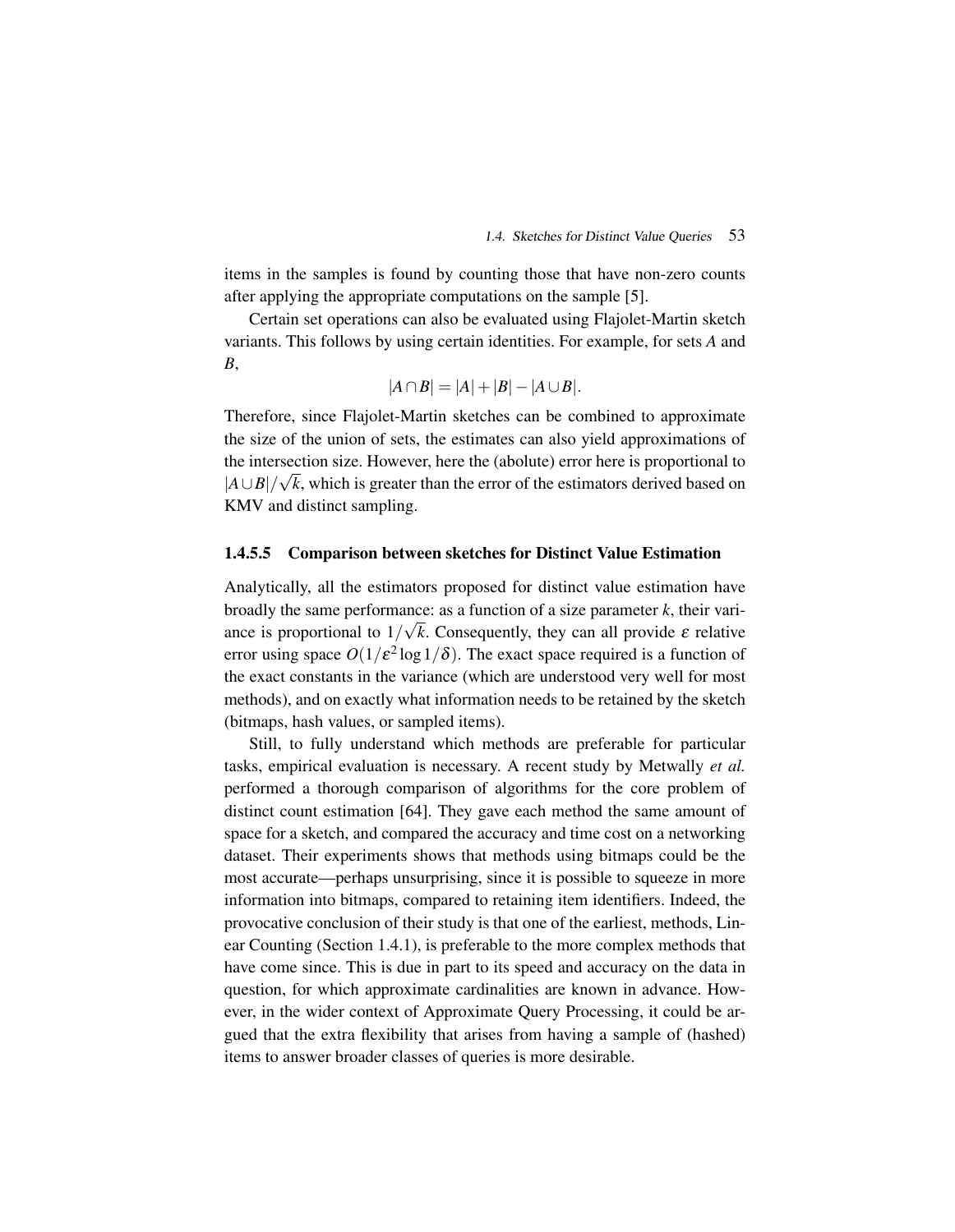items in the samples is found by counting those that have non-zero counts after applying the appropriate computations on the sample [5].

Certain set operations can also be evaluated using Flajolet-Martin sketch variants. This follows by using certain identities. For example, for sets $A$ and $B$,

$$|A \cap B| = |A| + |B| - |A \cup B|.$$

Therefore, since Flajolet-Martin sketches can be combined to approximate the size of the union of sets, the estimates can also yield approximations of the intersection size. However, here the (abolute) error here is proportional to $|A \cup B|/\sqrt{k}$, which is greater than the error of the estimators derived based on KMV and distinct sampling.

#### 1.4.5.5 Comparison between sketches for Distinct Value Estimation

Analytically, all the estimators proposed for distinct value estimation have broadly the same performance: as a function of a size parameter $k$, their variance is proportional to $1/\sqrt{k}$. Consequently, they can all provide $\varepsilon$ relative error using space $O(1/\varepsilon^2 \log 1/\delta)$. The exact space required is a function of the exact constants in the variance (which are understood very well for most methods), and on exactly what information needs to be retained by the sketch (bitmaps, hash values, or sampled items).

Still, to fully understand which methods are preferable for particular tasks, empirical evaluation is necessary. A recent study by Metwally *et al.* performed a thorough comparison of algorithms for the core problem of distinct count estimation [64]. They gave each method the same amount of space for a sketch, and compared the accuracy and time cost on a networking dataset. Their experiments shows that methods using bitmaps could be the most accurate—perhaps unsurprising, since it is possible to squeeze in more information into bitmaps, compared to retaining item identifiers. Indeed, the provocative conclusion of their study is that one of the earliest, methods, Linear Counting (Section 1.4.1), is preferable to the more complex methods that have come since. This is due in part to its speed and accuracy on the data in question, for which approximate cardinalities are known in advance. However, in the wider context of Approximate Query Processing, it could be argued that the extra flexibility that arises from having a sample of (hashed) items to answer broader classes of queries is more desirable.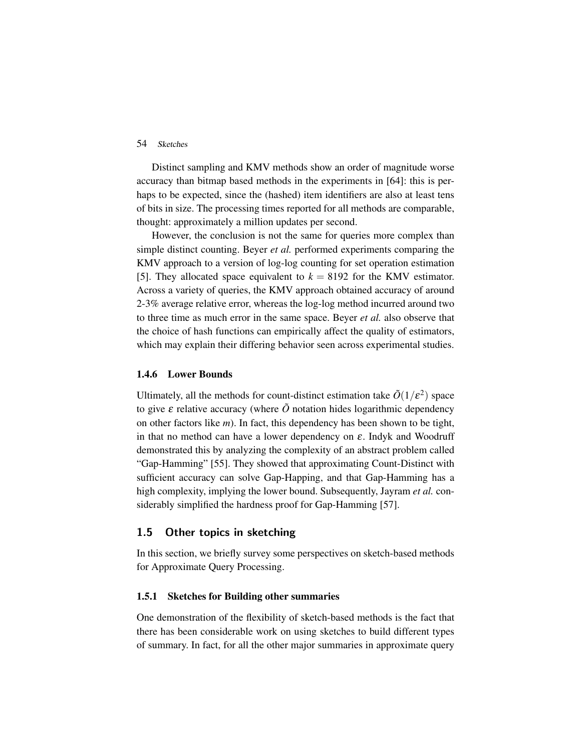Distinct sampling and KMV methods show an order of magnitude worse accuracy than bitmap based methods in the experiments in [64]: this is perhaps to be expected, since the (hashed) item identifiers are also at least tens of bits in size. The processing times reported for all methods are comparable, thought: approximately a million updates per second.

However, the conclusion is not the same for queries more complex than simple distinct counting. Beyer *et al.* performed experiments comparing the KMV approach to a version of log-log counting for set operation estimation [5]. They allocated space equivalent to $k = 8192$ for the KMV estimator. Across a variety of queries, the KMV approach obtained accuracy of around 2-3% average relative error, whereas the log-log method incurred around two to three time as much error in the same space. Beyer *et al.* also observe that the choice of hash functions can empirically affect the quality of estimators, which may explain their differing behavior seen across experimental studies.

### 1.4.6 Lower Bounds

Ultimately, all the methods for count-distinct estimation take $\tilde{O}(1/\varepsilon^2)$ space to give $\varepsilon$ relative accuracy (where $\tilde{O}$ notation hides logarithmic dependency on other factors like $m$). In fact, this dependency has been shown to be tight, in that no method can have a lower dependency on $\varepsilon$. Indyk and Woodruff demonstrated this by analyzing the complexity of an abstract problem called "Gap-Hamming" [55]. They showed that approximating Count-Distinct with sufficient accuracy can solve Gap-Happing, and that Gap-Hamming has a high complexity, implying the lower bound. Subsequently, Jayram *et al.* considerably simplified the hardness proof for Gap-Hamming [57].

## 1.5 Other topics in sketching

In this section, we briefly survey some perspectives on sketch-based methods for Approximate Query Processing.

### 1.5.1 Sketches for Building other summaries

One demonstration of the flexibility of sketch-based methods is the fact that there has been considerable work on using sketches to build different types of summary. In fact, for all the other major summaries in approximate query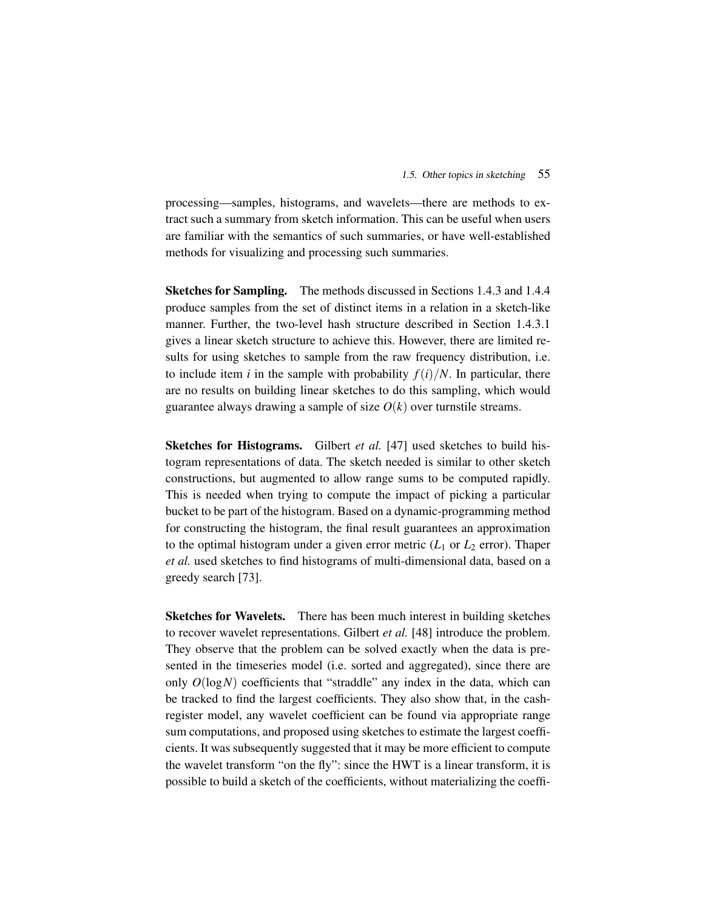processing—samples, histograms, and wavelets—there are methods to extract such a summary from sketch information. This can be useful when users are familiar with the semantics of such summaries, or have well-established methods for visualizing and processing such summaries.

**Sketches for Sampling.** The methods discussed in Sections 1.4.3 and 1.4.4 produce samples from the set of distinct items in a relation in a sketch-like manner. Further, the two-level hash structure described in Section 1.4.3.1 gives a linear sketch structure to achieve this. However, there are limited results for using sketches to sample from the raw frequency distribution, i.e. to include item $i$ in the sample with probability $f(i)/N$. In particular, there are no results on building linear sketches to do this sampling, which would guarantee always drawing a sample of size $O(k)$ over turnstile streams.

**Sketches for Histograms.** Gilbert *et al.* [47] used sketches to build histogram representations of data. The sketch needed is similar to other sketch constructions, but augmented to allow range sums to be computed rapidly. This is needed when trying to compute the impact of picking a particular bucket to be part of the histogram. Based on a dynamic-programming method for constructing the histogram, the final result guarantees an approximation to the optimal histogram under a given error metric ($L_1$ or $L_2$ error). Thaper *et al.* used sketches to find histograms of multi-dimensional data, based on a greedy search [73].

**Sketches for Wavelets.** There has been much interest in building sketches to recover wavelet representations. Gilbert *et al.* [48] introduce the problem. They observe that the problem can be solved exactly when the data is presented in the timeseries model (i.e. sorted and aggregated), since there are only $O(\log N)$ coefficients that "straddle" any index in the data, which can be tracked to find the largest coefficients. They also show that, in the cash-register model, any wavelet coefficient can be found via appropriate range sum computations, and proposed using sketches to estimate the largest coefficients. It was subsequently suggested that it may be more efficient to compute the wavelet transform "on the fly": since the HWT is a linear transform, it is possible to build a sketch of the coefficients, without materializing the coeffi-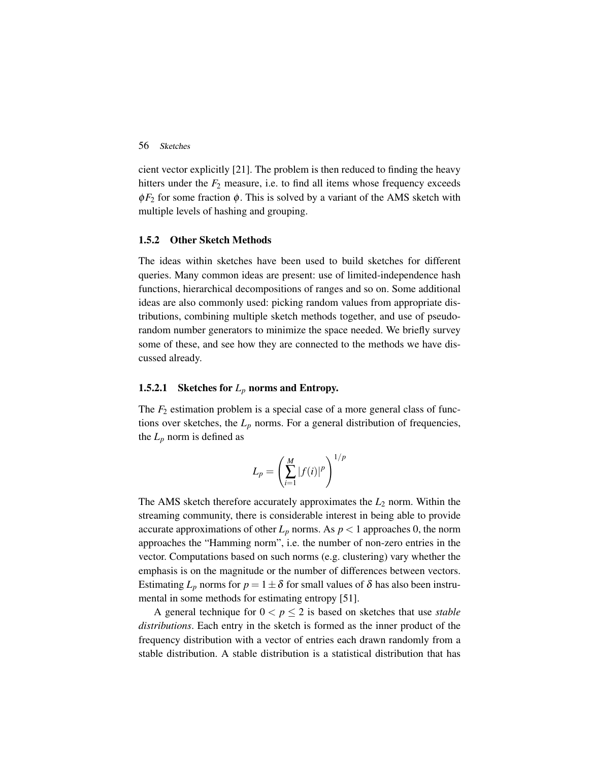cient vector explicitly [21]. The problem is then reduced to finding the heavy hitters under the $F_2$ measure, i.e. to find all items whose frequency exceeds $\phi F_2$ for some fraction $\phi$. This is solved by a variant of the AMS sketch with multiple levels of hashing and grouping.

### 1.5.2 Other Sketch Methods

The ideas within sketches have been used to build sketches for different queries. Many common ideas are present: use of limited-independence hash functions, hierarchical decompositions of ranges and so on. Some additional ideas are also commonly used: picking random values from appropriate distributions, combining multiple sketch methods together, and use of pseudo-random number generators to minimize the space needed. We briefly survey some of these, and see how they are connected to the methods we have discussed already.

#### 1.5.2.1 Sketches for $L_p$ norms and Entropy.

The $F_2$ estimation problem is a special case of a more general class of functions over sketches, the $L_p$ norms. For a general distribution of frequencies, the $L_p$ norm is defined as

$$L_p = \left( \sum_{i=1}^{M} |f(i)|^p \right)^{1/p}$$

The AMS sketch therefore accurately approximates the $L_2$ norm. Within the streaming community, there is considerable interest in being able to provide accurate approximations of other $L_p$ norms. As $p < 1$ approaches 0, the norm approaches the "Hamming norm", i.e. the number of non-zero entries in the vector. Computations based on such norms (e.g. clustering) vary whether the emphasis is on the magnitude or the number of differences between vectors. Estimating $L_p$ norms for $p = 1 \pm \delta$ for small values of $\delta$ has also been instrumental in some methods for estimating entropy [51].

A general technique for $0 < p \leq 2$ is based on sketches that use *stable distributions*. Each entry in the sketch is formed as the inner product of the frequency distribution with a vector of entries each drawn randomly from a stable distribution. A stable distribution is a statistical distribution that has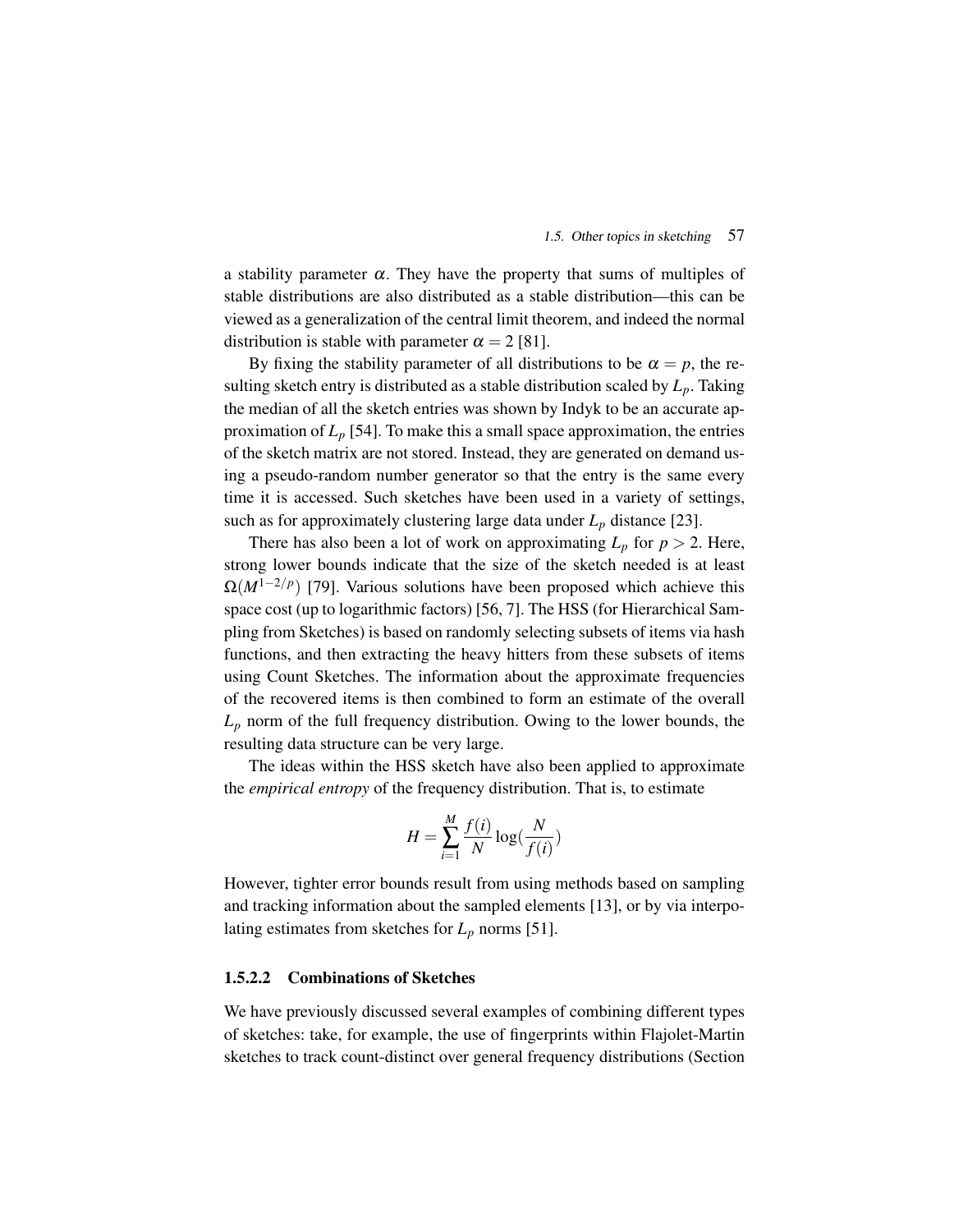a stability parameter $\alpha$. They have the property that sums of multiples of stable distributions are also distributed as a stable distribution—this can be viewed as a generalization of the central limit theorem, and indeed the normal distribution is stable with parameter $\alpha = 2$ [81].

By fixing the stability parameter of all distributions to be $\alpha = p$, the resulting sketch entry is distributed as a stable distribution scaled by $L_p$. Taking the median of all the sketch entries was shown by Indyk to be an accurate approximation of $L_p$ [54]. To make this a small space approximation, the entries of the sketch matrix are not stored. Instead, they are generated on demand using a pseudo-random number generator so that the entry is the same every time it is accessed. Such sketches have been used in a variety of settings, such as for approximately clustering large data under $L_p$ distance [23].

There has also been a lot of work on approximating $L_p$ for $p > 2$. Here, strong lower bounds indicate that the size of the sketch needed is at least $\Omega(M^{1-2/p})$ [79]. Various solutions have been proposed which achieve this space cost (up to logarithmic factors) [56, 7]. The HSS (for Hierarchical Sampling from Sketches) is based on randomly selecting subsets of items via hash functions, and then extracting the heavy hitters from these subsets of items using Count Sketches. The information about the approximate frequencies of the recovered items is then combined to form an estimate of the overall $L_p$ norm of the full frequency distribution. Owing to the lower bounds, the resulting data structure can be very large.

The ideas within the HSS sketch have also been applied to approximate the *empirical entropy* of the frequency distribution. That is, to estimate

$$H = \sum_{i=1}^{M} \frac{f(i)}{N} \log(\frac{N}{f(i)})$$

However, tighter error bounds result from using methods based on sampling and tracking information about the sampled elements [13], or by via interpolating estimates from sketches for $L_p$ norms [51].

#### 1.5.2.2 Combinations of Sketches

We have previously discussed several examples of combining different types of sketches: take, for example, the use of fingerprints within Flajolet-Martin sketches to track count-distinct over general frequency distributions (Section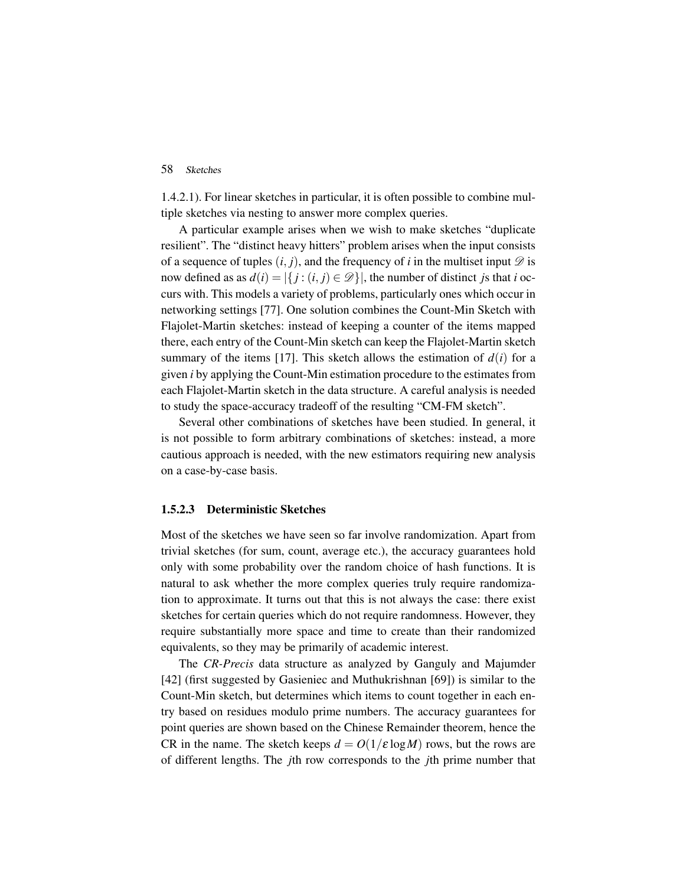1.4.2.1). For linear sketches in particular, it is often possible to combine multiple sketches via nesting to answer more complex queries.

A particular example arises when we wish to make sketches "duplicate resilient". The "distinct heavy hitters" problem arises when the input consists of a sequence of tuples $(i, j)$, and the frequency of $i$ in the multiset input $\mathscr{D}$ is now defined as as $d(i) = |\{j : (i, j) \in \mathscr{D}\}|$, the number of distinct $j$s that $i$ occurs with. This models a variety of problems, particularly ones which occur in networking settings [77]. One solution combines the Count-Min Sketch with Flajolet-Martin sketches: instead of keeping a counter of the items mapped there, each entry of the Count-Min sketch can keep the Flajolet-Martin sketch summary of the items [17]. This sketch allows the estimation of $d(i)$ for a given $i$ by applying the Count-Min estimation procedure to the estimates from each Flajolet-Martin sketch in the data structure. A careful analysis is needed to study the space-accuracy tradeoff of the resulting "CM-FM sketch".

Several other combinations of sketches have been studied. In general, it is not possible to form arbitrary combinations of sketches: instead, a more cautious approach is needed, with the new estimators requiring new analysis on a case-by-case basis.

#### 1.5.2.3 Deterministic Sketches

Most of the sketches we have seen so far involve randomization. Apart from trivial sketches (for sum, count, average etc.), the accuracy guarantees hold only with some probability over the random choice of hash functions. It is natural to ask whether the more complex queries truly require randomization to approximate. It turns out that this is not always the case: there exist sketches for certain queries which do not require randomness. However, they require substantially more space and time to create than their randomized equivalents, so they may be primarily of academic interest.

The *CR-Precis* data structure as analyzed by Ganguly and Majumder [42] (first suggested by Gasieniec and Muthukrishnan [69]) is similar to the Count-Min sketch, but determines which items to count together in each entry based on residues modulo prime numbers. The accuracy guarantees for point queries are shown based on the Chinese Remainder theorem, hence the CR in the name. The sketch keeps $d = O(1/\varepsilon \log M)$ rows, but the rows are of different lengths. The $j$th row corresponds to the $j$th prime number that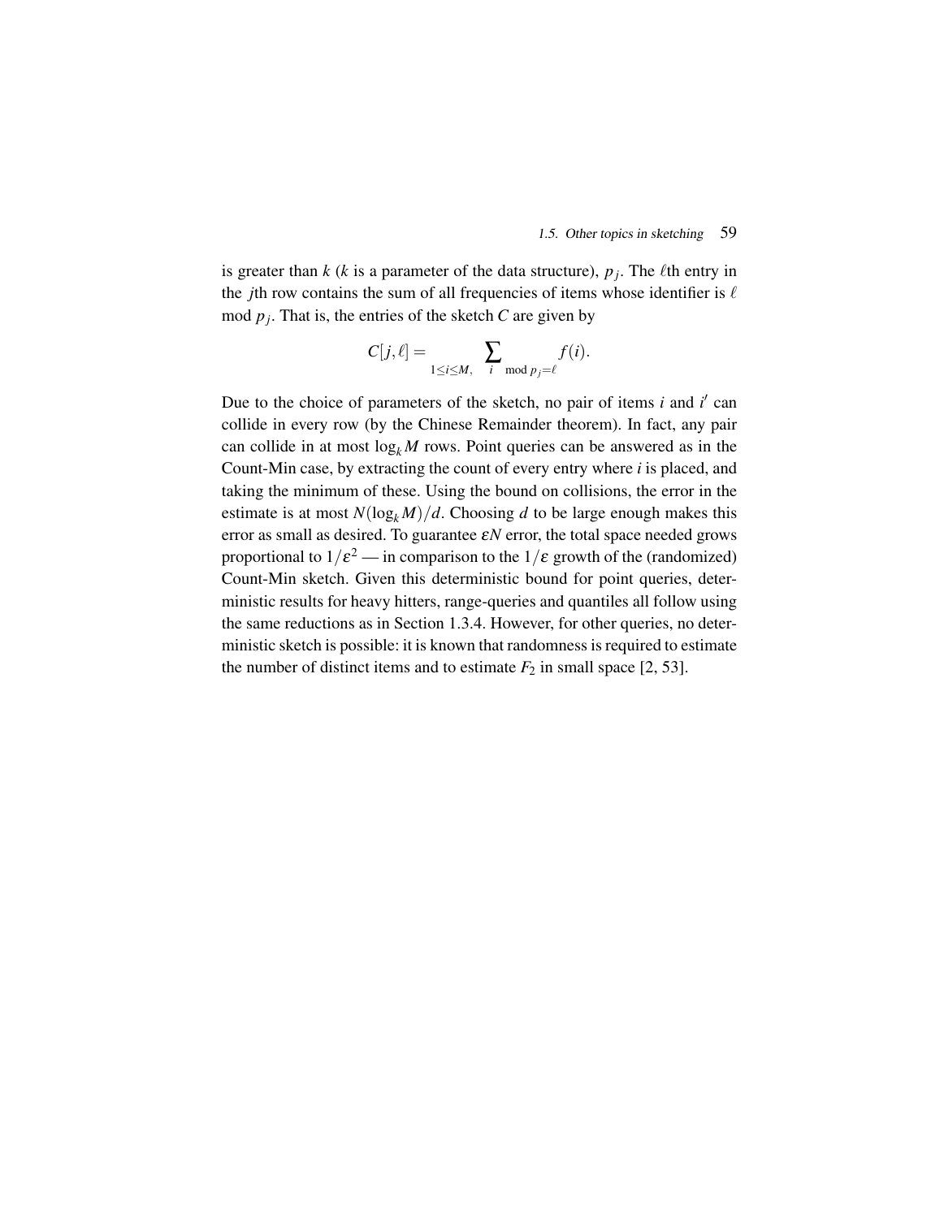is greater than $k$ ($k$ is a parameter of the data structure), $p_j$. The $\ell$th entry in the $j$th row contains the sum of all frequencies of items whose identifier is $\ell$ mod $p_j$. That is, the entries of the sketch $C$ are given by

$$C[j,\ell] = \sum_{1 \le i \le M, \quad i \mod p_j = \ell} f(i).$$

Due to the choice of parameters of the sketch, no pair of items $i$ and $i'$ can collide in every row (by the Chinese Remainder theorem). In fact, any pair can collide in at most $\log_k M$ rows. Point queries can be answered as in the Count-Min case, by extracting the count of every entry where $i$ is placed, and taking the minimum of these. Using the bound on collisions, the error in the estimate is at most $N(\log_k M)/d$. Choosing $d$ to be large enough makes this error as small as desired. To guarantee $\varepsilon N$ error, the total space needed grows proportional to $1/\varepsilon^2$ — in comparison to the $1/\varepsilon$ growth of the (randomized) Count-Min sketch. Given this deterministic bound for point queries, deterministic results for heavy hitters, range-queries and quantiles all follow using the same reductions as in Section 1.3.4. However, for other queries, no deterministic sketch is possible: it is known that randomness is required to estimate the number of distinct items and to estimate $F_2$ in small space [2, 53].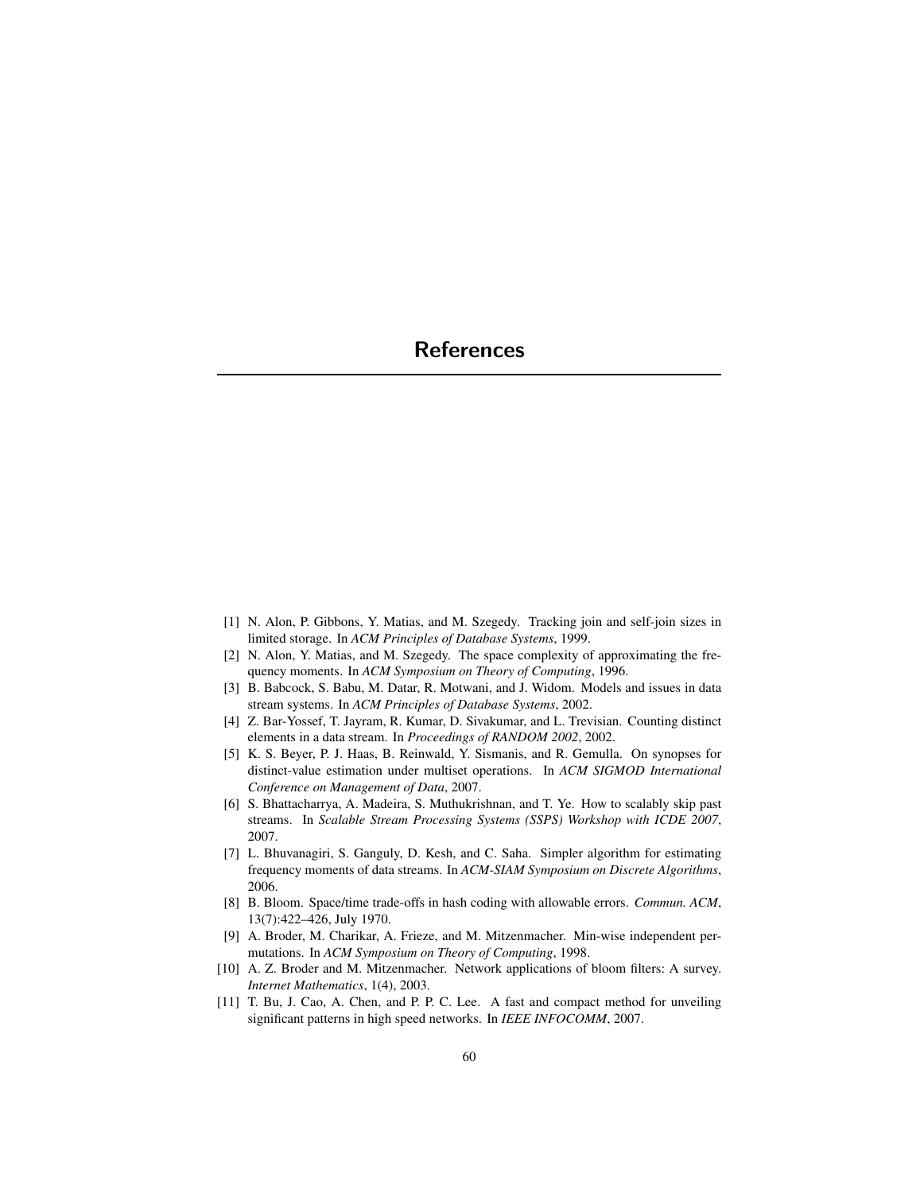# References

[1] N. Alon, P. Gibbons, Y. Matias, and M. Szegedy. Tracking join and self-join sizes in limited storage. In *ACM Principles of Database Systems*, 1999.

[2] N. Alon, Y. Matias, and M. Szegedy. The space complexity of approximating the frequency moments. In *ACM Symposium on Theory of Computing*, 1996.

[3] B. Babcock, S. Babu, M. Datar, R. Motwani, and J. Widom. Models and issues in data stream systems. In *ACM Principles of Database Systems*, 2002.

[4] Z. Bar-Yossef, T. Jayram, R. Kumar, D. Sivakumar, and L. Trevisian. Counting distinct elements in a data stream. In *Proceedings of RANDOM 2002*, 2002.

[5] K. S. Beyer, P. J. Haas, B. Reinwald, Y. Sismanis, and R. Gemulla. On synopses for distinct-value estimation under multiset operations. In *ACM SIGMOD International Conference on Management of Data*, 2007.

[6] S. Bhattacharrya, A. Madeira, S. Muthukrishnan, and T. Ye. How to scalably skip past streams. In *Scalable Stream Processing Systems (SSPS) Workshop with ICDE 2007*, 2007.

[7] L. Bhuvanagiri, S. Ganguly, D. Kesh, and C. Saha. Simpler algorithm for estimating frequency moments of data streams. In *ACM-SIAM Symposium on Discrete Algorithms*, 2006.

[8] B. Bloom. Space/time trade-offs in hash coding with allowable errors. *Commun. ACM*, 13(7):422–426, July 1970.

[9] A. Broder, M. Charikar, A. Frieze, and M. Mitzenmacher. Min-wise independent permutations. In *ACM Symposium on Theory of Computing*, 1998.

[10] A. Z. Broder and M. Mitzenmacher. Network applications of bloom filters: A survey. *Internet Mathematics*, 1(4), 2003.

[11] T. Bu, J. Cao, A. Chen, and P. P. C. Lee. A fast and compact method for unveiling significant patterns in high speed networks. In *IEEE INFOCOMM*, 2007.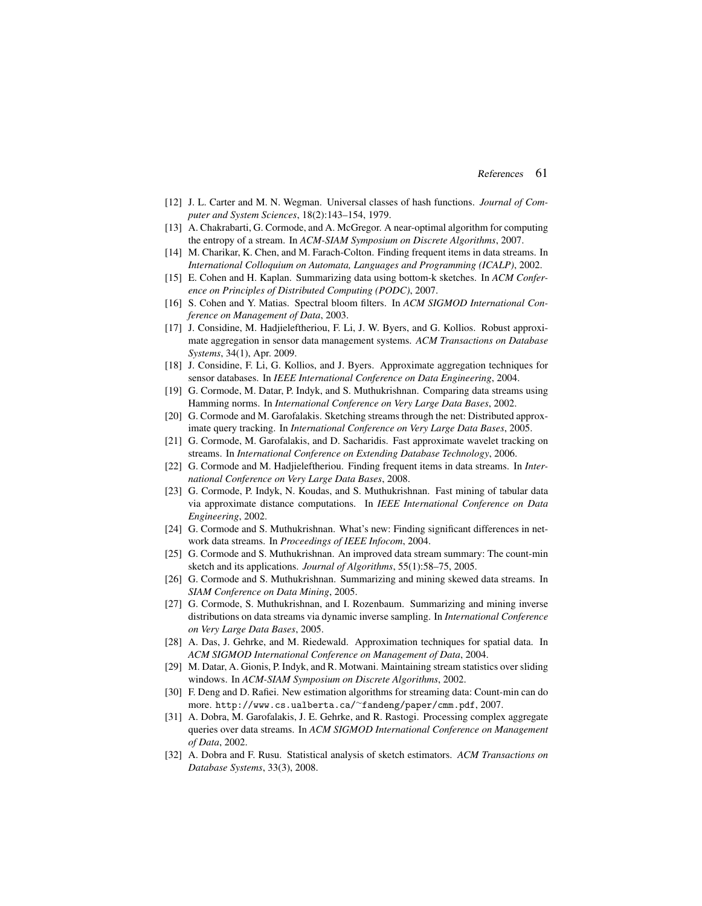[12] J. L. Carter and M. N. Wegman. Universal classes of hash functions. *Journal of Computer and System Sciences*, 18(2):143–154, 1979.

[13] A. Chakrabarti, G. Cormode, and A. McGregor. A near-optimal algorithm for computing the entropy of a stream. In *ACM-SIAM Symposium on Discrete Algorithms*, 2007.

[14] M. Charikar, K. Chen, and M. Farach-Colton. Finding frequent items in data streams. In *International Colloquium on Automata, Languages and Programming (ICALP)*, 2002.

[15] E. Cohen and H. Kaplan. Summarizing data using bottom-k sketches. In *ACM Conference on Principles of Distributed Computing (PODC)*, 2007.

[16] S. Cohen and Y. Matias. Spectral bloom filters. In *ACM SIGMOD International Conference on Management of Data*, 2003.

[17] J. Considine, M. Hadjieleftheriou, F. Li, J. W. Byers, and G. Kollios. Robust approximate aggregation in sensor data management systems. *ACM Transactions on Database Systems*, 34(1), Apr. 2009.

[18] J. Considine, F. Li, G. Kollios, and J. Byers. Approximate aggregation techniques for sensor databases. In *IEEE International Conference on Data Engineering*, 2004.

[19] G. Cormode, M. Datar, P. Indyk, and S. Muthukrishnan. Comparing data streams using Hamming norms. In *International Conference on Very Large Data Bases*, 2002.

[20] G. Cormode and M. Garofalakis. Sketching streams through the net: Distributed approximate query tracking. In *International Conference on Very Large Data Bases*, 2005.

[21] G. Cormode, M. Garofalakis, and D. Sacharidis. Fast approximate wavelet tracking on streams. In *International Conference on Extending Database Technology*, 2006.

[22] G. Cormode and M. Hadjieleftheriou. Finding frequent items in data streams. In *International Conference on Very Large Data Bases*, 2008.

[23] G. Cormode, P. Indyk, N. Koudas, and S. Muthukrishnan. Fast mining of tabular data via approximate distance computations. In *IEEE International Conference on Data Engineering*, 2002.

[24] G. Cormode and S. Muthukrishnan. What's new: Finding significant differences in network data streams. In *Proceedings of IEEE Infocom*, 2004.

[25] G. Cormode and S. Muthukrishnan. An improved data stream summary: The count-min sketch and its applications. *Journal of Algorithms*, 55(1):58–75, 2005.

[26] G. Cormode and S. Muthukrishnan. Summarizing and mining skewed data streams. In *SIAM Conference on Data Mining*, 2005.

[27] G. Cormode, S. Muthukrishnan, and I. Rozenbaum. Summarizing and mining inverse distributions on data streams via dynamic inverse sampling. In *International Conference on Very Large Data Bases*, 2005.

[28] A. Das, J. Gehrke, and M. Riedewald. Approximation techniques for spatial data. In *ACM SIGMOD International Conference on Management of Data*, 2004.

[29] M. Datar, A. Gionis, P. Indyk, and R. Motwani. Maintaining stream statistics over sliding windows. In *ACM-SIAM Symposium on Discrete Algorithms*, 2002.

[30] F. Deng and D. Rafiei. New estimation algorithms for streaming data: Count-min can do more. `http://www.cs.ualberta.ca/~fandeng/paper/cmm.pdf`, 2007.

[31] A. Dobra, M. Garofalakis, J. E. Gehrke, and R. Rastogi. Processing complex aggregate queries over data streams. In *ACM SIGMOD International Conference on Management of Data*, 2002.

[32] A. Dobra and F. Rusu. Statistical analysis of sketch estimators. *ACM Transactions on Database Systems*, 33(3), 2008.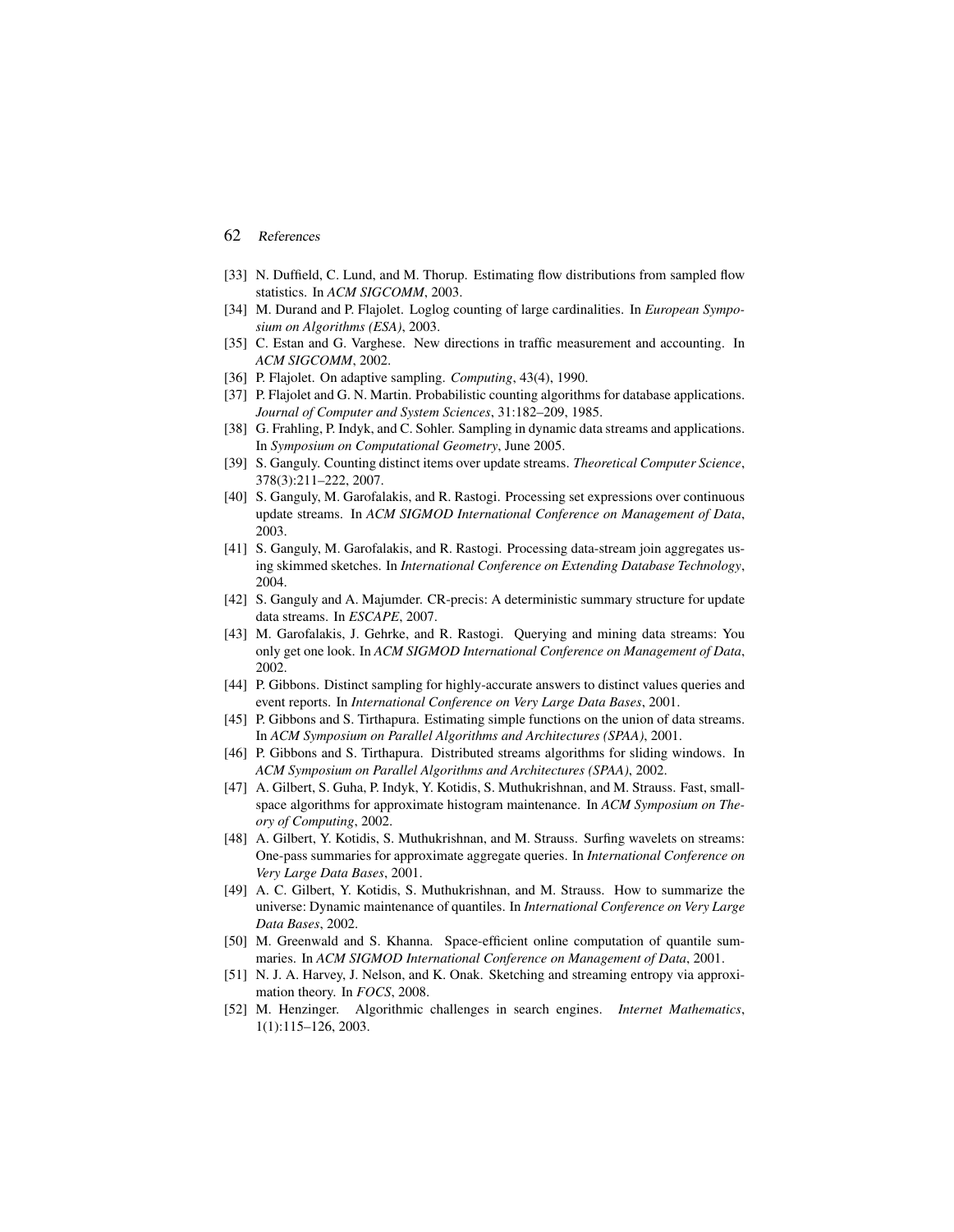[33] N. Duffield, C. Lund, and M. Thorup. Estimating flow distributions from sampled flow statistics. In *ACM SIGCOMM*, 2003.

[34] M. Durand and P. Flajolet. Loglog counting of large cardinalities. In *European Symposium on Algorithms (ESA)*, 2003.

[35] C. Estan and G. Varghese. New directions in traffic measurement and accounting. In *ACM SIGCOMM*, 2002.

[36] P. Flajolet. On adaptive sampling. *Computing*, 43(4), 1990.

[37] P. Flajolet and G. N. Martin. Probabilistic counting algorithms for database applications. *Journal of Computer and System Sciences*, 31:182–209, 1985.

[38] G. Frahling, P. Indyk, and C. Sohler. Sampling in dynamic data streams and applications. In *Symposium on Computational Geometry*, June 2005.

[39] S. Ganguly. Counting distinct items over update streams. *Theoretical Computer Science*, 378(3):211–222, 2007.

[40] S. Ganguly, M. Garofalakis, and R. Rastogi. Processing set expressions over continuous update streams. In *ACM SIGMOD International Conference on Management of Data*, 2003.

[41] S. Ganguly, M. Garofalakis, and R. Rastogi. Processing data-stream join aggregates using skimmed sketches. In *International Conference on Extending Database Technology*, 2004.

[42] S. Ganguly and A. Majumder. CR-precis: A deterministic summary structure for update data streams. In *ESCAPE*, 2007.

[43] M. Garofalakis, J. Gehrke, and R. Rastogi. Querying and mining data streams: You only get one look. In *ACM SIGMOD International Conference on Management of Data*, 2002.

[44] P. Gibbons. Distinct sampling for highly-accurate answers to distinct values queries and event reports. In *International Conference on Very Large Data Bases*, 2001.

[45] P. Gibbons and S. Tirthapura. Estimating simple functions on the union of data streams. In *ACM Symposium on Parallel Algorithms and Architectures (SPAA)*, 2001.

[46] P. Gibbons and S. Tirthapura. Distributed streams algorithms for sliding windows. In *ACM Symposium on Parallel Algorithms and Architectures (SPAA)*, 2002.

[47] A. Gilbert, S. Guha, P. Indyk, Y. Kotidis, S. Muthukrishnan, and M. Strauss. Fast, small-space algorithms for approximate histogram maintenance. In *ACM Symposium on Theory of Computing*, 2002.

[48] A. Gilbert, Y. Kotidis, S. Muthukrishnan, and M. Strauss. Surfing wavelets on streams: One-pass summaries for approximate aggregate queries. In *International Conference on Very Large Data Bases*, 2001.

[49] A. C. Gilbert, Y. Kotidis, S. Muthukrishnan, and M. Strauss. How to summarize the universe: Dynamic maintenance of quantiles. In *International Conference on Very Large Data Bases*, 2002.

[50] M. Greenwald and S. Khanna. Space-efficient online computation of quantile summaries. In *ACM SIGMOD International Conference on Management of Data*, 2001.

[51] N. J. A. Harvey, J. Nelson, and K. Onak. Sketching and streaming entropy via approximation theory. In *FOCS*, 2008.

[52] M. Henzinger. Algorithmic challenges in search engines. *Internet Mathematics*, 1(1):115–126, 2003.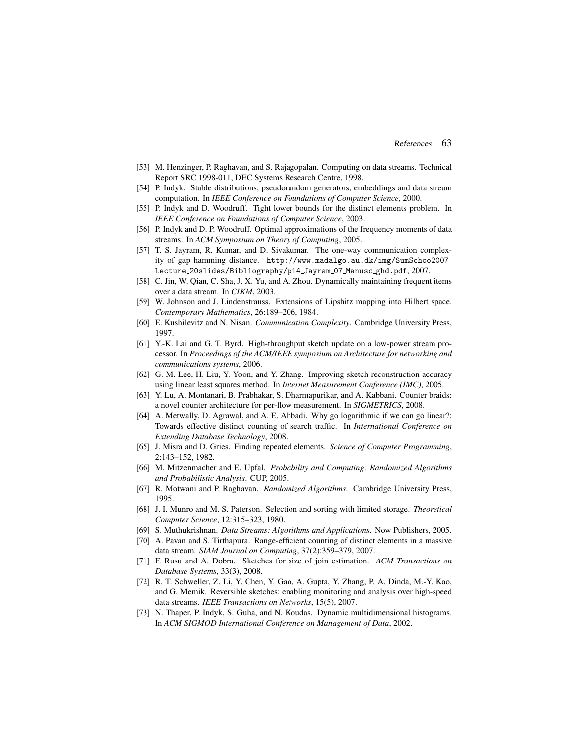[53] M. Henzinger, P. Raghavan, and S. Rajagopalan. Computing on data streams. Technical Report SRC 1998-011, DEC Systems Research Centre, 1998.

[54] P. Indyk. Stable distributions, pseudorandom generators, embeddings and data stream computation. In *IEEE Conference on Foundations of Computer Science*, 2000.

[55] P. Indyk and D. Woodruff. Tight lower bounds for the distinct elements problem. In *IEEE Conference on Foundations of Computer Science*, 2003.

[56] P. Indyk and D. P. Woodruff. Optimal approximations of the frequency moments of data streams. In *ACM Symposium on Theory of Computing*, 2005.

[57] T. S. Jayram, R. Kumar, and D. Sivakumar. The one-way communication complexity of gap hamming distance. `http://www.madalgo.au.dk/img/SumSchoo2007_Lecture_20slides/Bibliography/p14_Jayram_07_Manusc_ghd.pdf`, 2007.

[58] C. Jin, W. Qian, C. Sha, J. X. Yu, and A. Zhou. Dynamically maintaining frequent items over a data stream. In *CIKM*, 2003.

[59] W. Johnson and J. Lindenstrauss. Extensions of Lipshitz mapping into Hilbert space. *Contemporary Mathematics*, 26:189–206, 1984.

[60] E. Kushilevitz and N. Nisan. *Communication Complexity*. Cambridge University Press, 1997.

[61] Y.-K. Lai and G. T. Byrd. High-throughput sketch update on a low-power stream processor. In *Proceedings of the ACM/IEEE symposium on Architecture for networking and communications systems*, 2006.

[62] G. M. Lee, H. Liu, Y. Yoon, and Y. Zhang. Improving sketch reconstruction accuracy using linear least squares method. In *Internet Measurement Conference (IMC)*, 2005.

[63] Y. Lu, A. Montanari, B. Prabhakar, S. Dharmapurikar, and A. Kabbani. Counter braids: a novel counter architecture for per-flow measurement. In *SIGMETRICS*, 2008.

[64] A. Metwally, D. Agrawal, and A. E. Abbadi. Why go logarithmic if we can go linear?: Towards effective distinct counting of search traffic. In *International Conference on Extending Database Technology*, 2008.

[65] J. Misra and D. Gries. Finding repeated elements. *Science of Computer Programming*, 2:143–152, 1982.

[66] M. Mitzenmacher and E. Upfal. *Probability and Computing: Randomized Algorithms and Probabilistic Analysis*. CUP, 2005.

[67] R. Motwani and P. Raghavan. *Randomized Algorithms*. Cambridge University Press, 1995.

[68] J. I. Munro and M. S. Paterson. Selection and sorting with limited storage. *Theoretical Computer Science*, 12:315–323, 1980.

[69] S. Muthukrishnan. *Data Streams: Algorithms and Applications*. Now Publishers, 2005.

[70] A. Pavan and S. Tirthapura. Range-efficient counting of distinct elements in a massive data stream. *SIAM Journal on Computing*, 37(2):359–379, 2007.

[71] F. Rusu and A. Dobra. Sketches for size of join estimation. *ACM Transactions on Database Systems*, 33(3), 2008.

[72] R. T. Schweller, Z. Li, Y. Chen, Y. Gao, A. Gupta, Y. Zhang, P. A. Dinda, M.-Y. Kao, and G. Memik. Reversible sketches: enabling monitoring and analysis over high-speed data streams. *IEEE Transactions on Networks*, 15(5), 2007.

[73] N. Thaper, P. Indyk, S. Guha, and N. Koudas. Dynamic multidimensional histograms. In *ACM SIGMOD International Conference on Management of Data*, 2002.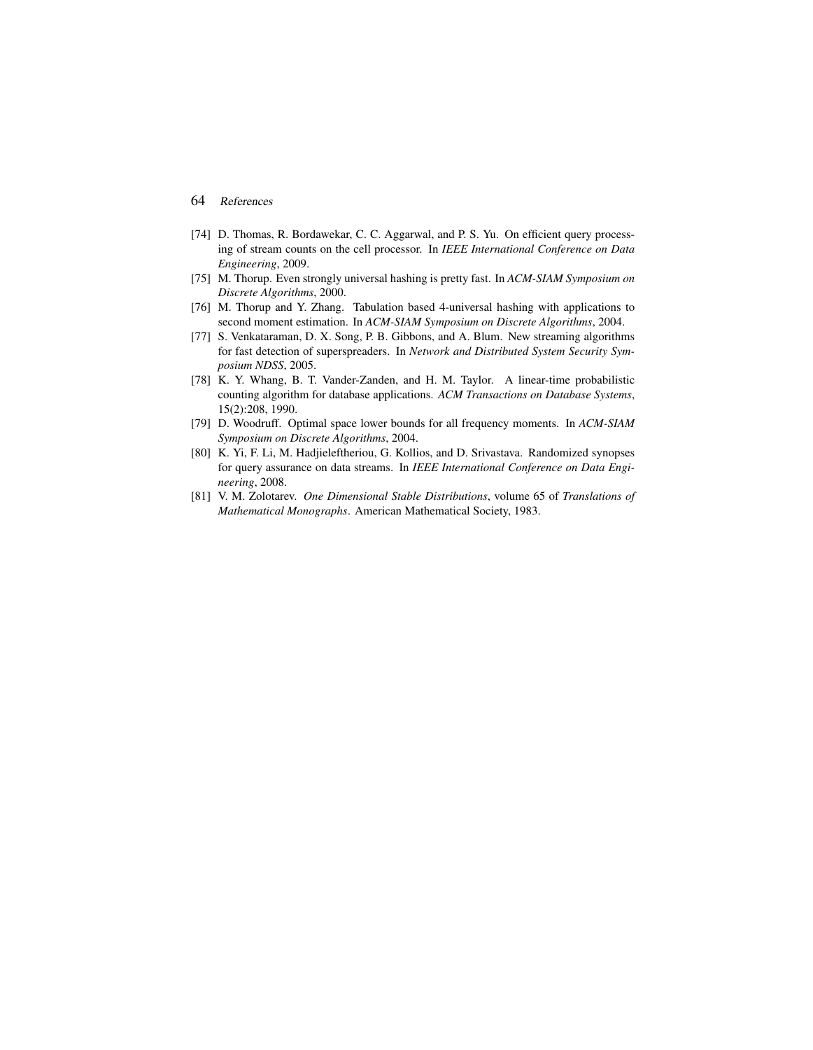[74] D. Thomas, R. Bordawekar, C. C. Aggarwal, and P. S. Yu. On efficient query processing of stream counts on the cell processor. In *IEEE International Conference on Data Engineering*, 2009.

[75] M. Thorup. Even strongly universal hashing is pretty fast. In *ACM-SIAM Symposium on Discrete Algorithms*, 2000.

[76] M. Thorup and Y. Zhang. Tabulation based 4-universal hashing with applications to second moment estimation. In *ACM-SIAM Symposium on Discrete Algorithms*, 2004.

[77] S. Venkataraman, D. X. Song, P. B. Gibbons, and A. Blum. New streaming algorithms for fast detection of superspreaders. In *Network and Distributed System Security Symposium NDSS*, 2005.

[78] K. Y. Whang, B. T. Vander-Zanden, and H. M. Taylor. A linear-time probabilistic counting algorithm for database applications. *ACM Transactions on Database Systems*, 15(2):208, 1990.

[79] D. Woodruff. Optimal space lower bounds for all frequency moments. In *ACM-SIAM Symposium on Discrete Algorithms*, 2004.

[80] K. Yi, F. Li, M. Hadjieleftheriou, G. Kollios, and D. Srivastava. Randomized synopses for query assurance on data streams. In *IEEE International Conference on Data Engineering*, 2008.

[81] V. M. Zolotarev. *One Dimensional Stable Distributions*, volume 65 of *Translations of Mathematical Monographs*. American Mathematical Society, 1983.